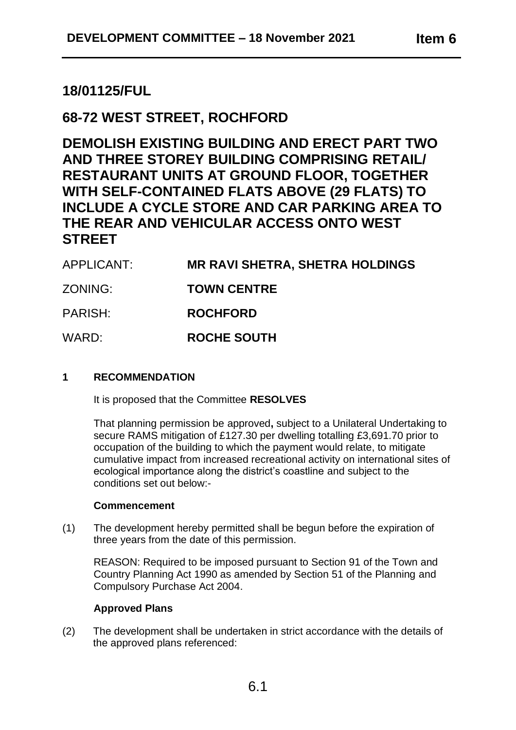# 18/01125/FUL

# 68-72 WEST STREET, ROCHFORD

# DEMOLISH EXISTING BUILDING AND ERECT PART TWO AND THREE STOREY BUILDING COMPRISING RETAIL/ RESTAURANT UNITS AT GROUND FLOOR, TOGETHER WITH SELF-CONTAINED FLATS ABOVE (29 FLATS) TO INCLUDE A CYCLE STORE AND CAR PARKING AREA TO THE REAR AND VEHICULAR ACCESS ONTO WEST STREET

| | |
|---|---|
| APPLICANT: | **MR RAVI SHETRA, SHETRA HOLDINGS** |
| ZONING: | **TOWN CENTRE** |
| PARISH: | **ROCHFORD** |
| WARD: | **ROCHE SOUTH** |

## 1 RECOMMENDATION

It is proposed that the Committee **RESOLVES**

That planning permission be approved**,** subject to a Unilateral Undertaking to secure RAMS mitigation of £127.30 per dwelling totalling £3,691.70 prior to occupation of the building to which the payment would relate, to mitigate cumulative impact from increased recreational activity on international sites of ecological importance along the district's coastline and subject to the conditions set out below:-

**Commencement**

(1) The development hereby permitted shall be begun before the expiration of three years from the date of this permission.

REASON: Required to be imposed pursuant to Section 91 of the Town and Country Planning Act 1990 as amended by Section 51 of the Planning and Compulsory Purchase Act 2004.

**Approved Plans**

(2) The development shall be undertaken in strict accordance with the details of the approved plans referenced: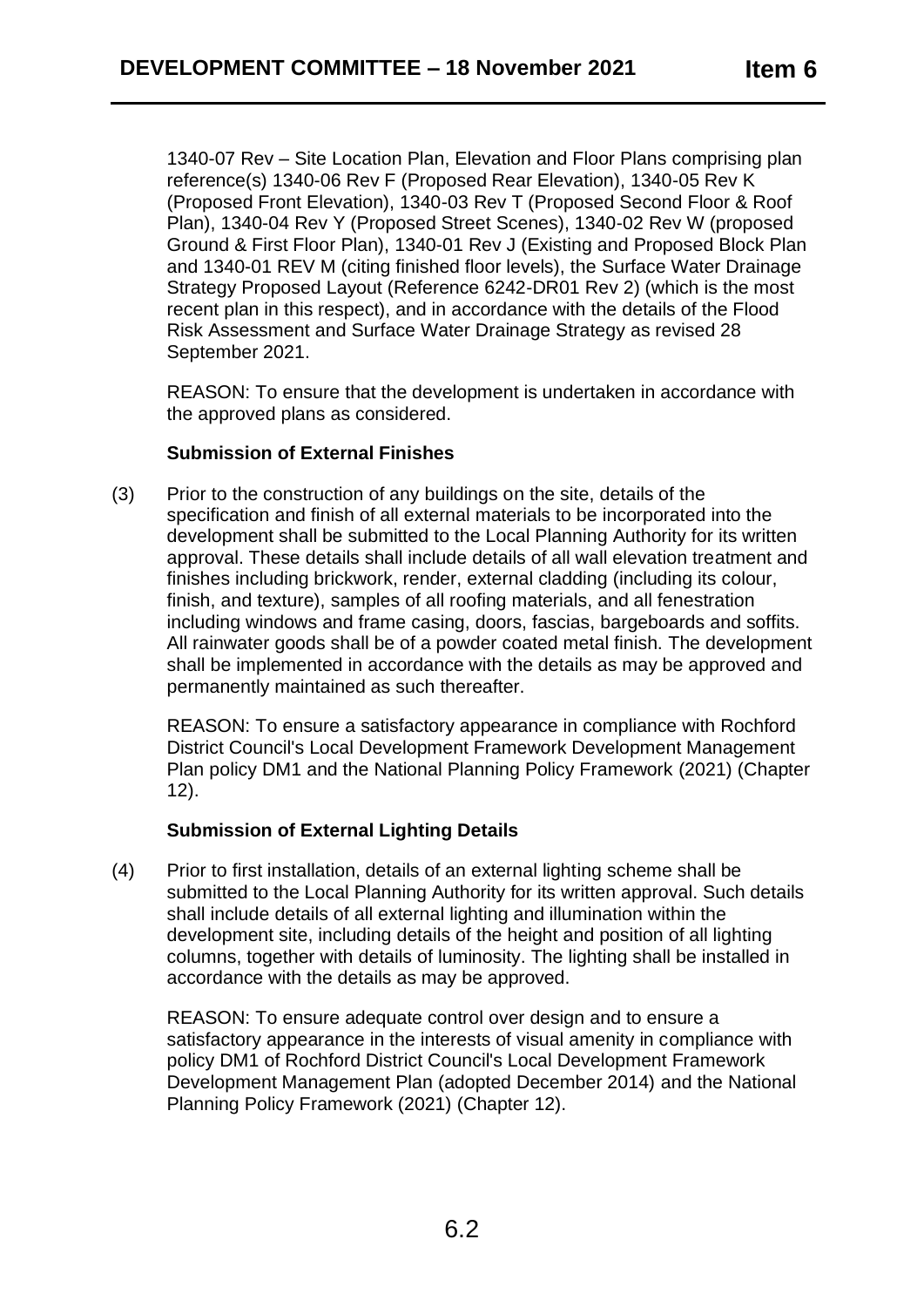1340-07 Rev – Site Location Plan, Elevation and Floor Plans comprising plan reference(s) 1340-06 Rev F (Proposed Rear Elevation), 1340-05 Rev K (Proposed Front Elevation), 1340-03 Rev T (Proposed Second Floor & Roof Plan), 1340-04 Rev Y (Proposed Street Scenes), 1340-02 Rev W (proposed Ground & First Floor Plan), 1340-01 Rev J (Existing and Proposed Block Plan and 1340-01 REV M (citing finished floor levels), the Surface Water Drainage Strategy Proposed Layout (Reference 6242-DR01 Rev 2) (which is the most recent plan in this respect), and in accordance with the details of the Flood Risk Assessment and Surface Water Drainage Strategy as revised 28 September 2021.

REASON: To ensure that the development is undertaken in accordance with the approved plans as considered.

**Submission of External Finishes**

(3) Prior to the construction of any buildings on the site, details of the specification and finish of all external materials to be incorporated into the development shall be submitted to the Local Planning Authority for its written approval. These details shall include details of all wall elevation treatment and finishes including brickwork, render, external cladding (including its colour, finish, and texture), samples of all roofing materials, and all fenestration including windows and frame casing, doors, fascias, bargeboards and soffits. All rainwater goods shall be of a powder coated metal finish. The development shall be implemented in accordance with the details as may be approved and permanently maintained as such thereafter.

REASON: To ensure a satisfactory appearance in compliance with Rochford District Council's Local Development Framework Development Management Plan policy DM1 and the National Planning Policy Framework (2021) (Chapter 12).

**Submission of External Lighting Details**

(4) Prior to first installation, details of an external lighting scheme shall be submitted to the Local Planning Authority for its written approval. Such details shall include details of all external lighting and illumination within the development site, including details of the height and position of all lighting columns, together with details of luminosity. The lighting shall be installed in accordance with the details as may be approved.

REASON: To ensure adequate control over design and to ensure a satisfactory appearance in the interests of visual amenity in compliance with policy DM1 of Rochford District Council's Local Development Framework Development Management Plan (adopted December 2014) and the National Planning Policy Framework (2021) (Chapter 12).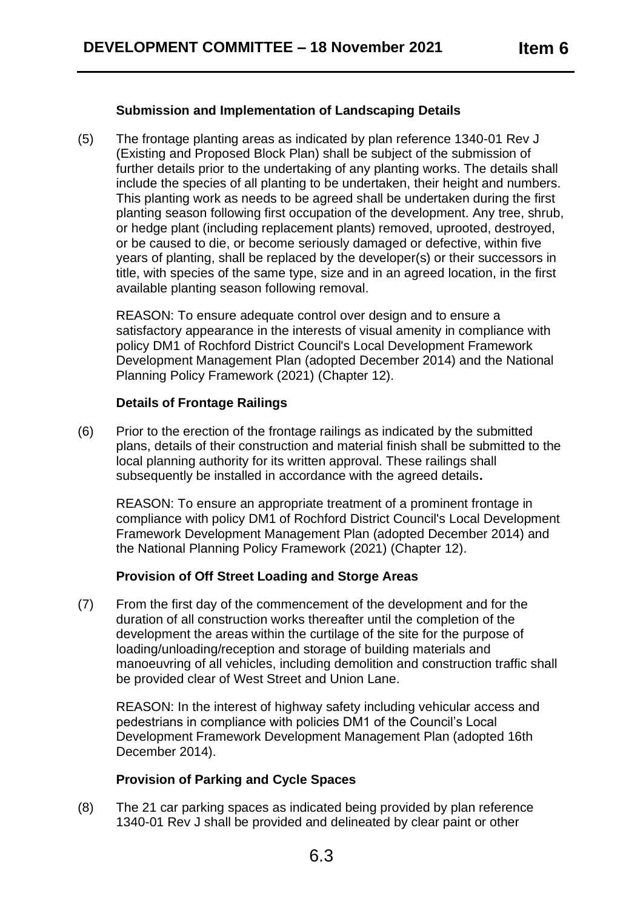**Submission and Implementation of Landscaping Details**

(5) The frontage planting areas as indicated by plan reference 1340-01 Rev J (Existing and Proposed Block Plan) shall be subject of the submission of further details prior to the undertaking of any planting works. The details shall include the species of all planting to be undertaken, their height and numbers. This planting work as needs to be agreed shall be undertaken during the first planting season following first occupation of the development. Any tree, shrub, or hedge plant (including replacement plants) removed, uprooted, destroyed, or be caused to die, or become seriously damaged or defective, within five years of planting, shall be replaced by the developer(s) or their successors in title, with species of the same type, size and in an agreed location, in the first available planting season following removal.

REASON: To ensure adequate control over design and to ensure a satisfactory appearance in the interests of visual amenity in compliance with policy DM1 of Rochford District Council's Local Development Framework Development Management Plan (adopted December 2014) and the National Planning Policy Framework (2021) (Chapter 12).

**Details of Frontage Railings**

(6) Prior to the erection of the frontage railings as indicated by the submitted plans, details of their construction and material finish shall be submitted to the local planning authority for its written approval. These railings shall subsequently be installed in accordance with the agreed details**.**

REASON: To ensure an appropriate treatment of a prominent frontage in compliance with policy DM1 of Rochford District Council's Local Development Framework Development Management Plan (adopted December 2014) and the National Planning Policy Framework (2021) (Chapter 12).

**Provision of Off Street Loading and Storge Areas**

(7) From the first day of the commencement of the development and for the duration of all construction works thereafter until the completion of the development the areas within the curtilage of the site for the purpose of loading/unloading/reception and storage of building materials and manoeuvring of all vehicles, including demolition and construction traffic shall be provided clear of West Street and Union Lane.

REASON: In the interest of highway safety including vehicular access and pedestrians in compliance with policies DM1 of the Council's Local Development Framework Development Management Plan (adopted 16th December 2014).

**Provision of Parking and Cycle Spaces**

(8) The 21 car parking spaces as indicated being provided by plan reference 1340-01 Rev J shall be provided and delineated by clear paint or other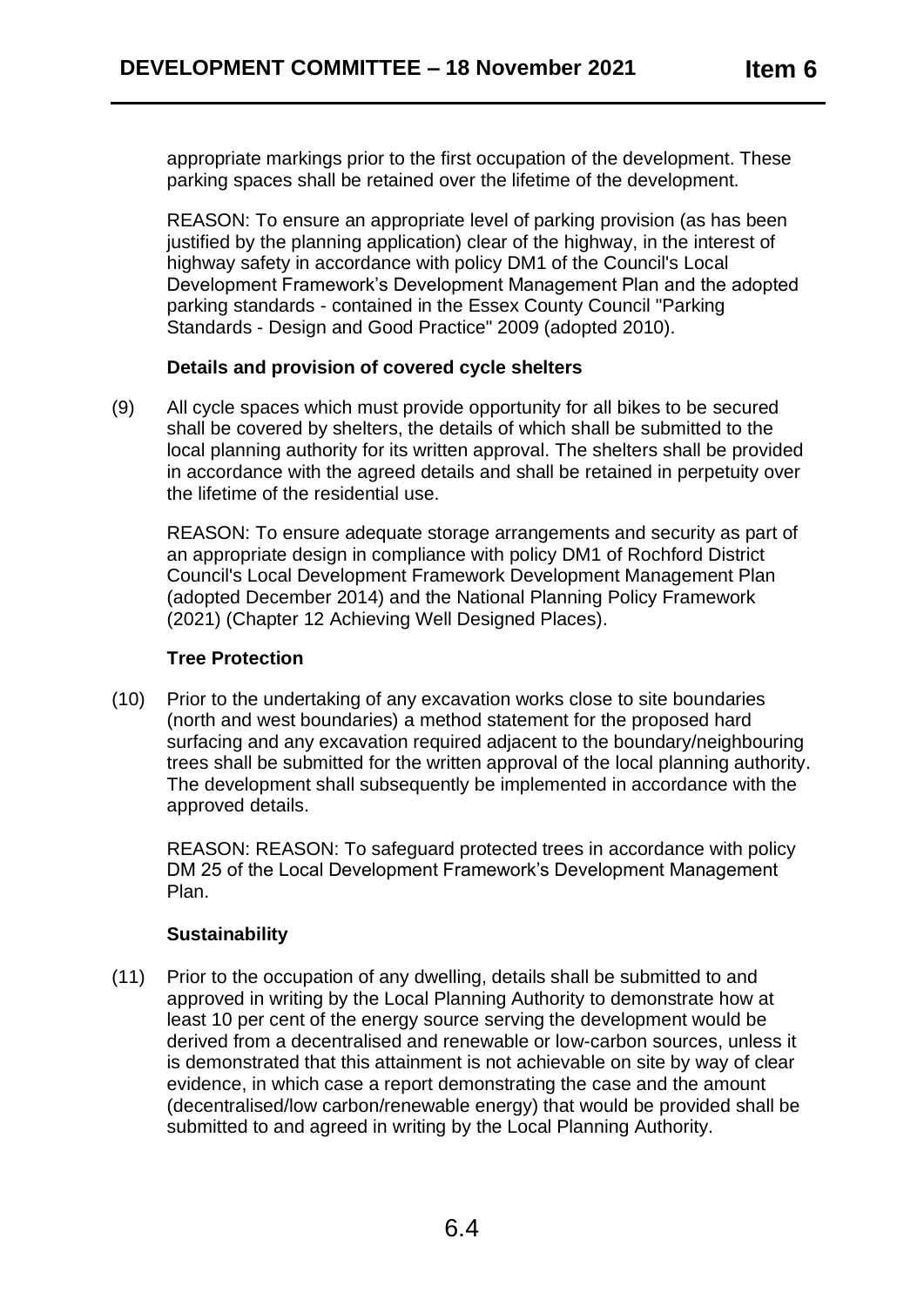appropriate markings prior to the first occupation of the development. These parking spaces shall be retained over the lifetime of the development.

REASON: To ensure an appropriate level of parking provision (as has been justified by the planning application) clear of the highway, in the interest of highway safety in accordance with policy DM1 of the Council's Local Development Framework's Development Management Plan and the adopted parking standards - contained in the Essex County Council "Parking Standards - Design and Good Practice" 2009 (adopted 2010).

**Details and provision of covered cycle shelters**

(9) All cycle spaces which must provide opportunity for all bikes to be secured shall be covered by shelters, the details of which shall be submitted to the local planning authority for its written approval. The shelters shall be provided in accordance with the agreed details and shall be retained in perpetuity over the lifetime of the residential use.

REASON: To ensure adequate storage arrangements and security as part of an appropriate design in compliance with policy DM1 of Rochford District Council's Local Development Framework Development Management Plan (adopted December 2014) and the National Planning Policy Framework (2021) (Chapter 12 Achieving Well Designed Places).

**Tree Protection**

(10) Prior to the undertaking of any excavation works close to site boundaries (north and west boundaries) a method statement for the proposed hard surfacing and any excavation required adjacent to the boundary/neighbouring trees shall be submitted for the written approval of the local planning authority. The development shall subsequently be implemented in accordance with the approved details.

REASON: REASON: To safeguard protected trees in accordance with policy DM 25 of the Local Development Framework's Development Management Plan.

**Sustainability**

(11) Prior to the occupation of any dwelling, details shall be submitted to and approved in writing by the Local Planning Authority to demonstrate how at least 10 per cent of the energy source serving the development would be derived from a decentralised and renewable or low-carbon sources, unless it is demonstrated that this attainment is not achievable on site by way of clear evidence, in which case a report demonstrating the case and the amount (decentralised/low carbon/renewable energy) that would be provided shall be submitted to and agreed in writing by the Local Planning Authority.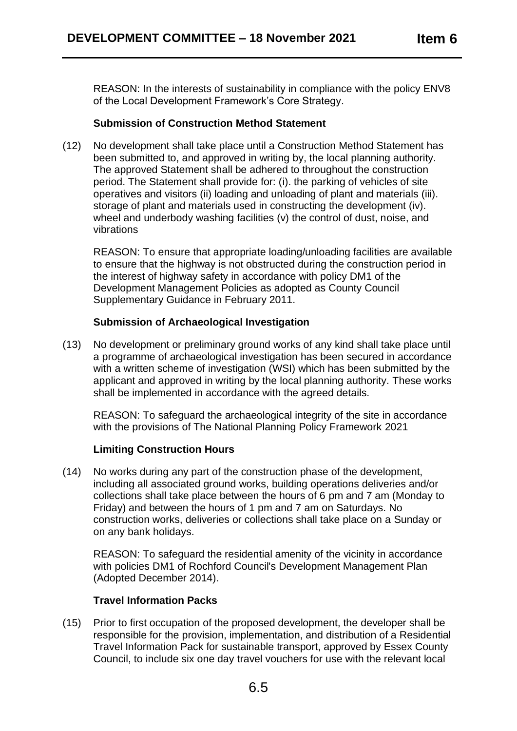REASON: In the interests of sustainability in compliance with the policy ENV8 of the Local Development Framework's Core Strategy.

**Submission of Construction Method Statement**

(12) No development shall take place until a Construction Method Statement has been submitted to, and approved in writing by, the local planning authority. The approved Statement shall be adhered to throughout the construction period. The Statement shall provide for: (i). the parking of vehicles of site operatives and visitors (ii) loading and unloading of plant and materials (iii). storage of plant and materials used in constructing the development (iv). wheel and underbody washing facilities (v) the control of dust, noise, and vibrations

REASON: To ensure that appropriate loading/unloading facilities are available to ensure that the highway is not obstructed during the construction period in the interest of highway safety in accordance with policy DM1 of the Development Management Policies as adopted as County Council Supplementary Guidance in February 2011.

**Submission of Archaeological Investigation**

(13) No development or preliminary ground works of any kind shall take place until a programme of archaeological investigation has been secured in accordance with a written scheme of investigation (WSI) which has been submitted by the applicant and approved in writing by the local planning authority. These works shall be implemented in accordance with the agreed details.

REASON: To safeguard the archaeological integrity of the site in accordance with the provisions of The National Planning Policy Framework 2021

**Limiting Construction Hours**

(14) No works during any part of the construction phase of the development, including all associated ground works, building operations deliveries and/or collections shall take place between the hours of 6 pm and 7 am (Monday to Friday) and between the hours of 1 pm and 7 am on Saturdays. No construction works, deliveries or collections shall take place on a Sunday or on any bank holidays.

REASON: To safeguard the residential amenity of the vicinity in accordance with policies DM1 of Rochford Council's Development Management Plan (Adopted December 2014).

**Travel Information Packs**

(15) Prior to first occupation of the proposed development, the developer shall be responsible for the provision, implementation, and distribution of a Residential Travel Information Pack for sustainable transport, approved by Essex County Council, to include six one day travel vouchers for use with the relevant local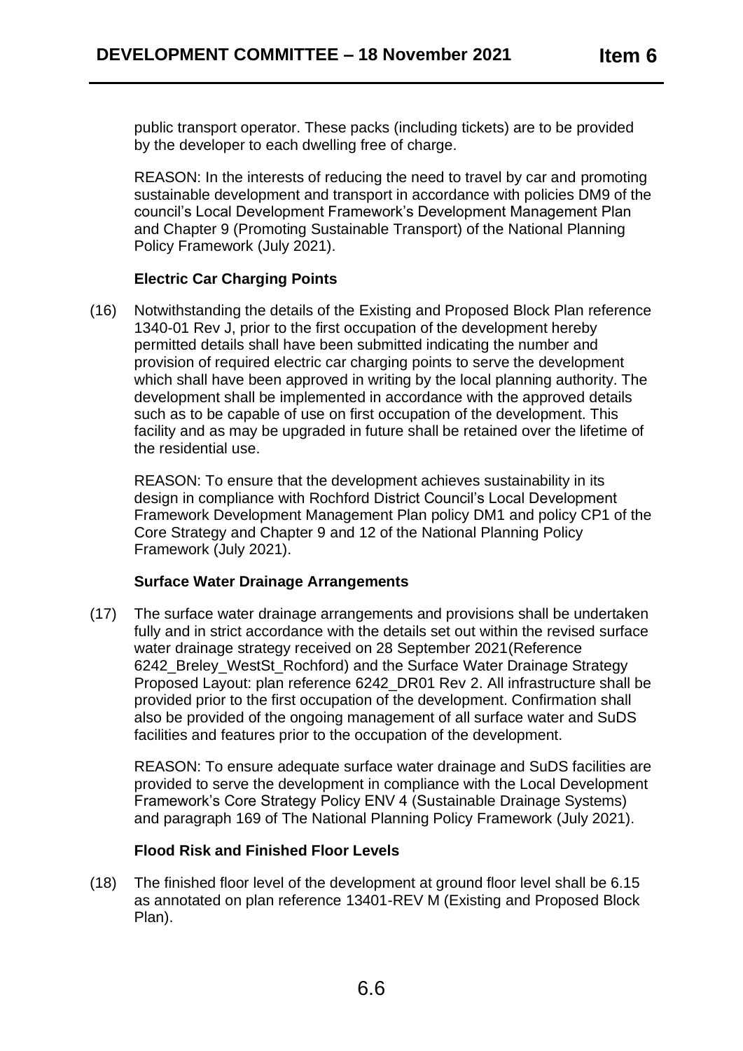public transport operator. These packs (including tickets) are to be provided by the developer to each dwelling free of charge.

REASON: In the interests of reducing the need to travel by car and promoting sustainable development and transport in accordance with policies DM9 of the council's Local Development Framework's Development Management Plan and Chapter 9 (Promoting Sustainable Transport) of the National Planning Policy Framework (July 2021).

**Electric Car Charging Points**

(16) Notwithstanding the details of the Existing and Proposed Block Plan reference 1340-01 Rev J, prior to the first occupation of the development hereby permitted details shall have been submitted indicating the number and provision of required electric car charging points to serve the development which shall have been approved in writing by the local planning authority. The development shall be implemented in accordance with the approved details such as to be capable of use on first occupation of the development. This facility and as may be upgraded in future shall be retained over the lifetime of the residential use.

REASON: To ensure that the development achieves sustainability in its design in compliance with Rochford District Council's Local Development Framework Development Management Plan policy DM1 and policy CP1 of the Core Strategy and Chapter 9 and 12 of the National Planning Policy Framework (July 2021).

**Surface Water Drainage Arrangements**

(17) The surface water drainage arrangements and provisions shall be undertaken fully and in strict accordance with the details set out within the revised surface water drainage strategy received on 28 September 2021(Reference 6242_Breley_WestSt_Rochford) and the Surface Water Drainage Strategy Proposed Layout: plan reference 6242_DR01 Rev 2. All infrastructure shall be provided prior to the first occupation of the development. Confirmation shall also be provided of the ongoing management of all surface water and SuDS facilities and features prior to the occupation of the development.

REASON: To ensure adequate surface water drainage and SuDS facilities are provided to serve the development in compliance with the Local Development Framework's Core Strategy Policy ENV 4 (Sustainable Drainage Systems) and paragraph 169 of The National Planning Policy Framework (July 2021).

**Flood Risk and Finished Floor Levels**

(18) The finished floor level of the development at ground floor level shall be 6.15 as annotated on plan reference 13401-REV M (Existing and Proposed Block Plan).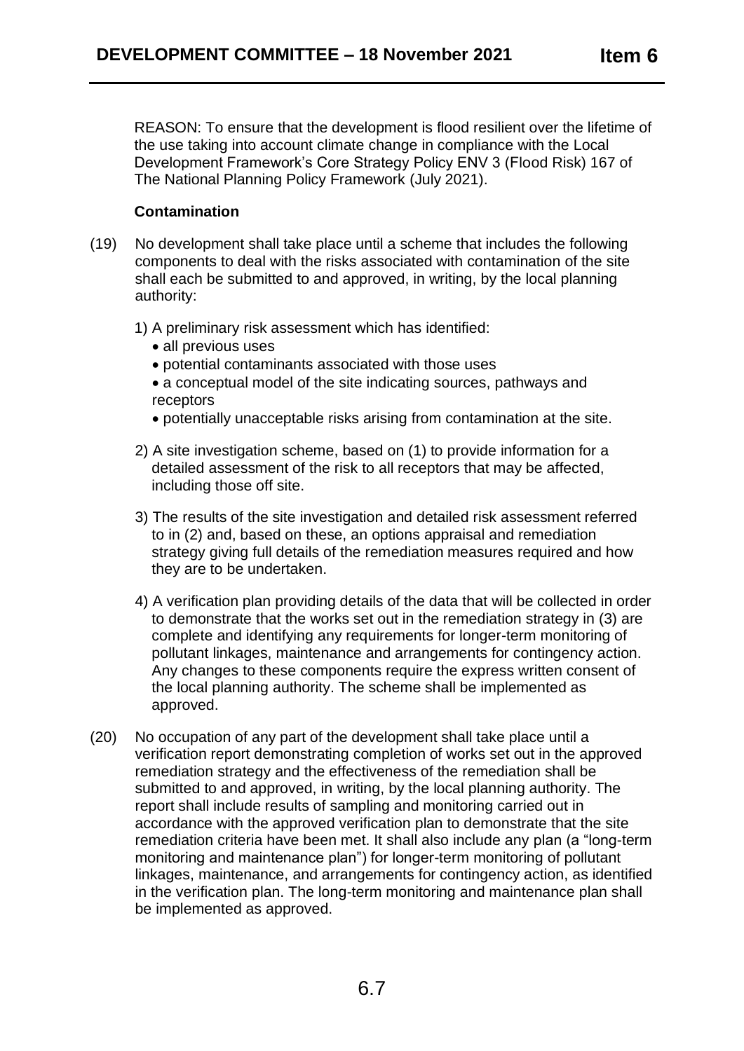REASON: To ensure that the development is flood resilient over the lifetime of the use taking into account climate change in compliance with the Local Development Framework's Core Strategy Policy ENV 3 (Flood Risk) 167 of The National Planning Policy Framework (July 2021).

**Contamination**

(19) No development shall take place until a scheme that includes the following components to deal with the risks associated with contamination of the site shall each be submitted to and approved, in writing, by the local planning authority:

1) A preliminary risk assessment which has identified:
   - all previous uses
   - potential contaminants associated with those uses
   - a conceptual model of the site indicating sources, pathways and receptors
   - potentially unacceptable risks arising from contamination at the site.

2) A site investigation scheme, based on (1) to provide information for a detailed assessment of the risk to all receptors that may be affected, including those off site.

3) The results of the site investigation and detailed risk assessment referred to in (2) and, based on these, an options appraisal and remediation strategy giving full details of the remediation measures required and how they are to be undertaken.

4) A verification plan providing details of the data that will be collected in order to demonstrate that the works set out in the remediation strategy in (3) are complete and identifying any requirements for longer-term monitoring of pollutant linkages, maintenance and arrangements for contingency action. Any changes to these components require the express written consent of the local planning authority. The scheme shall be implemented as approved.

(20) No occupation of any part of the development shall take place until a verification report demonstrating completion of works set out in the approved remediation strategy and the effectiveness of the remediation shall be submitted to and approved, in writing, by the local planning authority. The report shall include results of sampling and monitoring carried out in accordance with the approved verification plan to demonstrate that the site remediation criteria have been met. It shall also include any plan (a "long-term monitoring and maintenance plan") for longer-term monitoring of pollutant linkages, maintenance, and arrangements for contingency action, as identified in the verification plan. The long-term monitoring and maintenance plan shall be implemented as approved.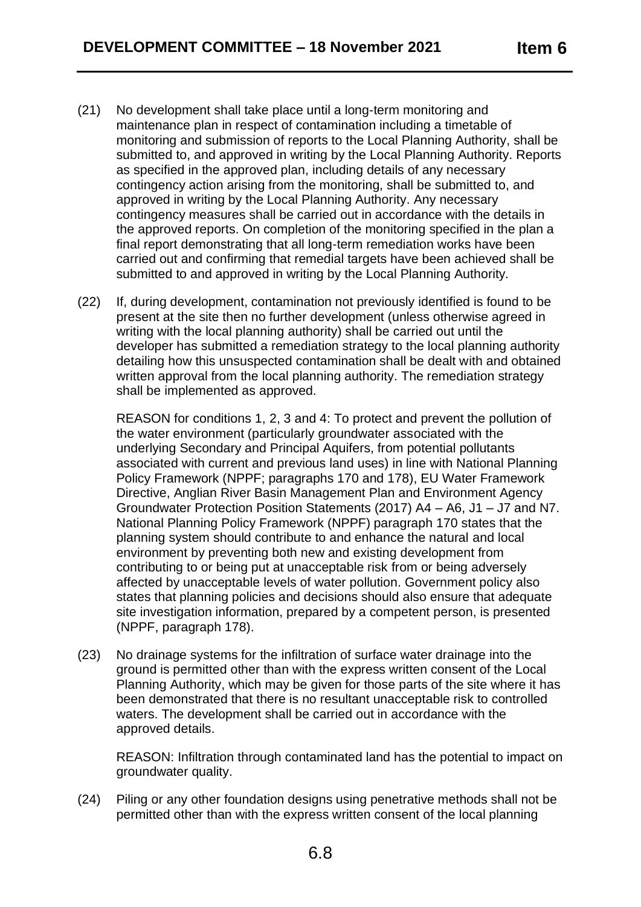(21) No development shall take place until a long-term monitoring and maintenance plan in respect of contamination including a timetable of monitoring and submission of reports to the Local Planning Authority, shall be submitted to, and approved in writing by the Local Planning Authority. Reports as specified in the approved plan, including details of any necessary contingency action arising from the monitoring, shall be submitted to, and approved in writing by the Local Planning Authority. Any necessary contingency measures shall be carried out in accordance with the details in the approved reports. On completion of the monitoring specified in the plan a final report demonstrating that all long-term remediation works have been carried out and confirming that remedial targets have been achieved shall be submitted to and approved in writing by the Local Planning Authority.

(22) If, during development, contamination not previously identified is found to be present at the site then no further development (unless otherwise agreed in writing with the local planning authority) shall be carried out until the developer has submitted a remediation strategy to the local planning authority detailing how this unsuspected contamination shall be dealt with and obtained written approval from the local planning authority. The remediation strategy shall be implemented as approved.

REASON for conditions 1, 2, 3 and 4: To protect and prevent the pollution of the water environment (particularly groundwater associated with the underlying Secondary and Principal Aquifers, from potential pollutants associated with current and previous land uses) in line with National Planning Policy Framework (NPPF; paragraphs 170 and 178), EU Water Framework Directive, Anglian River Basin Management Plan and Environment Agency Groundwater Protection Position Statements (2017) A4 – A6, J1 – J7 and N7. National Planning Policy Framework (NPPF) paragraph 170 states that the planning system should contribute to and enhance the natural and local environment by preventing both new and existing development from contributing to or being put at unacceptable risk from or being adversely affected by unacceptable levels of water pollution. Government policy also states that planning policies and decisions should also ensure that adequate site investigation information, prepared by a competent person, is presented (NPPF, paragraph 178).

(23) No drainage systems for the infiltration of surface water drainage into the ground is permitted other than with the express written consent of the Local Planning Authority, which may be given for those parts of the site where it has been demonstrated that there is no resultant unacceptable risk to controlled waters. The development shall be carried out in accordance with the approved details.

REASON: Infiltration through contaminated land has the potential to impact on groundwater quality.

(24) Piling or any other foundation designs using penetrative methods shall not be permitted other than with the express written consent of the local planning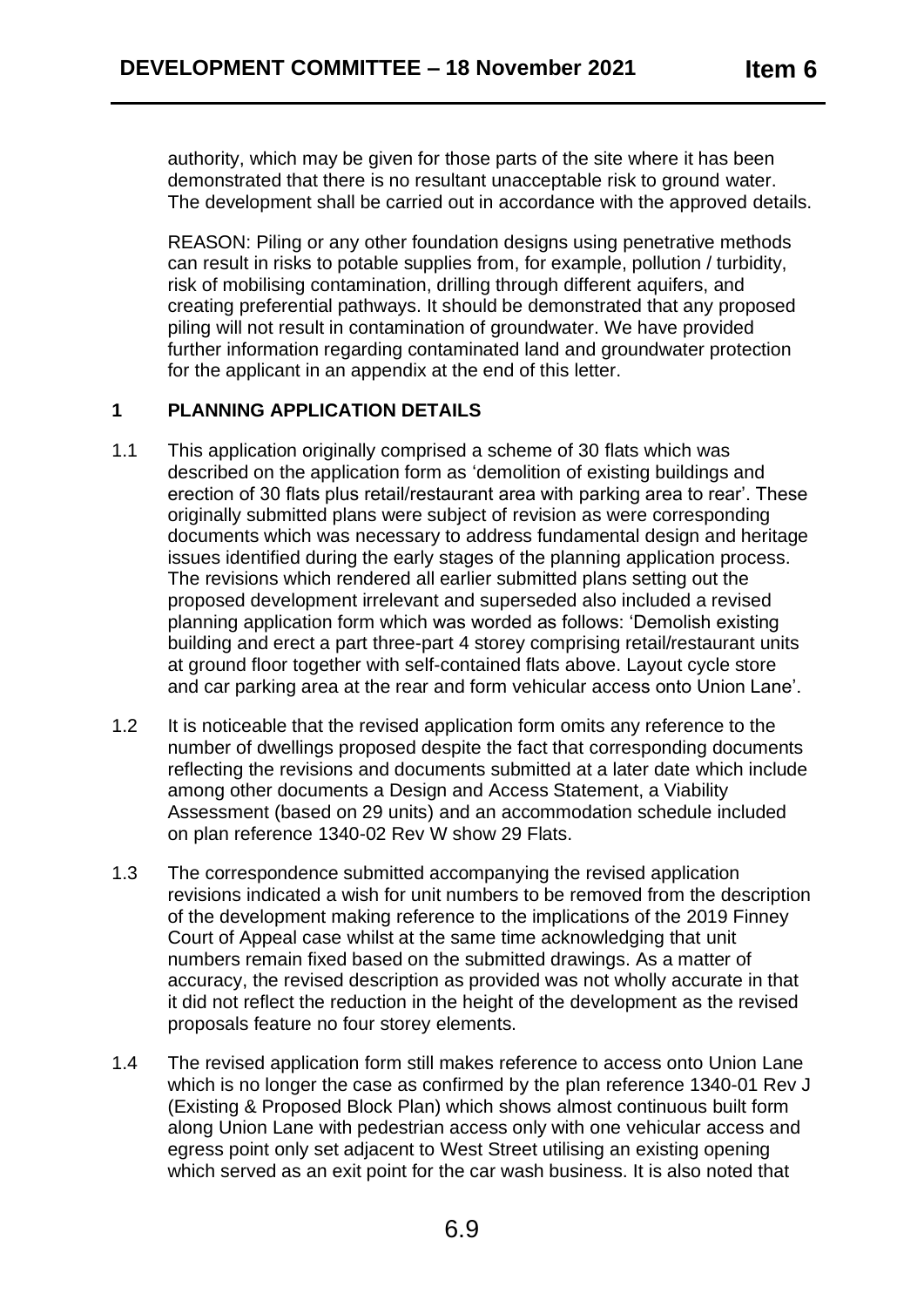authority, which may be given for those parts of the site where it has been demonstrated that there is no resultant unacceptable risk to ground water. The development shall be carried out in accordance with the approved details.

REASON: Piling or any other foundation designs using penetrative methods can result in risks to potable supplies from, for example, pollution / turbidity, risk of mobilising contamination, drilling through different aquifers, and creating preferential pathways. It should be demonstrated that any proposed piling will not result in contamination of groundwater. We have provided further information regarding contaminated land and groundwater protection for the applicant in an appendix at the end of this letter.

## 1 PLANNING APPLICATION DETAILS

1.1 This application originally comprised a scheme of 30 flats which was described on the application form as 'demolition of existing buildings and erection of 30 flats plus retail/restaurant area with parking area to rear'. These originally submitted plans were subject of revision as were corresponding documents which was necessary to address fundamental design and heritage issues identified during the early stages of the planning application process. The revisions which rendered all earlier submitted plans setting out the proposed development irrelevant and superseded also included a revised planning application form which was worded as follows: 'Demolish existing building and erect a part three-part 4 storey comprising retail/restaurant units at ground floor together with self-contained flats above. Layout cycle store and car parking area at the rear and form vehicular access onto Union Lane'.

1.2 It is noticeable that the revised application form omits any reference to the number of dwellings proposed despite the fact that corresponding documents reflecting the revisions and documents submitted at a later date which include among other documents a Design and Access Statement, a Viability Assessment (based on 29 units) and an accommodation schedule included on plan reference 1340-02 Rev W show 29 Flats.

1.3 The correspondence submitted accompanying the revised application revisions indicated a wish for unit numbers to be removed from the description of the development making reference to the implications of the 2019 Finney Court of Appeal case whilst at the same time acknowledging that unit numbers remain fixed based on the submitted drawings. As a matter of accuracy, the revised description as provided was not wholly accurate in that it did not reflect the reduction in the height of the development as the revised proposals feature no four storey elements.

1.4 The revised application form still makes reference to access onto Union Lane which is no longer the case as confirmed by the plan reference 1340-01 Rev J (Existing & Proposed Block Plan) which shows almost continuous built form along Union Lane with pedestrian access only with one vehicular access and egress point only set adjacent to West Street utilising an existing opening which served as an exit point for the car wash business. It is also noted that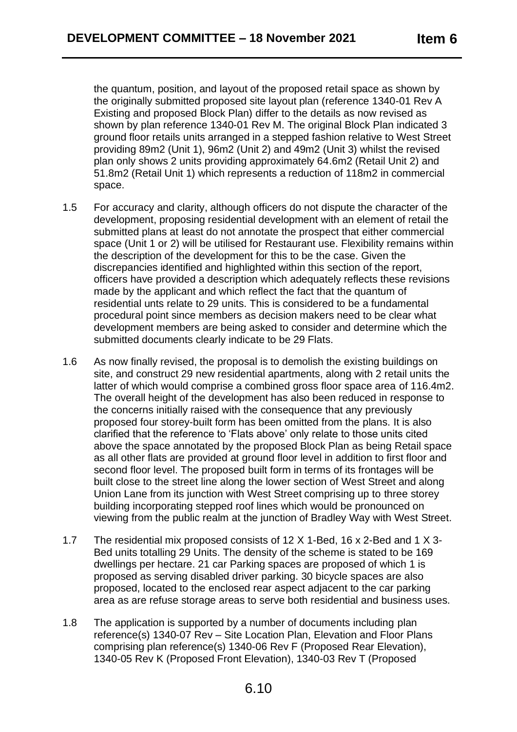the quantum, position, and layout of the proposed retail space as shown by the originally submitted proposed site layout plan (reference 1340-01 Rev A Existing and proposed Block Plan) differ to the details as now revised as shown by plan reference 1340-01 Rev M. The original Block Plan indicated 3 ground floor retails units arranged in a stepped fashion relative to West Street providing 89m2 (Unit 1), 96m2 (Unit 2) and 49m2 (Unit 3) whilst the revised plan only shows 2 units providing approximately 64.6m2 (Retail Unit 2) and 51.8m2 (Retail Unit 1) which represents a reduction of 118m2 in commercial space.

1.5 For accuracy and clarity, although officers do not dispute the character of the development, proposing residential development with an element of retail the submitted plans at least do not annotate the prospect that either commercial space (Unit 1 or 2) will be utilised for Restaurant use. Flexibility remains within the description of the development for this to be the case. Given the discrepancies identified and highlighted within this section of the report, officers have provided a description which adequately reflects these revisions made by the applicant and which reflect the fact that the quantum of residential unts relate to 29 units. This is considered to be a fundamental procedural point since members as decision makers need to be clear what development members are being asked to consider and determine which the submitted documents clearly indicate to be 29 Flats.

1.6 As now finally revised, the proposal is to demolish the existing buildings on site, and construct 29 new residential apartments, along with 2 retail units the latter of which would comprise a combined gross floor space area of 116.4m2. The overall height of the development has also been reduced in response to the concerns initially raised with the consequence that any previously proposed four storey-built form has been omitted from the plans. It is also clarified that the reference to 'Flats above' only relate to those units cited above the space annotated by the proposed Block Plan as being Retail space as all other flats are provided at ground floor level in addition to first floor and second floor level. The proposed built form in terms of its frontages will be built close to the street line along the lower section of West Street and along Union Lane from its junction with West Street comprising up to three storey building incorporating stepped roof lines which would be pronounced on viewing from the public realm at the junction of Bradley Way with West Street.

1.7 The residential mix proposed consists of 12 X 1-Bed, 16 x 2-Bed and 1 X 3-Bed units totalling 29 Units. The density of the scheme is stated to be 169 dwellings per hectare. 21 car Parking spaces are proposed of which 1 is proposed as serving disabled driver parking. 30 bicycle spaces are also proposed, located to the enclosed rear aspect adjacent to the car parking area as are refuse storage areas to serve both residential and business uses.

1.8 The application is supported by a number of documents including plan reference(s) 1340-07 Rev – Site Location Plan, Elevation and Floor Plans comprising plan reference(s) 1340-06 Rev F (Proposed Rear Elevation), 1340-05 Rev K (Proposed Front Elevation), 1340-03 Rev T (Proposed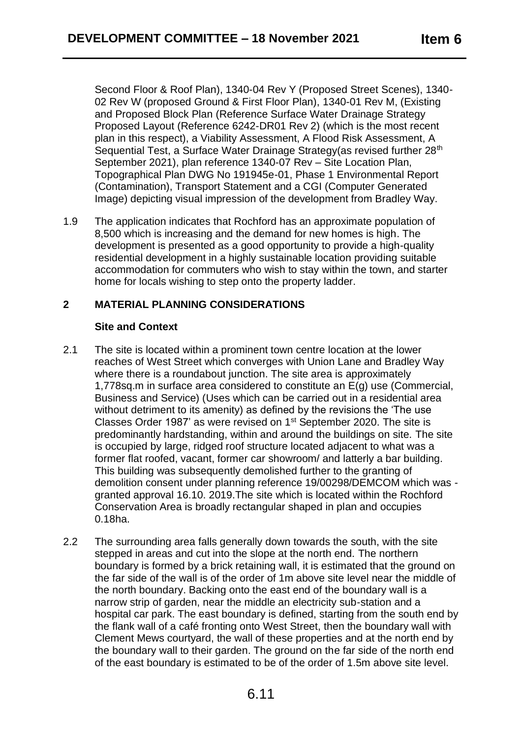Second Floor & Roof Plan), 1340-04 Rev Y (Proposed Street Scenes), 1340-02 Rev W (proposed Ground & First Floor Plan), 1340-01 Rev M, (Existing and Proposed Block Plan (Reference Surface Water Drainage Strategy Proposed Layout (Reference 6242-DR01 Rev 2) (which is the most recent plan in this respect), a Viability Assessment, A Flood Risk Assessment, A Sequential Test, a Surface Water Drainage Strategy(as revised further 28th September 2021), plan reference 1340-07 Rev – Site Location Plan, Topographical Plan DWG No 191945e-01, Phase 1 Environmental Report (Contamination), Transport Statement and a CGI (Computer Generated Image) depicting visual impression of the development from Bradley Way.

1.9 The application indicates that Rochford has an approximate population of 8,500 which is increasing and the demand for new homes is high. The development is presented as a good opportunity to provide a high-quality residential development in a highly sustainable location providing suitable accommodation for commuters who wish to stay within the town, and starter home for locals wishing to step onto the property ladder.

## 2 MATERIAL PLANNING CONSIDERATIONS

### Site and Context

2.1 The site is located within a prominent town centre location at the lower reaches of West Street which converges with Union Lane and Bradley Way where there is a roundabout junction. The site area is approximately 1,778sq.m in surface area considered to constitute an E(g) use (Commercial, Business and Service) (Uses which can be carried out in a residential area without detriment to its amenity) as defined by the revisions the 'The use Classes Order 1987' as were revised on 1st September 2020. The site is predominantly hardstanding, within and around the buildings on site. The site is occupied by large, ridged roof structure located adjacent to what was a former flat roofed, vacant, former car showroom/ and latterly a bar building. This building was subsequently demolished further to the granting of demolition consent under planning reference 19/00298/DEMCOM which was - granted approval 16.10. 2019.The site which is located within the Rochford Conservation Area is broadly rectangular shaped in plan and occupies 0.18ha.

2.2 The surrounding area falls generally down towards the south, with the site stepped in areas and cut into the slope at the north end. The northern boundary is formed by a brick retaining wall, it is estimated that the ground on the far side of the wall is of the order of 1m above site level near the middle of the north boundary. Backing onto the east end of the boundary wall is a narrow strip of garden, near the middle an electricity sub-station and a hospital car park. The east boundary is defined, starting from the south end by the flank wall of a café fronting onto West Street, then the boundary wall with Clement Mews courtyard, the wall of these properties and at the north end by the boundary wall to their garden. The ground on the far side of the north end of the east boundary is estimated to be of the order of 1.5m above site level.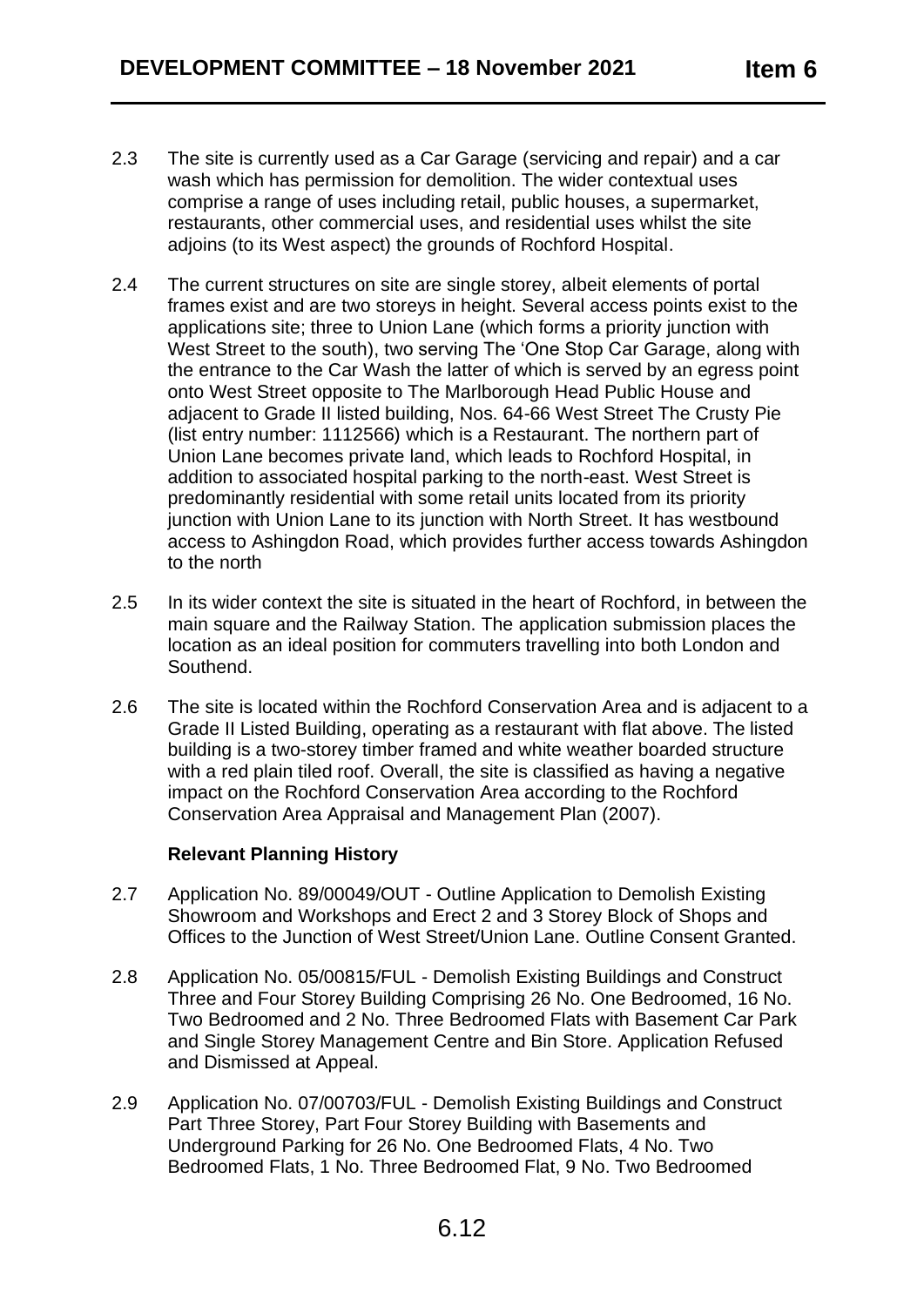2.3 The site is currently used as a Car Garage (servicing and repair) and a car wash which has permission for demolition. The wider contextual uses comprise a range of uses including retail, public houses, a supermarket, restaurants, other commercial uses, and residential uses whilst the site adjoins (to its West aspect) the grounds of Rochford Hospital.

2.4 The current structures on site are single storey, albeit elements of portal frames exist and are two storeys in height. Several access points exist to the applications site; three to Union Lane (which forms a priority junction with West Street to the south), two serving The 'One Stop Car Garage, along with the entrance to the Car Wash the latter of which is served by an egress point onto West Street opposite to The Marlborough Head Public House and adjacent to Grade II listed building, Nos. 64-66 West Street The Crusty Pie (list entry number: 1112566) which is a Restaurant. The northern part of Union Lane becomes private land, which leads to Rochford Hospital, in addition to associated hospital parking to the north-east. West Street is predominantly residential with some retail units located from its priority junction with Union Lane to its junction with North Street. It has westbound access to Ashingdon Road, which provides further access towards Ashingdon to the north

2.5 In its wider context the site is situated in the heart of Rochford, in between the main square and the Railway Station. The application submission places the location as an ideal position for commuters travelling into both London and Southend.

2.6 The site is located within the Rochford Conservation Area and is adjacent to a Grade II Listed Building, operating as a restaurant with flat above. The listed building is a two-storey timber framed and white weather boarded structure with a red plain tiled roof. Overall, the site is classified as having a negative impact on the Rochford Conservation Area according to the Rochford Conservation Area Appraisal and Management Plan (2007).

**Relevant Planning History**

2.7 Application No. 89/00049/OUT - Outline Application to Demolish Existing Showroom and Workshops and Erect 2 and 3 Storey Block of Shops and Offices to the Junction of West Street/Union Lane. Outline Consent Granted.

2.8 Application No. 05/00815/FUL - Demolish Existing Buildings and Construct Three and Four Storey Building Comprising 26 No. One Bedroomed, 16 No. Two Bedroomed and 2 No. Three Bedroomed Flats with Basement Car Park and Single Storey Management Centre and Bin Store. Application Refused and Dismissed at Appeal.

2.9 Application No. 07/00703/FUL - Demolish Existing Buildings and Construct Part Three Storey, Part Four Storey Building with Basements and Underground Parking for 26 No. One Bedroomed Flats, 4 No. Two Bedroomed Flats, 1 No. Three Bedroomed Flat, 9 No. Two Bedroomed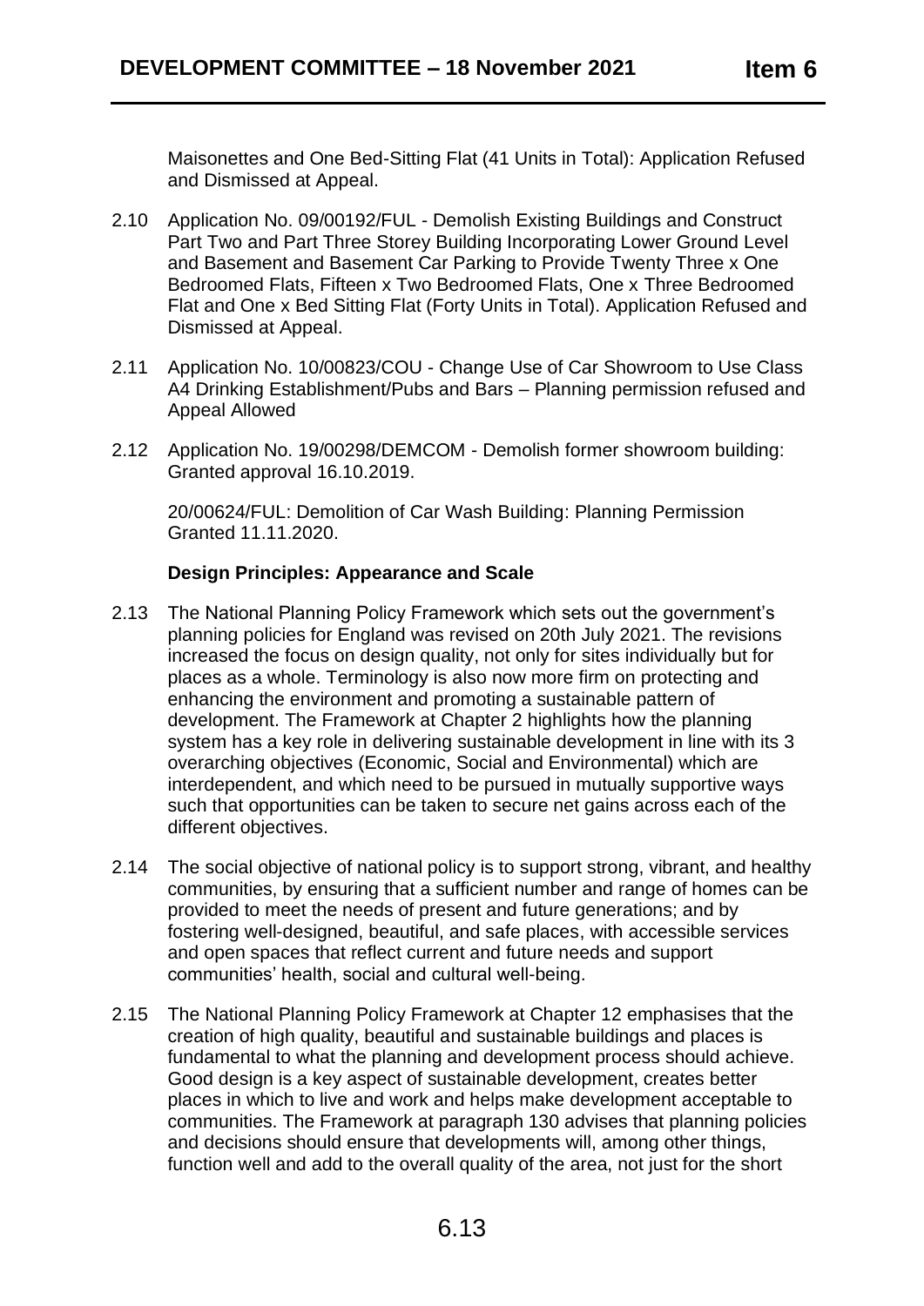Maisonettes and One Bed-Sitting Flat (41 Units in Total): Application Refused and Dismissed at Appeal.

2.10 Application No. 09/00192/FUL - Demolish Existing Buildings and Construct Part Two and Part Three Storey Building Incorporating Lower Ground Level and Basement and Basement Car Parking to Provide Twenty Three x One Bedroomed Flats, Fifteen x Two Bedroomed Flats, One x Three Bedroomed Flat and One x Bed Sitting Flat (Forty Units in Total). Application Refused and Dismissed at Appeal.

2.11 Application No. 10/00823/COU - Change Use of Car Showroom to Use Class A4 Drinking Establishment/Pubs and Bars – Planning permission refused and Appeal Allowed

2.12 Application No. 19/00298/DEMCOM - Demolish former showroom building: Granted approval 16.10.2019.

20/00624/FUL: Demolition of Car Wash Building: Planning Permission Granted 11.11.2020.

**Design Principles: Appearance and Scale**

2.13 The National Planning Policy Framework which sets out the government's planning policies for England was revised on 20th July 2021. The revisions increased the focus on design quality, not only for sites individually but for places as a whole. Terminology is also now more firm on protecting and enhancing the environment and promoting a sustainable pattern of development. The Framework at Chapter 2 highlights how the planning system has a key role in delivering sustainable development in line with its 3 overarching objectives (Economic, Social and Environmental) which are interdependent, and which need to be pursued in mutually supportive ways such that opportunities can be taken to secure net gains across each of the different objectives.

2.14 The social objective of national policy is to support strong, vibrant, and healthy communities, by ensuring that a sufficient number and range of homes can be provided to meet the needs of present and future generations; and by fostering well-designed, beautiful, and safe places, with accessible services and open spaces that reflect current and future needs and support communities' health, social and cultural well-being.

2.15 The National Planning Policy Framework at Chapter 12 emphasises that the creation of high quality, beautiful and sustainable buildings and places is fundamental to what the planning and development process should achieve. Good design is a key aspect of sustainable development, creates better places in which to live and work and helps make development acceptable to communities. The Framework at paragraph 130 advises that planning policies and decisions should ensure that developments will, among other things, function well and add to the overall quality of the area, not just for the short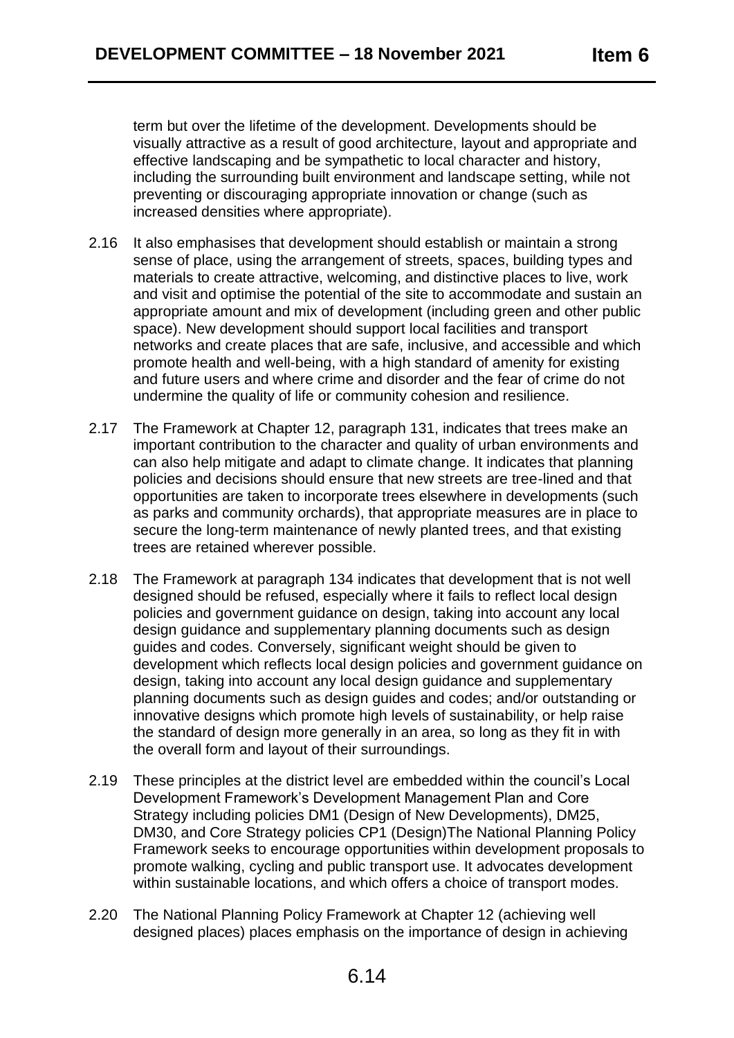term but over the lifetime of the development. Developments should be visually attractive as a result of good architecture, layout and appropriate and effective landscaping and be sympathetic to local character and history, including the surrounding built environment and landscape setting, while not preventing or discouraging appropriate innovation or change (such as increased densities where appropriate).

2.16 It also emphasises that development should establish or maintain a strong sense of place, using the arrangement of streets, spaces, building types and materials to create attractive, welcoming, and distinctive places to live, work and visit and optimise the potential of the site to accommodate and sustain an appropriate amount and mix of development (including green and other public space). New development should support local facilities and transport networks and create places that are safe, inclusive, and accessible and which promote health and well-being, with a high standard of amenity for existing and future users and where crime and disorder and the fear of crime do not undermine the quality of life or community cohesion and resilience.

2.17 The Framework at Chapter 12, paragraph 131, indicates that trees make an important contribution to the character and quality of urban environments and can also help mitigate and adapt to climate change. It indicates that planning policies and decisions should ensure that new streets are tree-lined and that opportunities are taken to incorporate trees elsewhere in developments (such as parks and community orchards), that appropriate measures are in place to secure the long-term maintenance of newly planted trees, and that existing trees are retained wherever possible.

2.18 The Framework at paragraph 134 indicates that development that is not well designed should be refused, especially where it fails to reflect local design policies and government guidance on design, taking into account any local design guidance and supplementary planning documents such as design guides and codes. Conversely, significant weight should be given to development which reflects local design policies and government guidance on design, taking into account any local design guidance and supplementary planning documents such as design guides and codes; and/or outstanding or innovative designs which promote high levels of sustainability, or help raise the standard of design more generally in an area, so long as they fit in with the overall form and layout of their surroundings.

2.19 These principles at the district level are embedded within the council's Local Development Framework's Development Management Plan and Core Strategy including policies DM1 (Design of New Developments), DM25, DM30, and Core Strategy policies CP1 (Design)The National Planning Policy Framework seeks to encourage opportunities within development proposals to promote walking, cycling and public transport use. It advocates development within sustainable locations, and which offers a choice of transport modes.

2.20 The National Planning Policy Framework at Chapter 12 (achieving well designed places) places emphasis on the importance of design in achieving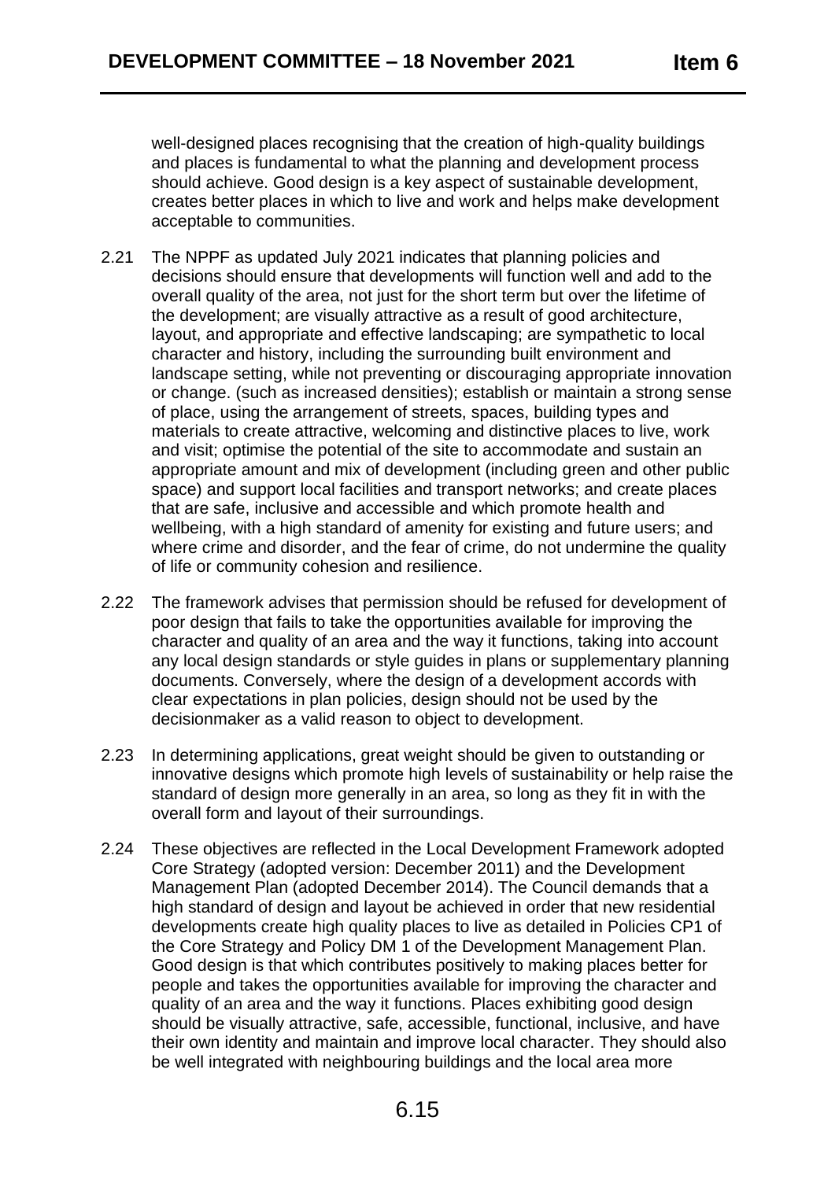well-designed places recognising that the creation of high-quality buildings and places is fundamental to what the planning and development process should achieve. Good design is a key aspect of sustainable development, creates better places in which to live and work and helps make development acceptable to communities.

2.21 The NPPF as updated July 2021 indicates that planning policies and decisions should ensure that developments will function well and add to the overall quality of the area, not just for the short term but over the lifetime of the development; are visually attractive as a result of good architecture, layout, and appropriate and effective landscaping; are sympathetic to local character and history, including the surrounding built environment and landscape setting, while not preventing or discouraging appropriate innovation or change. (such as increased densities); establish or maintain a strong sense of place, using the arrangement of streets, spaces, building types and materials to create attractive, welcoming and distinctive places to live, work and visit; optimise the potential of the site to accommodate and sustain an appropriate amount and mix of development (including green and other public space) and support local facilities and transport networks; and create places that are safe, inclusive and accessible and which promote health and wellbeing, with a high standard of amenity for existing and future users; and where crime and disorder, and the fear of crime, do not undermine the quality of life or community cohesion and resilience.

2.22 The framework advises that permission should be refused for development of poor design that fails to take the opportunities available for improving the character and quality of an area and the way it functions, taking into account any local design standards or style guides in plans or supplementary planning documents. Conversely, where the design of a development accords with clear expectations in plan policies, design should not be used by the decisionmaker as a valid reason to object to development.

2.23 In determining applications, great weight should be given to outstanding or innovative designs which promote high levels of sustainability or help raise the standard of design more generally in an area, so long as they fit in with the overall form and layout of their surroundings.

2.24 These objectives are reflected in the Local Development Framework adopted Core Strategy (adopted version: December 2011) and the Development Management Plan (adopted December 2014). The Council demands that a high standard of design and layout be achieved in order that new residential developments create high quality places to live as detailed in Policies CP1 of the Core Strategy and Policy DM 1 of the Development Management Plan. Good design is that which contributes positively to making places better for people and takes the opportunities available for improving the character and quality of an area and the way it functions. Places exhibiting good design should be visually attractive, safe, accessible, functional, inclusive, and have their own identity and maintain and improve local character. They should also be well integrated with neighbouring buildings and the local area more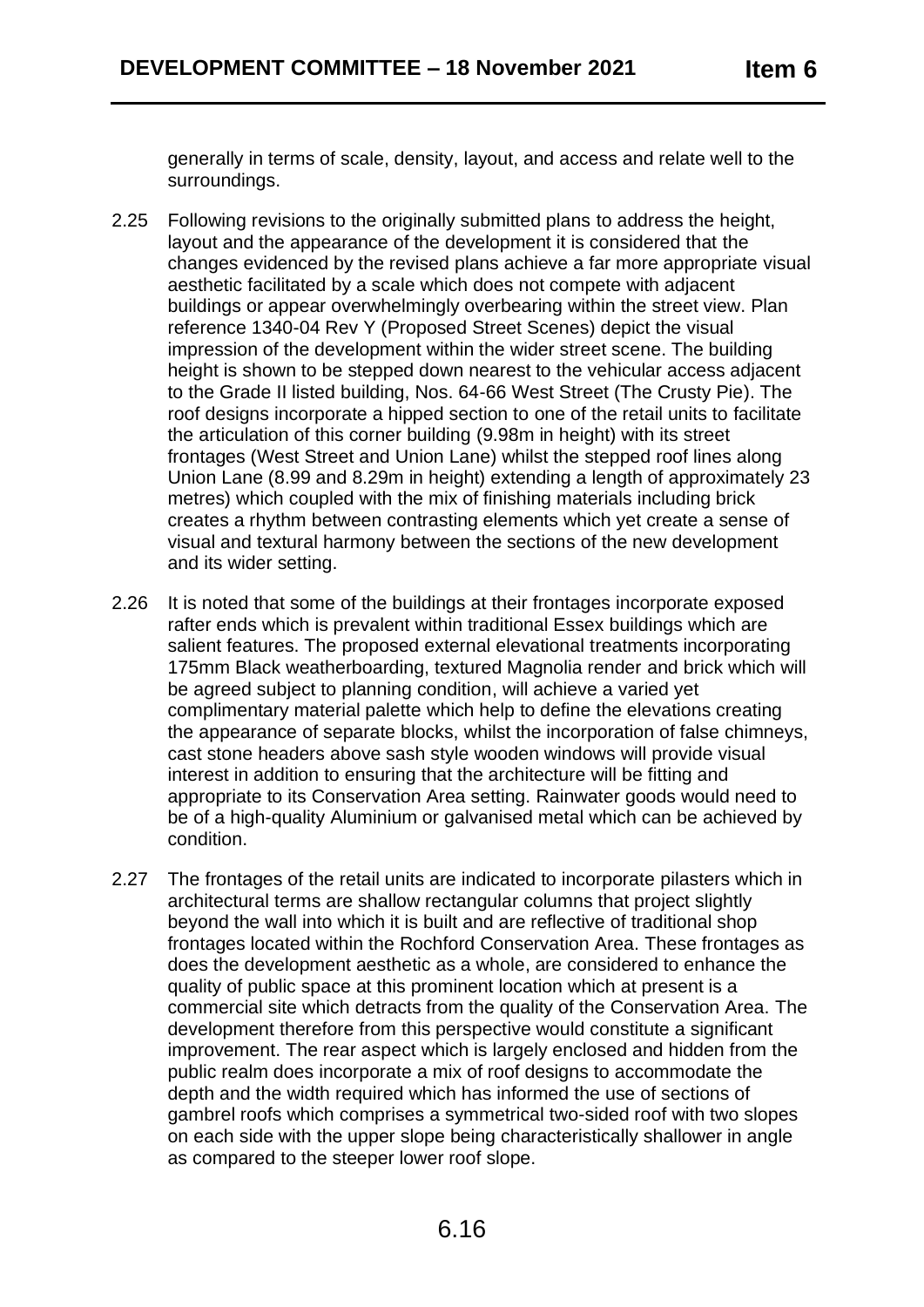generally in terms of scale, density, layout, and access and relate well to the surroundings.

2.25 Following revisions to the originally submitted plans to address the height, layout and the appearance of the development it is considered that the changes evidenced by the revised plans achieve a far more appropriate visual aesthetic facilitated by a scale which does not compete with adjacent buildings or appear overwhelmingly overbearing within the street view. Plan reference 1340-04 Rev Y (Proposed Street Scenes) depict the visual impression of the development within the wider street scene. The building height is shown to be stepped down nearest to the vehicular access adjacent to the Grade II listed building, Nos. 64-66 West Street (The Crusty Pie). The roof designs incorporate a hipped section to one of the retail units to facilitate the articulation of this corner building (9.98m in height) with its street frontages (West Street and Union Lane) whilst the stepped roof lines along Union Lane (8.99 and 8.29m in height) extending a length of approximately 23 metres) which coupled with the mix of finishing materials including brick creates a rhythm between contrasting elements which yet create a sense of visual and textural harmony between the sections of the new development and its wider setting.

2.26 It is noted that some of the buildings at their frontages incorporate exposed rafter ends which is prevalent within traditional Essex buildings which are salient features. The proposed external elevational treatments incorporating 175mm Black weatherboarding, textured Magnolia render and brick which will be agreed subject to planning condition, will achieve a varied yet complimentary material palette which help to define the elevations creating the appearance of separate blocks, whilst the incorporation of false chimneys, cast stone headers above sash style wooden windows will provide visual interest in addition to ensuring that the architecture will be fitting and appropriate to its Conservation Area setting. Rainwater goods would need to be of a high-quality Aluminium or galvanised metal which can be achieved by condition.

2.27 The frontages of the retail units are indicated to incorporate pilasters which in architectural terms are shallow rectangular columns that project slightly beyond the wall into which it is built and are reflective of traditional shop frontages located within the Rochford Conservation Area. These frontages as does the development aesthetic as a whole, are considered to enhance the quality of public space at this prominent location which at present is a commercial site which detracts from the quality of the Conservation Area. The development therefore from this perspective would constitute a significant improvement. The rear aspect which is largely enclosed and hidden from the public realm does incorporate a mix of roof designs to accommodate the depth and the width required which has informed the use of sections of gambrel roofs which comprises a symmetrical two-sided roof with two slopes on each side with the upper slope being characteristically shallower in angle as compared to the steeper lower roof slope.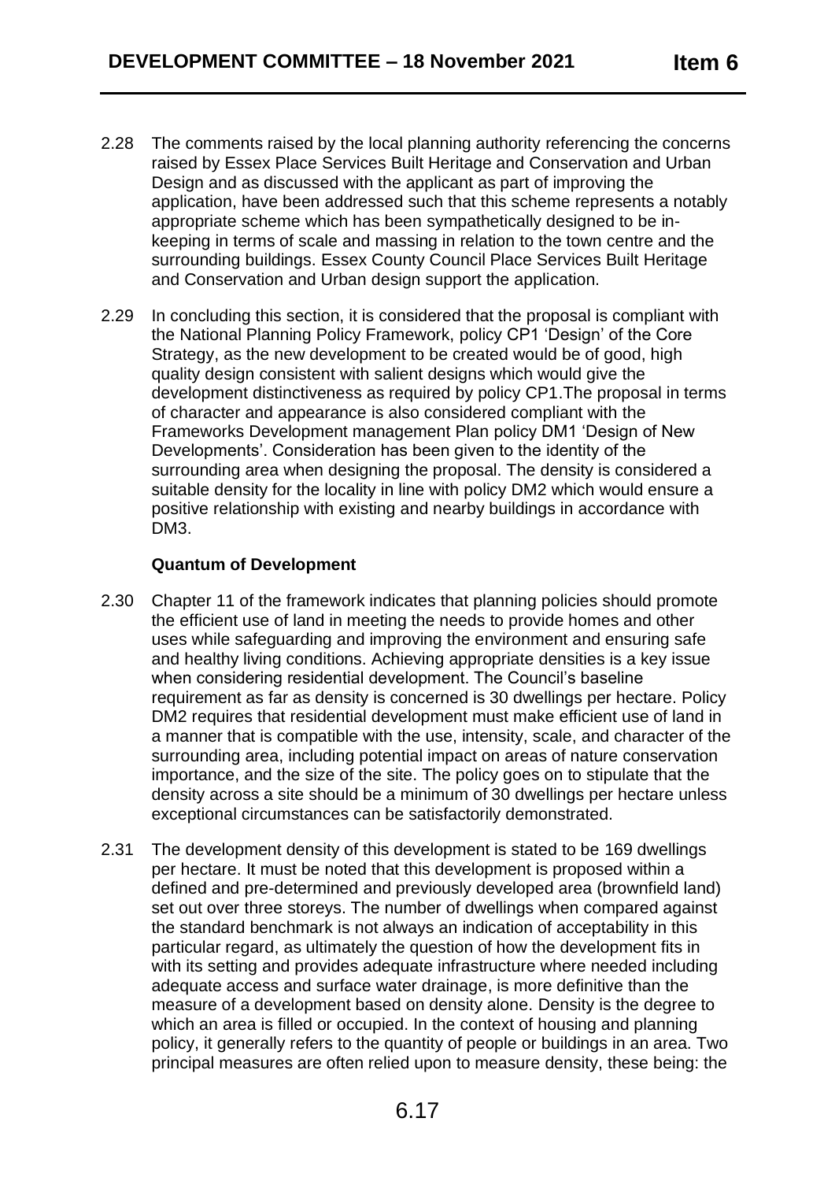2.28 The comments raised by the local planning authority referencing the concerns raised by Essex Place Services Built Heritage and Conservation and Urban Design and as discussed with the applicant as part of improving the application, have been addressed such that this scheme represents a notably appropriate scheme which has been sympathetically designed to be in-keeping in terms of scale and massing in relation to the town centre and the surrounding buildings. Essex County Council Place Services Built Heritage and Conservation and Urban design support the application.

2.29 In concluding this section, it is considered that the proposal is compliant with the National Planning Policy Framework, policy CP1 'Design' of the Core Strategy, as the new development to be created would be of good, high quality design consistent with salient designs which would give the development distinctiveness as required by policy CP1.The proposal in terms of character and appearance is also considered compliant with the Frameworks Development management Plan policy DM1 'Design of New Developments'. Consideration has been given to the identity of the surrounding area when designing the proposal. The density is considered a suitable density for the locality in line with policy DM2 which would ensure a positive relationship with existing and nearby buildings in accordance with DM3.

**Quantum of Development**

2.30 Chapter 11 of the framework indicates that planning policies should promote the efficient use of land in meeting the needs to provide homes and other uses while safeguarding and improving the environment and ensuring safe and healthy living conditions. Achieving appropriate densities is a key issue when considering residential development. The Council's baseline requirement as far as density is concerned is 30 dwellings per hectare. Policy DM2 requires that residential development must make efficient use of land in a manner that is compatible with the use, intensity, scale, and character of the surrounding area, including potential impact on areas of nature conservation importance, and the size of the site. The policy goes on to stipulate that the density across a site should be a minimum of 30 dwellings per hectare unless exceptional circumstances can be satisfactorily demonstrated.

2.31 The development density of this development is stated to be 169 dwellings per hectare. It must be noted that this development is proposed within a defined and pre-determined and previously developed area (brownfield land) set out over three storeys. The number of dwellings when compared against the standard benchmark is not always an indication of acceptability in this particular regard, as ultimately the question of how the development fits in with its setting and provides adequate infrastructure where needed including adequate access and surface water drainage, is more definitive than the measure of a development based on density alone. Density is the degree to which an area is filled or occupied. In the context of housing and planning policy, it generally refers to the quantity of people or buildings in an area. Two principal measures are often relied upon to measure density, these being: the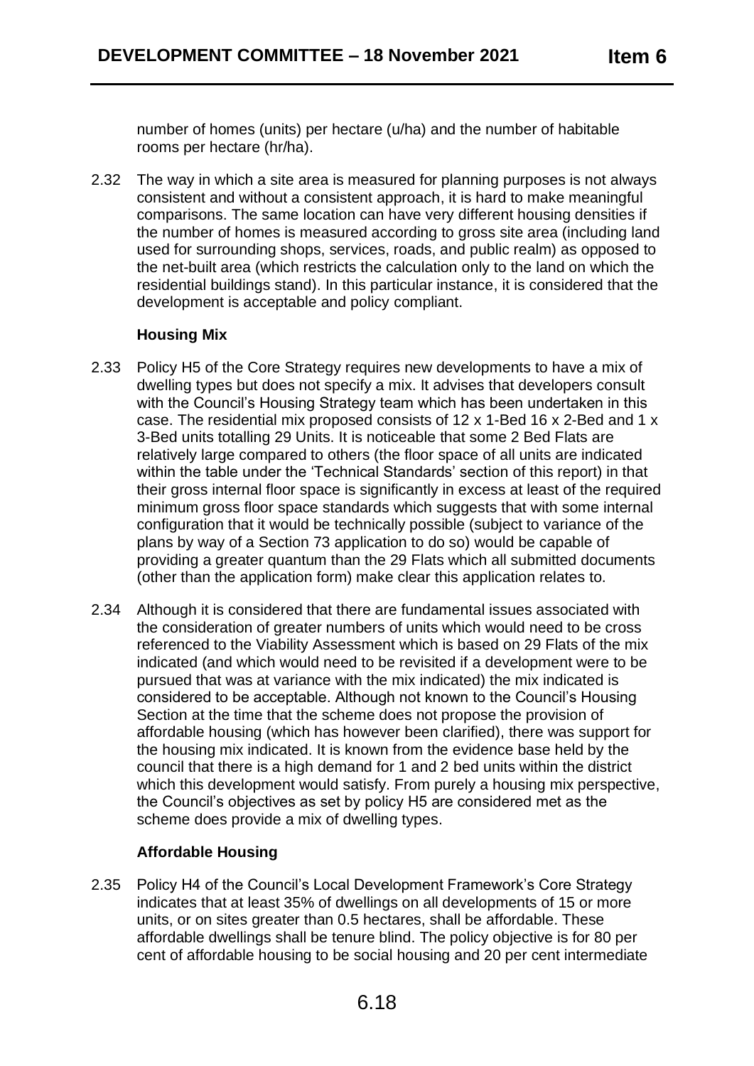number of homes (units) per hectare (u/ha) and the number of habitable rooms per hectare (hr/ha).

2.32 The way in which a site area is measured for planning purposes is not always consistent and without a consistent approach, it is hard to make meaningful comparisons. The same location can have very different housing densities if the number of homes is measured according to gross site area (including land used for surrounding shops, services, roads, and public realm) as opposed to the net-built area (which restricts the calculation only to the land on which the residential buildings stand). In this particular instance, it is considered that the development is acceptable and policy compliant.

**Housing Mix**

2.33 Policy H5 of the Core Strategy requires new developments to have a mix of dwelling types but does not specify a mix. It advises that developers consult with the Council's Housing Strategy team which has been undertaken in this case. The residential mix proposed consists of 12 x 1-Bed 16 x 2-Bed and 1 x 3-Bed units totalling 29 Units. It is noticeable that some 2 Bed Flats are relatively large compared to others (the floor space of all units are indicated within the table under the 'Technical Standards' section of this report) in that their gross internal floor space is significantly in excess at least of the required minimum gross floor space standards which suggests that with some internal configuration that it would be technically possible (subject to variance of the plans by way of a Section 73 application to do so) would be capable of providing a greater quantum than the 29 Flats which all submitted documents (other than the application form) make clear this application relates to.

2.34 Although it is considered that there are fundamental issues associated with the consideration of greater numbers of units which would need to be cross referenced to the Viability Assessment which is based on 29 Flats of the mix indicated (and which would need to be revisited if a development were to be pursued that was at variance with the mix indicated) the mix indicated is considered to be acceptable. Although not known to the Council's Housing Section at the time that the scheme does not propose the provision of affordable housing (which has however been clarified), there was support for the housing mix indicated. It is known from the evidence base held by the council that there is a high demand for 1 and 2 bed units within the district which this development would satisfy. From purely a housing mix perspective, the Council's objectives as set by policy H5 are considered met as the scheme does provide a mix of dwelling types.

**Affordable Housing**

2.35 Policy H4 of the Council's Local Development Framework's Core Strategy indicates that at least 35% of dwellings on all developments of 15 or more units, or on sites greater than 0.5 hectares, shall be affordable. These affordable dwellings shall be tenure blind. The policy objective is for 80 per cent of affordable housing to be social housing and 20 per cent intermediate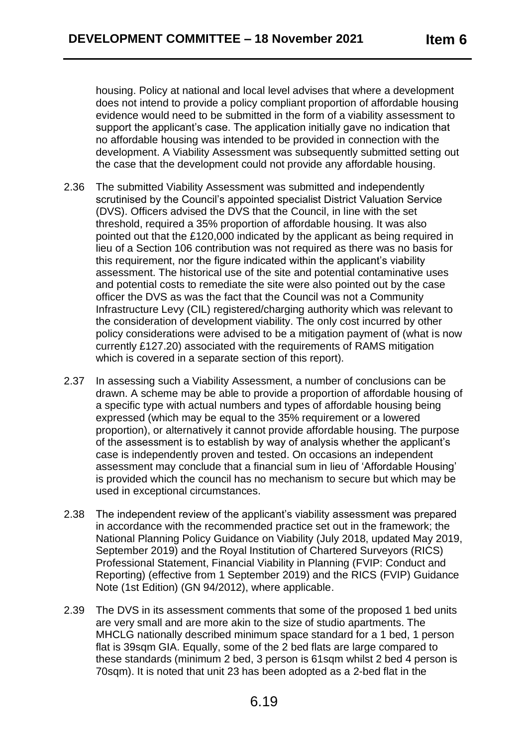housing. Policy at national and local level advises that where a development does not intend to provide a policy compliant proportion of affordable housing evidence would need to be submitted in the form of a viability assessment to support the applicant's case. The application initially gave no indication that no affordable housing was intended to be provided in connection with the development. A Viability Assessment was subsequently submitted setting out the case that the development could not provide any affordable housing.

2.36 The submitted Viability Assessment was submitted and independently scrutinised by the Council's appointed specialist District Valuation Service (DVS). Officers advised the DVS that the Council, in line with the set threshold, required a 35% proportion of affordable housing. It was also pointed out that the £120,000 indicated by the applicant as being required in lieu of a Section 106 contribution was not required as there was no basis for this requirement, nor the figure indicated within the applicant's viability assessment. The historical use of the site and potential contaminative uses and potential costs to remediate the site were also pointed out by the case officer the DVS as was the fact that the Council was not a Community Infrastructure Levy (CIL) registered/charging authority which was relevant to the consideration of development viability. The only cost incurred by other policy considerations were advised to be a mitigation payment of (what is now currently £127.20) associated with the requirements of RAMS mitigation which is covered in a separate section of this report).

2.37 In assessing such a Viability Assessment, a number of conclusions can be drawn. A scheme may be able to provide a proportion of affordable housing of a specific type with actual numbers and types of affordable housing being expressed (which may be equal to the 35% requirement or a lowered proportion), or alternatively it cannot provide affordable housing. The purpose of the assessment is to establish by way of analysis whether the applicant's case is independently proven and tested. On occasions an independent assessment may conclude that a financial sum in lieu of 'Affordable Housing' is provided which the council has no mechanism to secure but which may be used in exceptional circumstances.

2.38 The independent review of the applicant's viability assessment was prepared in accordance with the recommended practice set out in the framework; the National Planning Policy Guidance on Viability (July 2018, updated May 2019, September 2019) and the Royal Institution of Chartered Surveyors (RICS) Professional Statement, Financial Viability in Planning (FVIP: Conduct and Reporting) (effective from 1 September 2019) and the RICS (FVIP) Guidance Note (1st Edition) (GN 94/2012), where applicable.

2.39 The DVS in its assessment comments that some of the proposed 1 bed units are very small and are more akin to the size of studio apartments. The MHCLG nationally described minimum space standard for a 1 bed, 1 person flat is 39sqm GIA. Equally, some of the 2 bed flats are large compared to these standards (minimum 2 bed, 3 person is 61sqm whilst 2 bed 4 person is 70sqm). It is noted that unit 23 has been adopted as a 2-bed flat in the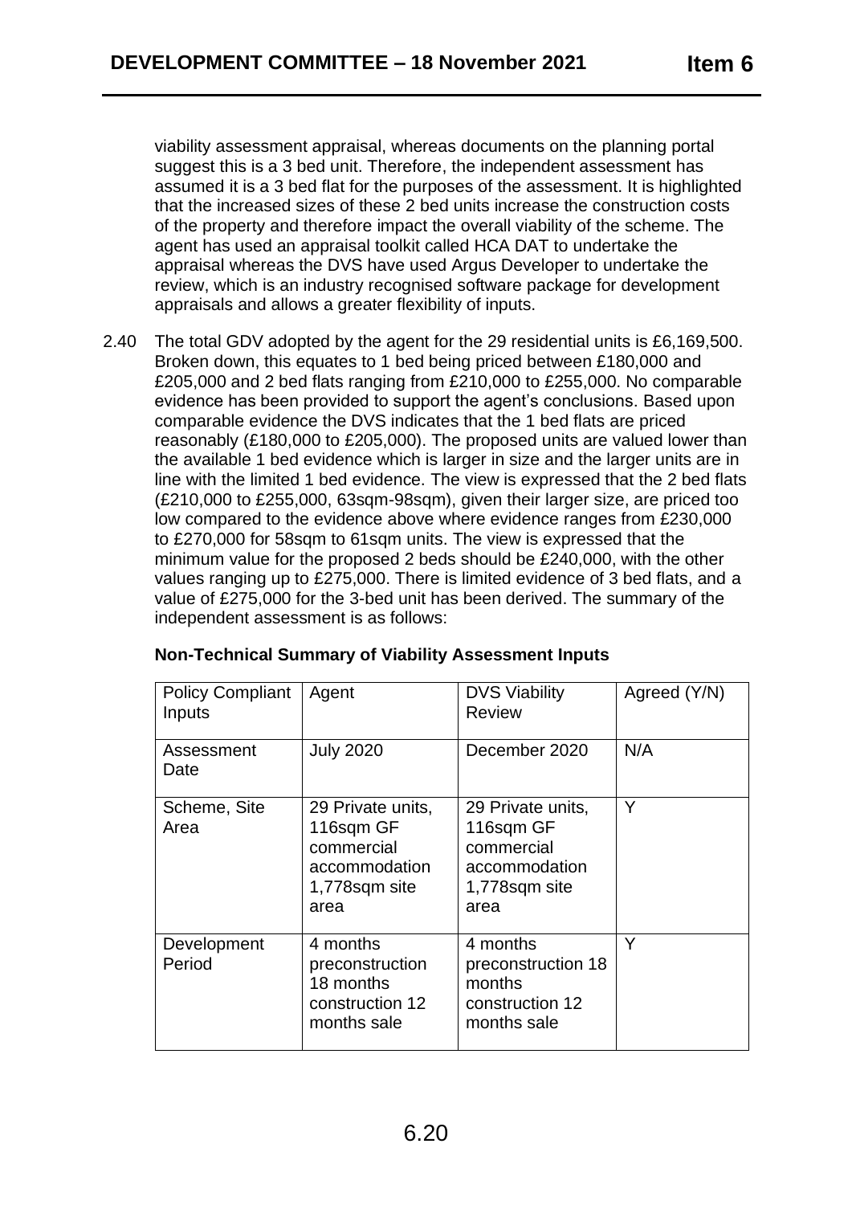viability assessment appraisal, whereas documents on the planning portal suggest this is a 3 bed unit. Therefore, the independent assessment has assumed it is a 3 bed flat for the purposes of the assessment. It is highlighted that the increased sizes of these 2 bed units increase the construction costs of the property and therefore impact the overall viability of the scheme. The agent has used an appraisal toolkit called HCA DAT to undertake the appraisal whereas the DVS have used Argus Developer to undertake the review, which is an industry recognised software package for development appraisals and allows a greater flexibility of inputs.

2.40 The total GDV adopted by the agent for the 29 residential units is £6,169,500. Broken down, this equates to 1 bed being priced between £180,000 and £205,000 and 2 bed flats ranging from £210,000 to £255,000. No comparable evidence has been provided to support the agent's conclusions. Based upon comparable evidence the DVS indicates that the 1 bed flats are priced reasonably (£180,000 to £205,000). The proposed units are valued lower than the available 1 bed evidence which is larger in size and the larger units are in line with the limited 1 bed evidence. The view is expressed that the 2 bed flats (£210,000 to £255,000, 63sqm-98sqm), given their larger size, are priced too low compared to the evidence above where evidence ranges from £230,000 to £270,000 for 58sqm to 61sqm units. The view is expressed that the minimum value for the proposed 2 beds should be £240,000, with the other values ranging up to £275,000. There is limited evidence of 3 bed flats, and a value of £275,000 for the 3-bed unit has been derived. The summary of the independent assessment is as follows:

**Non-Technical Summary of Viability Assessment Inputs**

| Policy Compliant Inputs | Agent | DVS Viability Review | Agreed (Y/N) |
|---|---|---|---|
| Assessment Date | July 2020 | December 2020 | N/A |
| Scheme, Site Area | 29 Private units, 116sqm GF commercial accommodation 1,778sqm site area | 29 Private units, 116sqm GF commercial accommodation 1,778sqm site area | Y |
| Development Period | 4 months preconstruction 18 months construction 12 months sale | 4 months preconstruction 18 months construction 12 months sale | Y |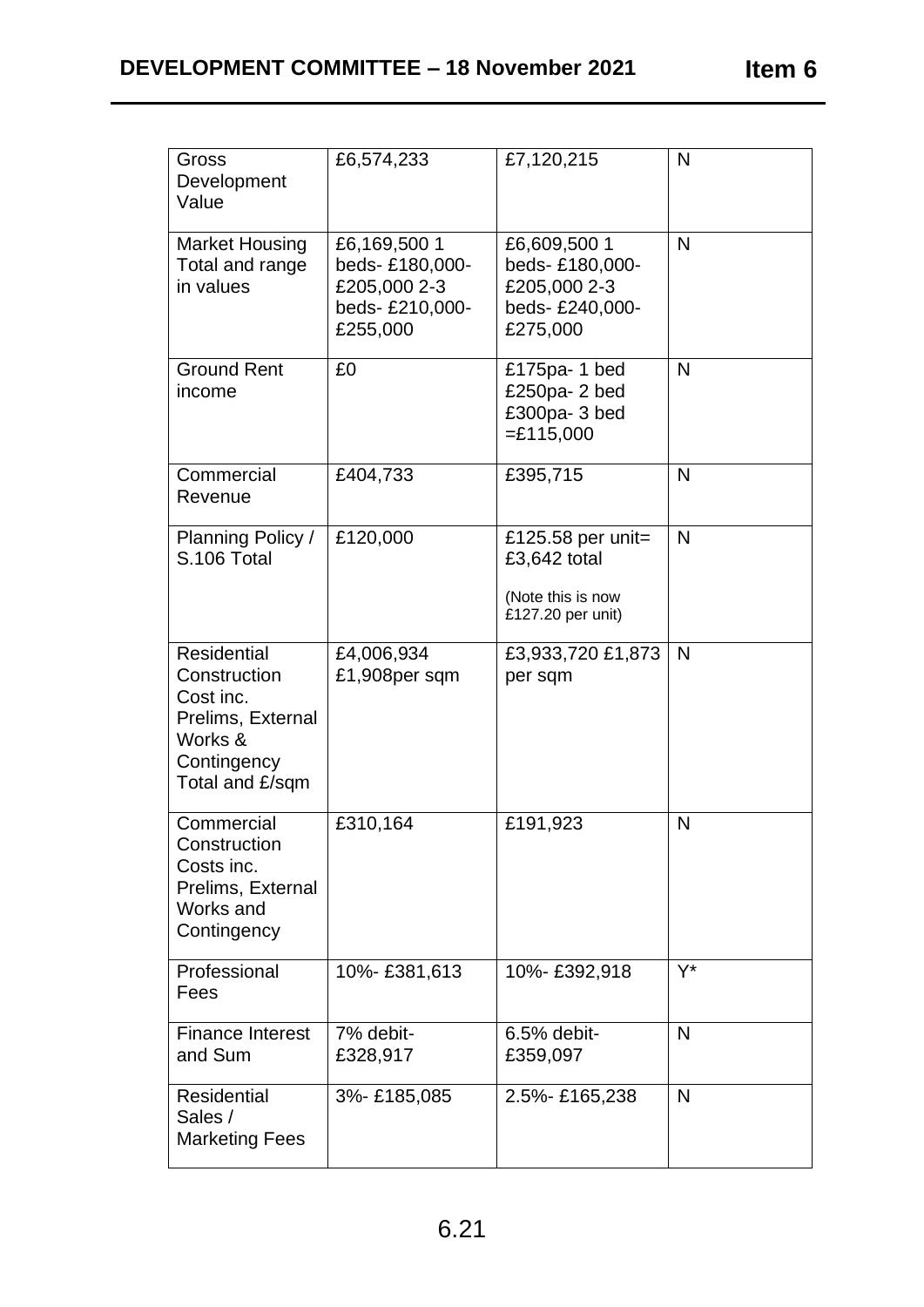| Gross Development Value | £6,574,233 | £7,120,215 | N |
|---|---|---|---|
| Market Housing Total and range in values | £6,169,500 1 beds- £180,000-£205,000 2-3 beds- £210,000-£255,000 | £6,609,500 1 beds- £180,000-£205,000 2-3 beds- £240,000-£275,000 | N |
| Ground Rent income | £0 | £175pa- 1 bed £250pa- 2 bed £300pa- 3 bed =£115,000 | N |
| Commercial Revenue | £404,733 | £395,715 | N |
| Planning Policy / S.106 Total | £120,000 | £125.58 per unit= £3,642 total (Note this is now £127.20 per unit) | N |
| Residential Construction Cost inc. Prelims, External Works & Contingency Total and £/sqm | £4,006,934 £1,908per sqm | £3,933,720 £1,873 per sqm | N |
| Commercial Construction Costs inc. Prelims, External Works and Contingency | £310,164 | £191,923 | N |
| Professional Fees | 10%- £381,613 | 10%- £392,918 | Y* |
| Finance Interest and Sum | 7% debit- £328,917 | 6.5% debit- £359,097 | N |
| Residential Sales / Marketing Fees | 3%- £185,085 | 2.5%- £165,238 | N |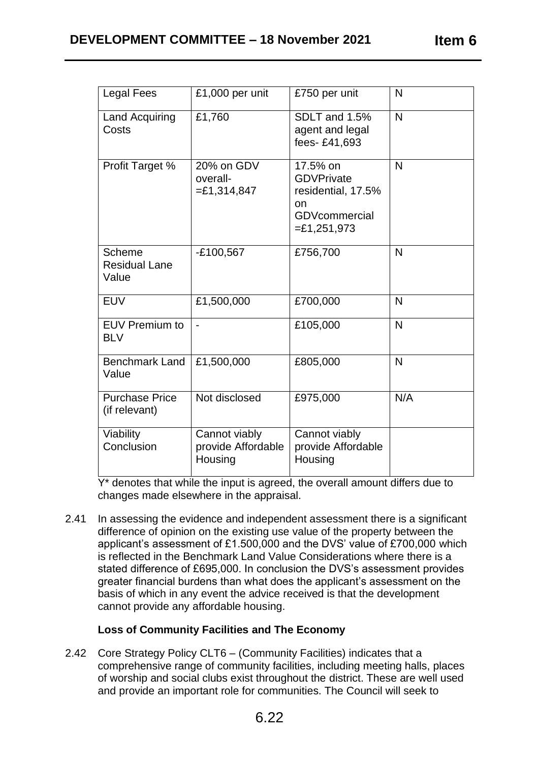| Legal Fees | £1,000 per unit | £750 per unit | N |
|---|---|---|---|
| Land Acquiring Costs | £1,760 | SDLT and 1.5% agent and legal fees- £41,693 | N |
| Profit Target % | 20% on GDV overall- =£1,314,847 | 17.5% on GDVPrivate residential, 17.5% on GDVcommercial =£1,251,973 | N |
| Scheme Residual Lane Value | -£100,567 | £756,700 | N |
| EUV | £1,500,000 | £700,000 | N |
| EUV Premium to BLV | - | £105,000 | N |
| Benchmark Land Value | £1,500,000 | £805,000 | N |
| Purchase Price (if relevant) | Not disclosed | £975,000 | N/A |
| Viability Conclusion | Cannot viably provide Affordable Housing | Cannot viably provide Affordable Housing | |

Y* denotes that while the input is agreed, the overall amount differs due to changes made elsewhere in the appraisal.

2.41 In assessing the evidence and independent assessment there is a significant difference of opinion on the existing use value of the property between the applicant's assessment of £1.500,000 and the DVS' value of £700,000 which is reflected in the Benchmark Land Value Considerations where there is a stated difference of £695,000. In conclusion the DVS's assessment provides greater financial burdens than what does the applicant's assessment on the basis of which in any event the advice received is that the development cannot provide any affordable housing.

**Loss of Community Facilities and The Economy**

2.42 Core Strategy Policy CLT6 – (Community Facilities) indicates that a comprehensive range of community facilities, including meeting halls, places of worship and social clubs exist throughout the district. These are well used and provide an important role for communities. The Council will seek to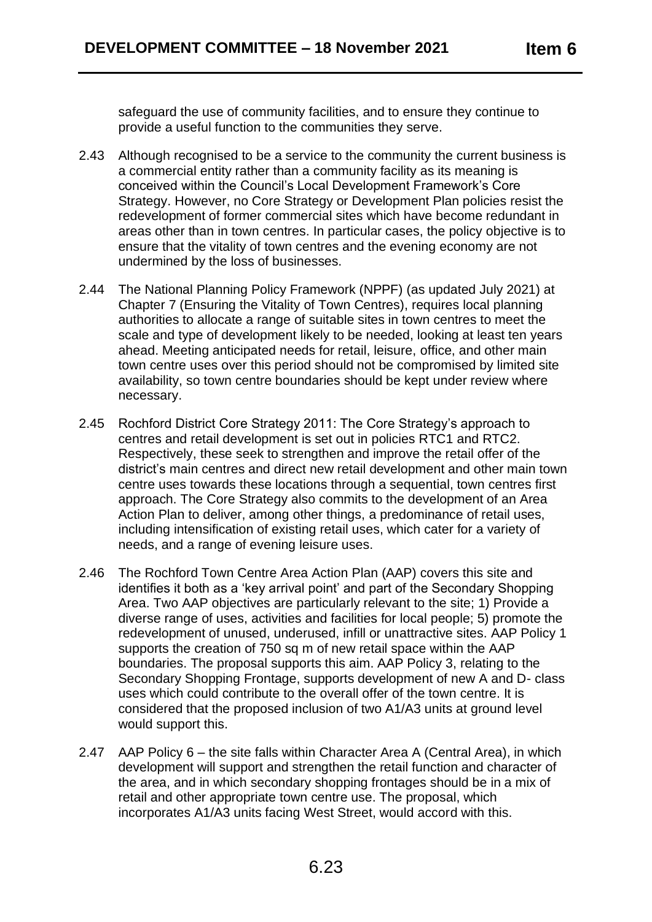safeguard the use of community facilities, and to ensure they continue to provide a useful function to the communities they serve.

2.43 Although recognised to be a service to the community the current business is a commercial entity rather than a community facility as its meaning is conceived within the Council's Local Development Framework's Core Strategy. However, no Core Strategy or Development Plan policies resist the redevelopment of former commercial sites which have become redundant in areas other than in town centres. In particular cases, the policy objective is to ensure that the vitality of town centres and the evening economy are not undermined by the loss of businesses.

2.44 The National Planning Policy Framework (NPPF) (as updated July 2021) at Chapter 7 (Ensuring the Vitality of Town Centres), requires local planning authorities to allocate a range of suitable sites in town centres to meet the scale and type of development likely to be needed, looking at least ten years ahead. Meeting anticipated needs for retail, leisure, office, and other main town centre uses over this period should not be compromised by limited site availability, so town centre boundaries should be kept under review where necessary.

2.45 Rochford District Core Strategy 2011: The Core Strategy's approach to centres and retail development is set out in policies RTC1 and RTC2. Respectively, these seek to strengthen and improve the retail offer of the district's main centres and direct new retail development and other main town centre uses towards these locations through a sequential, town centres first approach. The Core Strategy also commits to the development of an Area Action Plan to deliver, among other things, a predominance of retail uses, including intensification of existing retail uses, which cater for a variety of needs, and a range of evening leisure uses.

2.46 The Rochford Town Centre Area Action Plan (AAP) covers this site and identifies it both as a 'key arrival point' and part of the Secondary Shopping Area. Two AAP objectives are particularly relevant to the site; 1) Provide a diverse range of uses, activities and facilities for local people; 5) promote the redevelopment of unused, underused, infill or unattractive sites. AAP Policy 1 supports the creation of 750 sq m of new retail space within the AAP boundaries. The proposal supports this aim. AAP Policy 3, relating to the Secondary Shopping Frontage, supports development of new A and D- class uses which could contribute to the overall offer of the town centre. It is considered that the proposed inclusion of two A1/A3 units at ground level would support this.

2.47 AAP Policy 6 – the site falls within Character Area A (Central Area), in which development will support and strengthen the retail function and character of the area, and in which secondary shopping frontages should be in a mix of retail and other appropriate town centre use. The proposal, which incorporates A1/A3 units facing West Street, would accord with this.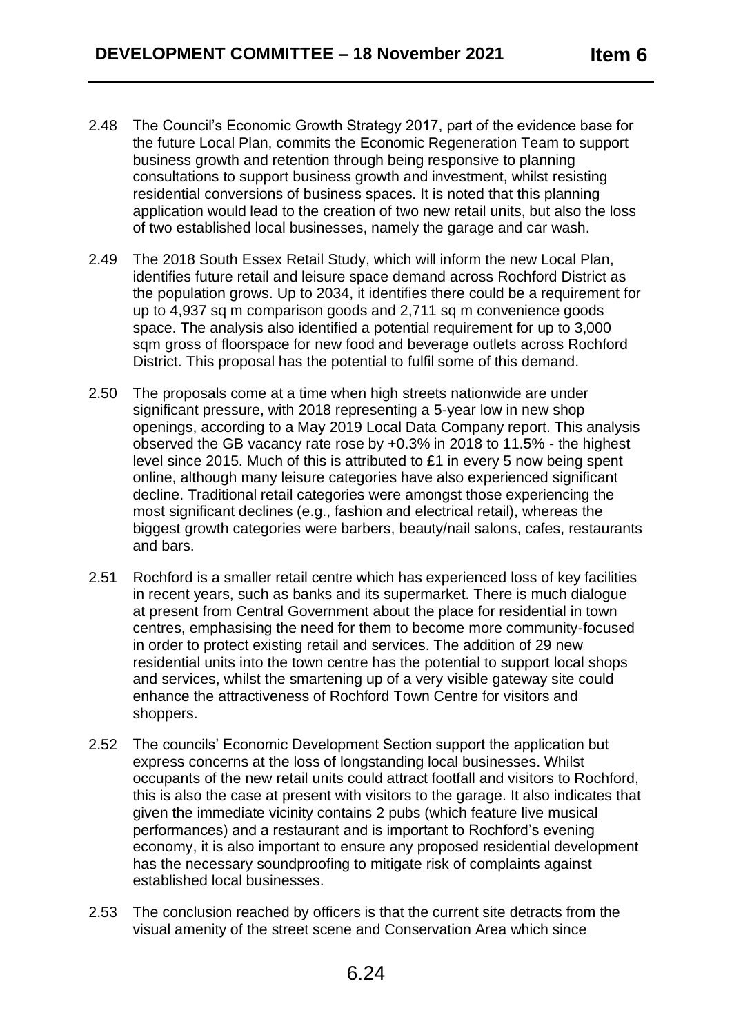2.48 The Council's Economic Growth Strategy 2017, part of the evidence base for the future Local Plan, commits the Economic Regeneration Team to support business growth and retention through being responsive to planning consultations to support business growth and investment, whilst resisting residential conversions of business spaces. It is noted that this planning application would lead to the creation of two new retail units, but also the loss of two established local businesses, namely the garage and car wash.

2.49 The 2018 South Essex Retail Study, which will inform the new Local Plan, identifies future retail and leisure space demand across Rochford District as the population grows. Up to 2034, it identifies there could be a requirement for up to 4,937 sq m comparison goods and 2,711 sq m convenience goods space. The analysis also identified a potential requirement for up to 3,000 sqm gross of floorspace for new food and beverage outlets across Rochford District. This proposal has the potential to fulfil some of this demand.

2.50 The proposals come at a time when high streets nationwide are under significant pressure, with 2018 representing a 5-year low in new shop openings, according to a May 2019 Local Data Company report. This analysis observed the GB vacancy rate rose by +0.3% in 2018 to 11.5% - the highest level since 2015. Much of this is attributed to £1 in every 5 now being spent online, although many leisure categories have also experienced significant decline. Traditional retail categories were amongst those experiencing the most significant declines (e.g., fashion and electrical retail), whereas the biggest growth categories were barbers, beauty/nail salons, cafes, restaurants and bars.

2.51 Rochford is a smaller retail centre which has experienced loss of key facilities in recent years, such as banks and its supermarket. There is much dialogue at present from Central Government about the place for residential in town centres, emphasising the need for them to become more community-focused in order to protect existing retail and services. The addition of 29 new residential units into the town centre has the potential to support local shops and services, whilst the smartening up of a very visible gateway site could enhance the attractiveness of Rochford Town Centre for visitors and shoppers.

2.52 The councils' Economic Development Section support the application but express concerns at the loss of longstanding local businesses. Whilst occupants of the new retail units could attract footfall and visitors to Rochford, this is also the case at present with visitors to the garage. It also indicates that given the immediate vicinity contains 2 pubs (which feature live musical performances) and a restaurant and is important to Rochford's evening economy, it is also important to ensure any proposed residential development has the necessary soundproofing to mitigate risk of complaints against established local businesses.

2.53 The conclusion reached by officers is that the current site detracts from the visual amenity of the street scene and Conservation Area which since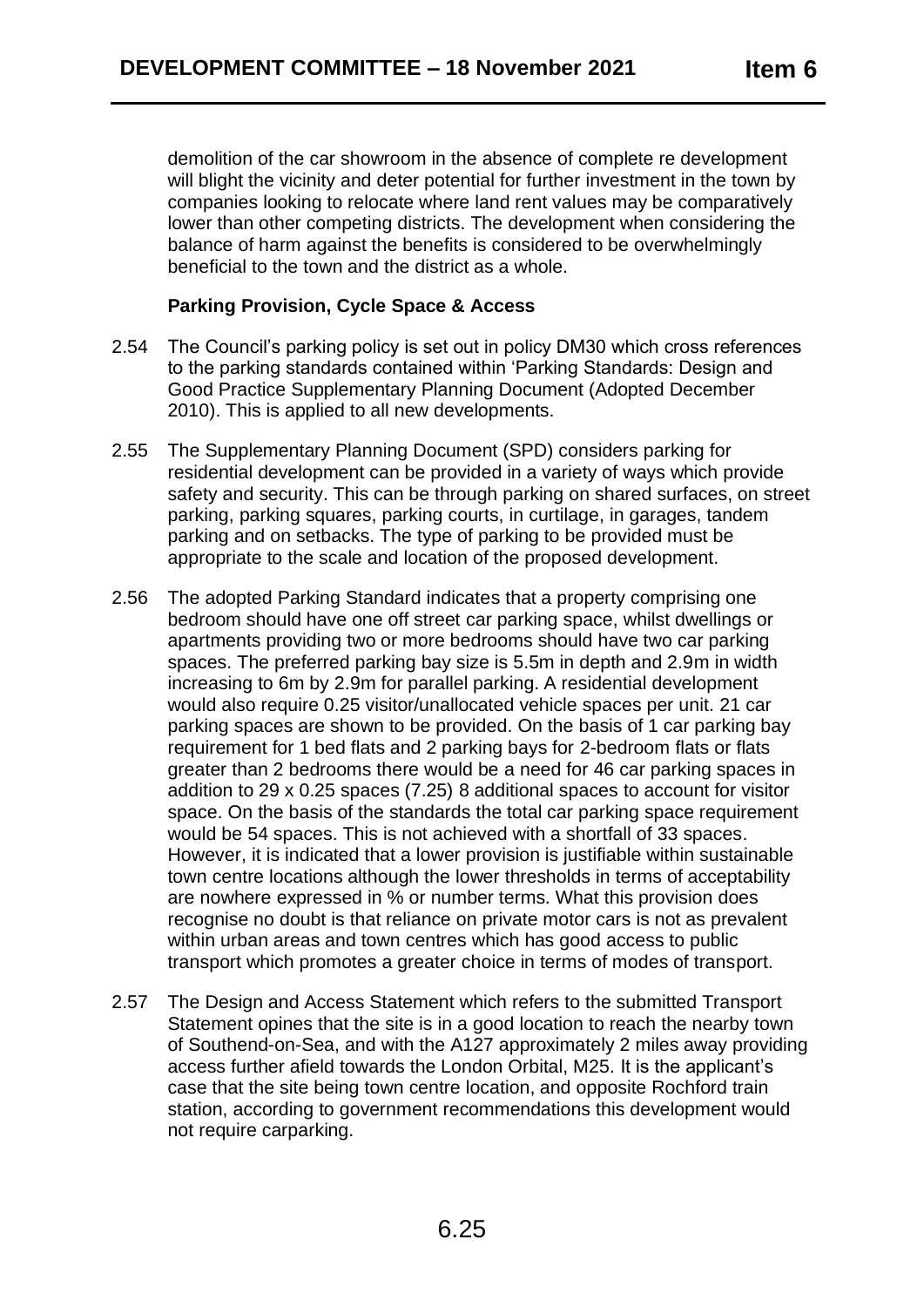demolition of the car showroom in the absence of complete re development will blight the vicinity and deter potential for further investment in the town by companies looking to relocate where land rent values may be comparatively lower than other competing districts. The development when considering the balance of harm against the benefits is considered to be overwhelmingly beneficial to the town and the district as a whole.

**Parking Provision, Cycle Space & Access**

2.54 The Council's parking policy is set out in policy DM30 which cross references to the parking standards contained within 'Parking Standards: Design and Good Practice Supplementary Planning Document (Adopted December 2010). This is applied to all new developments.

2.55 The Supplementary Planning Document (SPD) considers parking for residential development can be provided in a variety of ways which provide safety and security. This can be through parking on shared surfaces, on street parking, parking squares, parking courts, in curtilage, in garages, tandem parking and on setbacks. The type of parking to be provided must be appropriate to the scale and location of the proposed development.

2.56 The adopted Parking Standard indicates that a property comprising one bedroom should have one off street car parking space, whilst dwellings or apartments providing two or more bedrooms should have two car parking spaces. The preferred parking bay size is 5.5m in depth and 2.9m in width increasing to 6m by 2.9m for parallel parking. A residential development would also require 0.25 visitor/unallocated vehicle spaces per unit. 21 car parking spaces are shown to be provided. On the basis of 1 car parking bay requirement for 1 bed flats and 2 parking bays for 2-bedroom flats or flats greater than 2 bedrooms there would be a need for 46 car parking spaces in addition to 29 x 0.25 spaces (7.25) 8 additional spaces to account for visitor space. On the basis of the standards the total car parking space requirement would be 54 spaces. This is not achieved with a shortfall of 33 spaces. However, it is indicated that a lower provision is justifiable within sustainable town centre locations although the lower thresholds in terms of acceptability are nowhere expressed in % or number terms. What this provision does recognise no doubt is that reliance on private motor cars is not as prevalent within urban areas and town centres which has good access to public transport which promotes a greater choice in terms of modes of transport.

2.57 The Design and Access Statement which refers to the submitted Transport Statement opines that the site is in a good location to reach the nearby town of Southend-on-Sea, and with the A127 approximately 2 miles away providing access further afield towards the London Orbital, M25. It is the applicant's case that the site being town centre location, and opposite Rochford train station, according to government recommendations this development would not require carparking.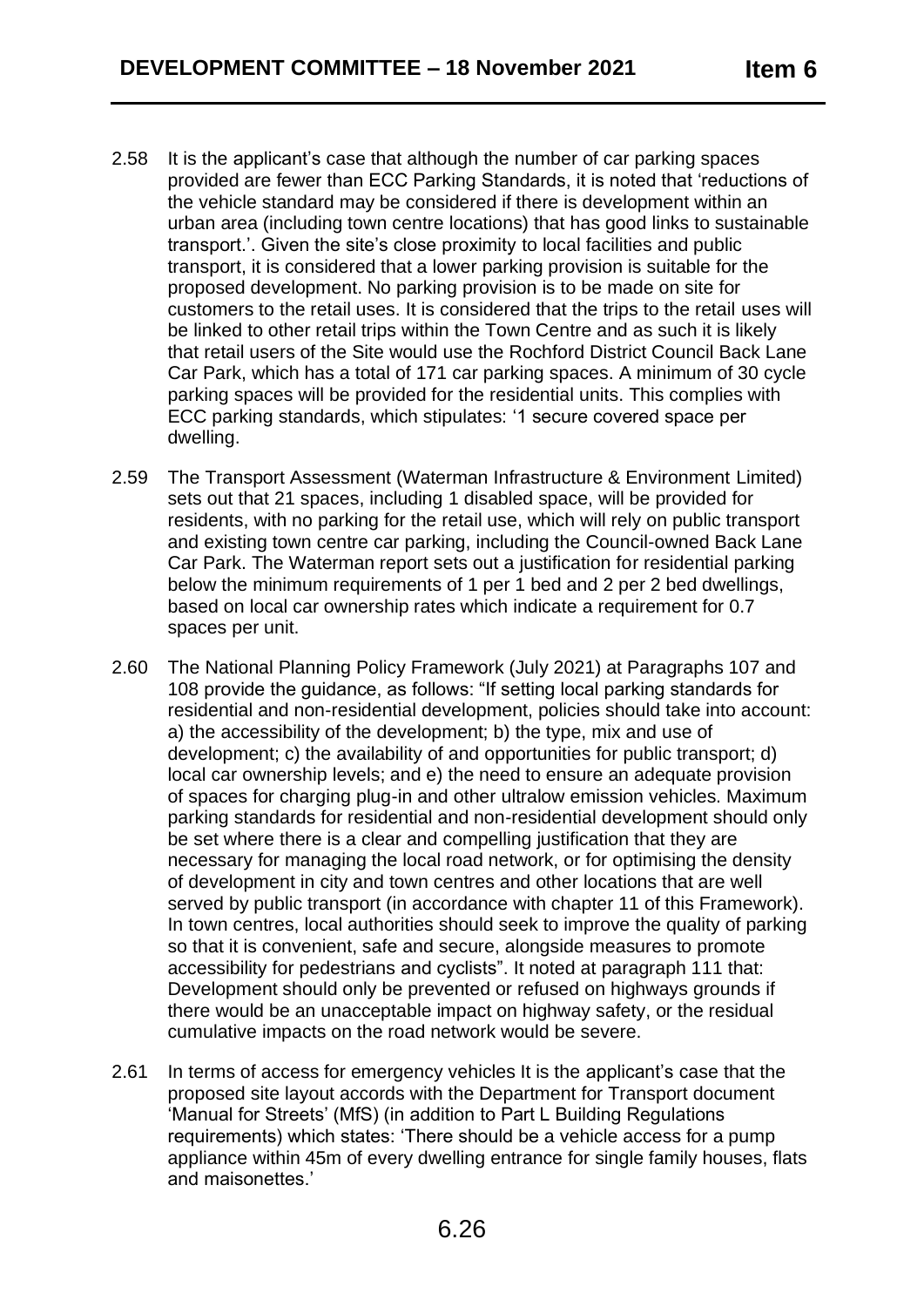2.58 It is the applicant's case that although the number of car parking spaces provided are fewer than ECC Parking Standards, it is noted that 'reductions of the vehicle standard may be considered if there is development within an urban area (including town centre locations) that has good links to sustainable transport.'. Given the site's close proximity to local facilities and public transport, it is considered that a lower parking provision is suitable for the proposed development. No parking provision is to be made on site for customers to the retail uses. It is considered that the trips to the retail uses will be linked to other retail trips within the Town Centre and as such it is likely that retail users of the Site would use the Rochford District Council Back Lane Car Park, which has a total of 171 car parking spaces. A minimum of 30 cycle parking spaces will be provided for the residential units. This complies with ECC parking standards, which stipulates: '1 secure covered space per dwelling.

2.59 The Transport Assessment (Waterman Infrastructure & Environment Limited) sets out that 21 spaces, including 1 disabled space, will be provided for residents, with no parking for the retail use, which will rely on public transport and existing town centre car parking, including the Council-owned Back Lane Car Park. The Waterman report sets out a justification for residential parking below the minimum requirements of 1 per 1 bed and 2 per 2 bed dwellings, based on local car ownership rates which indicate a requirement for 0.7 spaces per unit.

2.60 The National Planning Policy Framework (July 2021) at Paragraphs 107 and 108 provide the guidance, as follows: "If setting local parking standards for residential and non-residential development, policies should take into account: a) the accessibility of the development; b) the type, mix and use of development; c) the availability of and opportunities for public transport; d) local car ownership levels; and e) the need to ensure an adequate provision of spaces for charging plug-in and other ultralow emission vehicles. Maximum parking standards for residential and non-residential development should only be set where there is a clear and compelling justification that they are necessary for managing the local road network, or for optimising the density of development in city and town centres and other locations that are well served by public transport (in accordance with chapter 11 of this Framework). In town centres, local authorities should seek to improve the quality of parking so that it is convenient, safe and secure, alongside measures to promote accessibility for pedestrians and cyclists". It noted at paragraph 111 that: Development should only be prevented or refused on highways grounds if there would be an unacceptable impact on highway safety, or the residual cumulative impacts on the road network would be severe.

2.61 In terms of access for emergency vehicles It is the applicant's case that the proposed site layout accords with the Department for Transport document 'Manual for Streets' (MfS) (in addition to Part L Building Regulations requirements) which states: 'There should be a vehicle access for a pump appliance within 45m of every dwelling entrance for single family houses, flats and maisonettes.'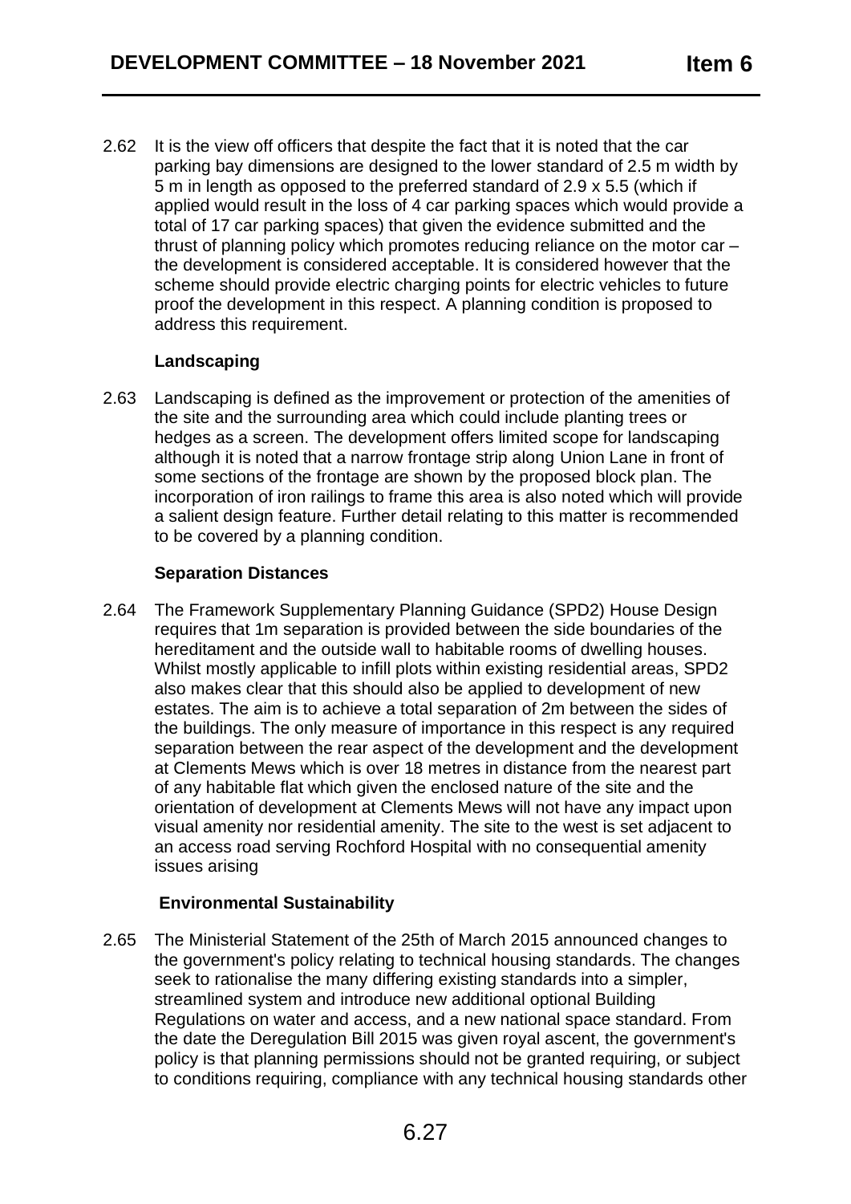2.62 It is the view off officers that despite the fact that it is noted that the car parking bay dimensions are designed to the lower standard of 2.5 m width by 5 m in length as opposed to the preferred standard of 2.9 x 5.5 (which if applied would result in the loss of 4 car parking spaces which would provide a total of 17 car parking spaces) that given the evidence submitted and the thrust of planning policy which promotes reducing reliance on the motor car – the development is considered acceptable. It is considered however that the scheme should provide electric charging points for electric vehicles to future proof the development in this respect. A planning condition is proposed to address this requirement.

**Landscaping**

2.63 Landscaping is defined as the improvement or protection of the amenities of the site and the surrounding area which could include planting trees or hedges as a screen. The development offers limited scope for landscaping although it is noted that a narrow frontage strip along Union Lane in front of some sections of the frontage are shown by the proposed block plan. The incorporation of iron railings to frame this area is also noted which will provide a salient design feature. Further detail relating to this matter is recommended to be covered by a planning condition.

**Separation Distances**

2.64 The Framework Supplementary Planning Guidance (SPD2) House Design requires that 1m separation is provided between the side boundaries of the hereditament and the outside wall to habitable rooms of dwelling houses. Whilst mostly applicable to infill plots within existing residential areas, SPD2 also makes clear that this should also be applied to development of new estates. The aim is to achieve a total separation of 2m between the sides of the buildings. The only measure of importance in this respect is any required separation between the rear aspect of the development and the development at Clements Mews which is over 18 metres in distance from the nearest part of any habitable flat which given the enclosed nature of the site and the orientation of development at Clements Mews will not have any impact upon visual amenity nor residential amenity. The site to the west is set adjacent to an access road serving Rochford Hospital with no consequential amenity issues arising

**Environmental Sustainability**

2.65 The Ministerial Statement of the 25th of March 2015 announced changes to the government's policy relating to technical housing standards. The changes seek to rationalise the many differing existing standards into a simpler, streamlined system and introduce new additional optional Building Regulations on water and access, and a new national space standard. From the date the Deregulation Bill 2015 was given royal ascent, the government's policy is that planning permissions should not be granted requiring, or subject to conditions requiring, compliance with any technical housing standards other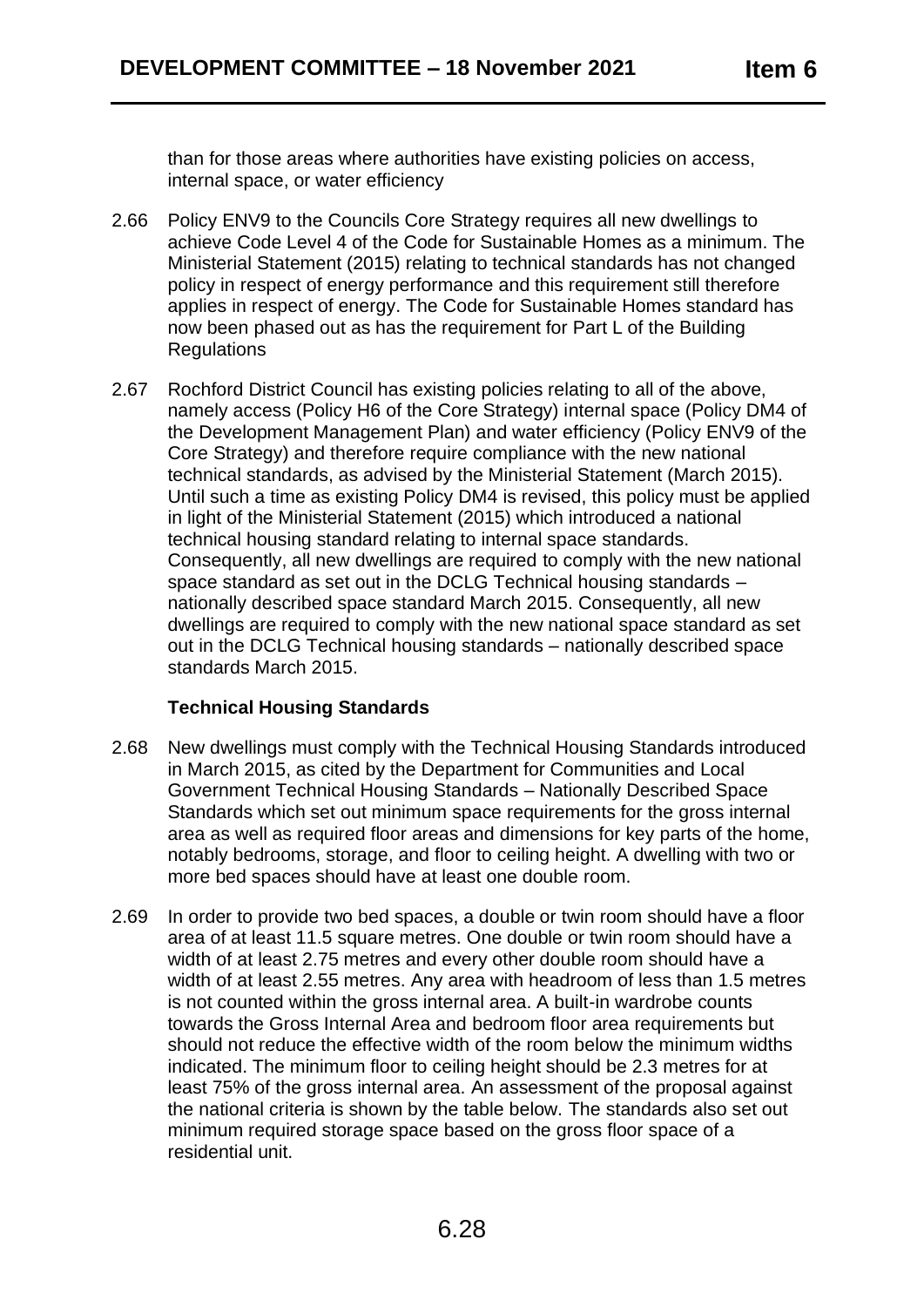than for those areas where authorities have existing policies on access, internal space, or water efficiency

2.66 Policy ENV9 to the Councils Core Strategy requires all new dwellings to achieve Code Level 4 of the Code for Sustainable Homes as a minimum. The Ministerial Statement (2015) relating to technical standards has not changed policy in respect of energy performance and this requirement still therefore applies in respect of energy. The Code for Sustainable Homes standard has now been phased out as has the requirement for Part L of the Building Regulations

2.67 Rochford District Council has existing policies relating to all of the above, namely access (Policy H6 of the Core Strategy) internal space (Policy DM4 of the Development Management Plan) and water efficiency (Policy ENV9 of the Core Strategy) and therefore require compliance with the new national technical standards, as advised by the Ministerial Statement (March 2015). Until such a time as existing Policy DM4 is revised, this policy must be applied in light of the Ministerial Statement (2015) which introduced a national technical housing standard relating to internal space standards. Consequently, all new dwellings are required to comply with the new national space standard as set out in the DCLG Technical housing standards – nationally described space standard March 2015. Consequently, all new dwellings are required to comply with the new national space standard as set out in the DCLG Technical housing standards – nationally described space standards March 2015.

**Technical Housing Standards**

2.68 New dwellings must comply with the Technical Housing Standards introduced in March 2015, as cited by the Department for Communities and Local Government Technical Housing Standards – Nationally Described Space Standards which set out minimum space requirements for the gross internal area as well as required floor areas and dimensions for key parts of the home, notably bedrooms, storage, and floor to ceiling height. A dwelling with two or more bed spaces should have at least one double room.

2.69 In order to provide two bed spaces, a double or twin room should have a floor area of at least 11.5 square metres. One double or twin room should have a width of at least 2.75 metres and every other double room should have a width of at least 2.55 metres. Any area with headroom of less than 1.5 metres is not counted within the gross internal area. A built-in wardrobe counts towards the Gross Internal Area and bedroom floor area requirements but should not reduce the effective width of the room below the minimum widths indicated. The minimum floor to ceiling height should be 2.3 metres for at least 75% of the gross internal area. An assessment of the proposal against the national criteria is shown by the table below. The standards also set out minimum required storage space based on the gross floor space of a residential unit.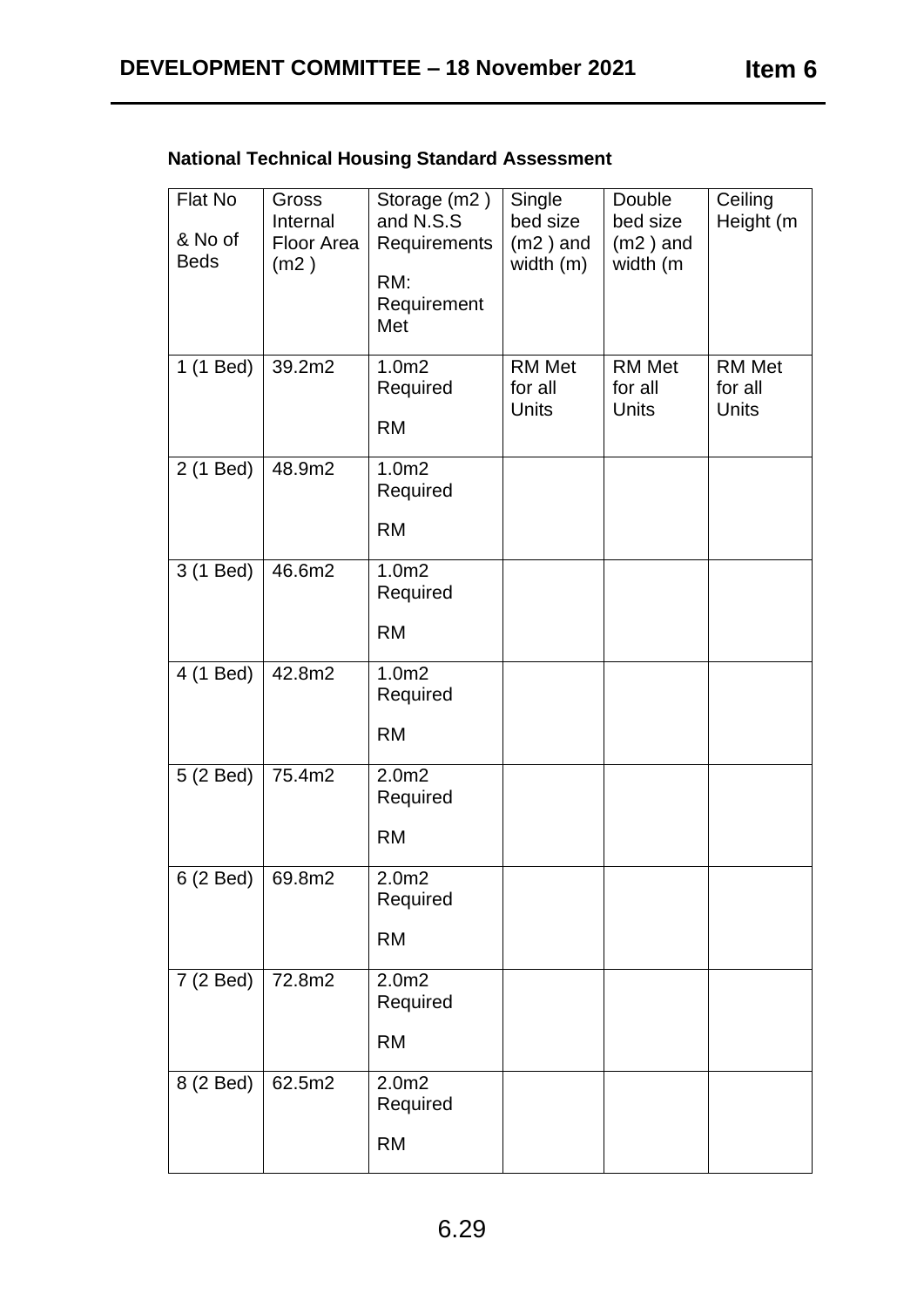**National Technical Housing Standard Assessment**

| Flat No & No of Beds | Gross Internal Floor Area (m2 ) | Storage (m2 ) and N.S.S Requirements RM: Requirement Met | Single bed size (m2 ) and width (m) | Double bed size (m2 ) and width (m | Ceiling Height (m |
|---|---|---|---|---|---|
| 1 (1 Bed) | 39.2m2 | 1.0m2 Required RM | RM Met for all Units | RM Met for all Units | RM Met for all Units |
| 2 (1 Bed) | 48.9m2 | 1.0m2 Required RM | | | |
| 3 (1 Bed) | 46.6m2 | 1.0m2 Required RM | | | |
| 4 (1 Bed) | 42.8m2 | 1.0m2 Required RM | | | |
| 5 (2 Bed) | 75.4m2 | 2.0m2 Required RM | | | |
| 6 (2 Bed) | 69.8m2 | 2.0m2 Required RM | | | |
| 7 (2 Bed) | 72.8m2 | 2.0m2 Required RM | | | |
| 8 (2 Bed) | 62.5m2 | 2.0m2 Required RM | | | |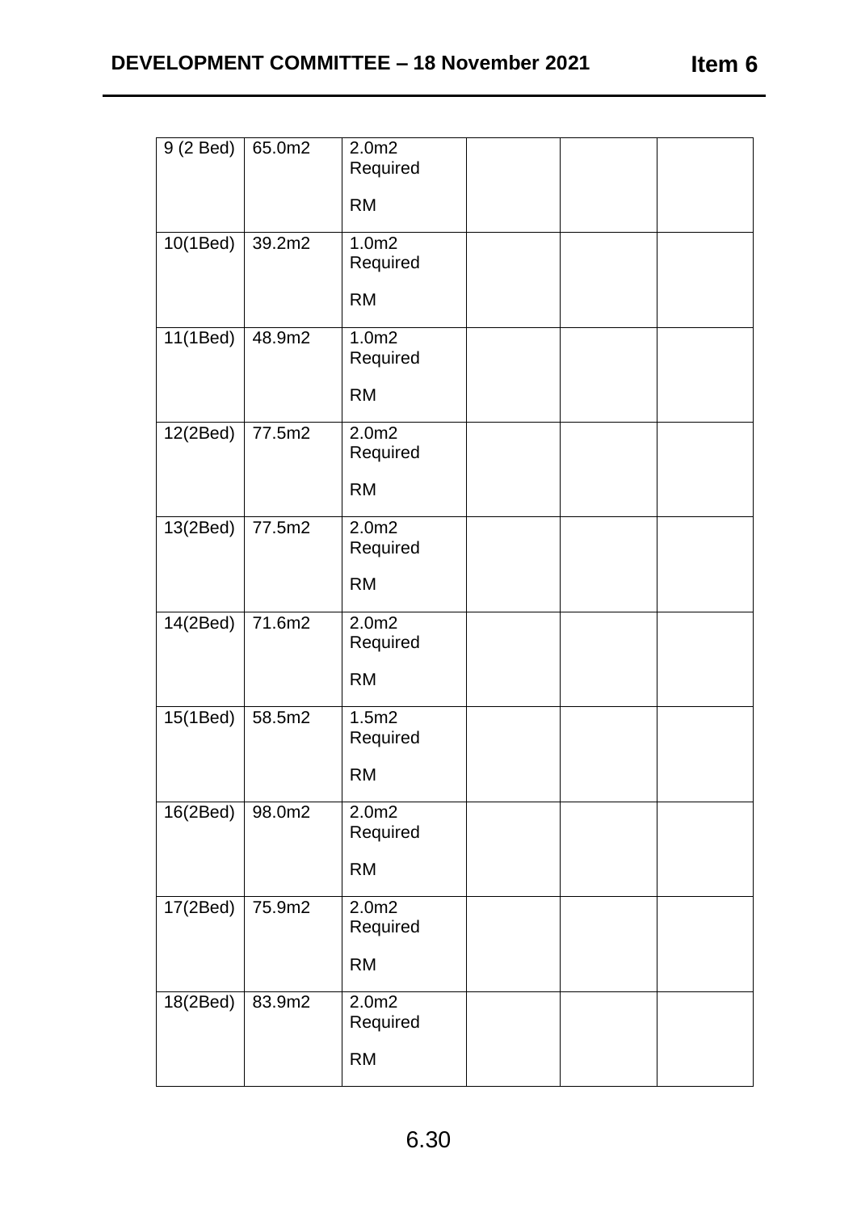| 9 (2 Bed) | 65.0m2 | 2.0m2 Required<br><br>RM | | | |
|---|---|---|---|---|---|
| 10(1Bed) | 39.2m2 | 1.0m2 Required<br><br>RM | | | |
| 11(1Bed) | 48.9m2 | 1.0m2 Required<br><br>RM | | | |
| 12(2Bed) | 77.5m2 | 2.0m2 Required<br><br>RM | | | |
| 13(2Bed) | 77.5m2 | 2.0m2 Required<br><br>RM | | | |
| 14(2Bed) | 71.6m2 | 2.0m2 Required<br><br>RM | | | |
| 15(1Bed) | 58.5m2 | 1.5m2 Required<br><br>RM | | | |
| 16(2Bed) | 98.0m2 | 2.0m2 Required<br><br>RM | | | |
| 17(2Bed) | 75.9m2 | 2.0m2 Required<br><br>RM | | | |
| 18(2Bed) | 83.9m2 | 2.0m2 Required<br><br>RM | | | |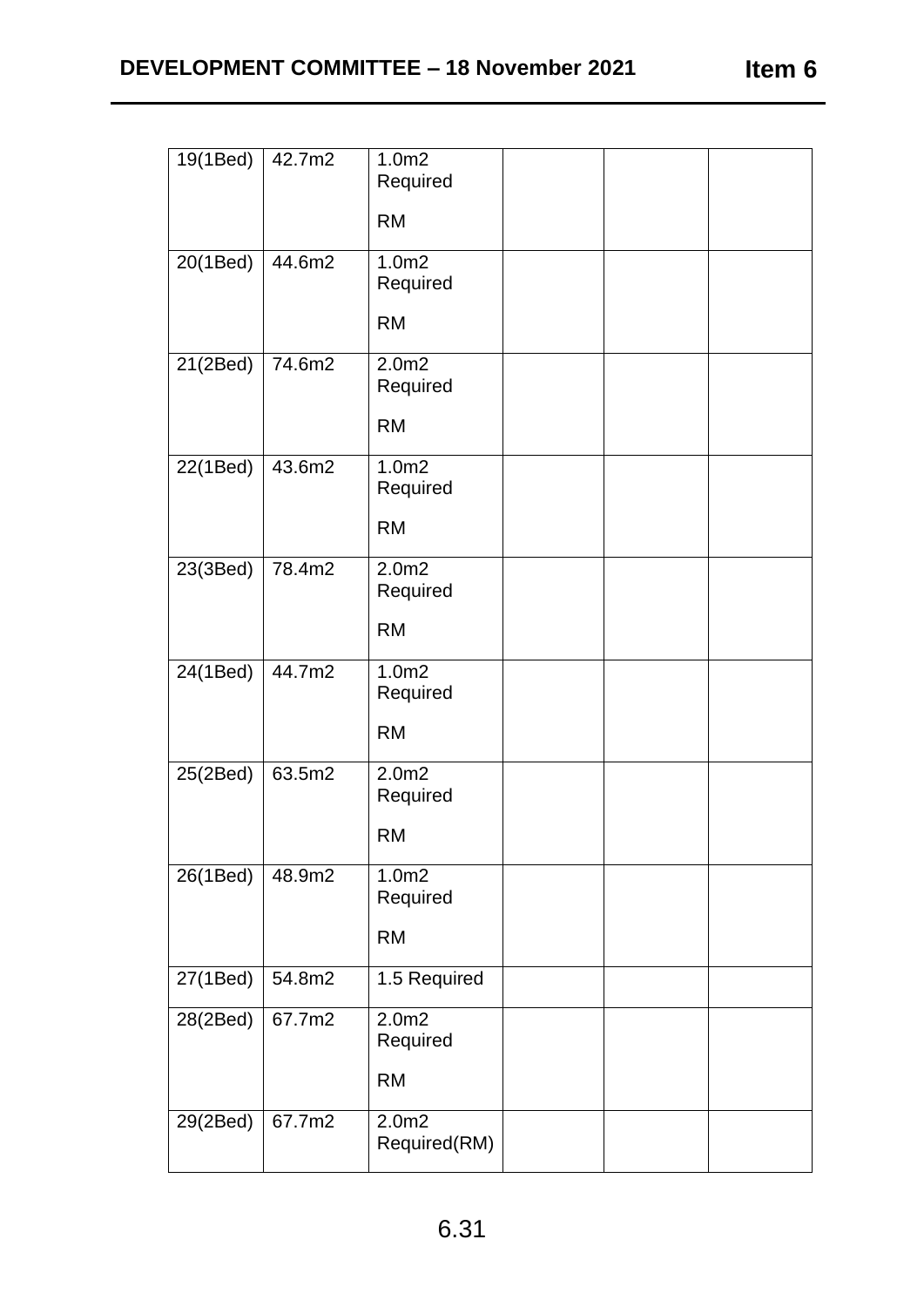| | | | | | |
|---|---|---|---|---|---|
| 19(1Bed) | 42.7m2 | 1.0m2 Required RM | | | |
| 20(1Bed) | 44.6m2 | 1.0m2 Required RM | | | |
| 21(2Bed) | 74.6m2 | 2.0m2 Required RM | | | |
| 22(1Bed) | 43.6m2 | 1.0m2 Required RM | | | |
| 23(3Bed) | 78.4m2 | 2.0m2 Required RM | | | |
| 24(1Bed) | 44.7m2 | 1.0m2 Required RM | | | |
| 25(2Bed) | 63.5m2 | 2.0m2 Required RM | | | |
| 26(1Bed) | 48.9m2 | 1.0m2 Required RM | | | |
| 27(1Bed) | 54.8m2 | 1.5 Required | | | |
| 28(2Bed) | 67.7m2 | 2.0m2 Required RM | | | |
| 29(2Bed) | 67.7m2 | 2.0m2 Required(RM) | | | |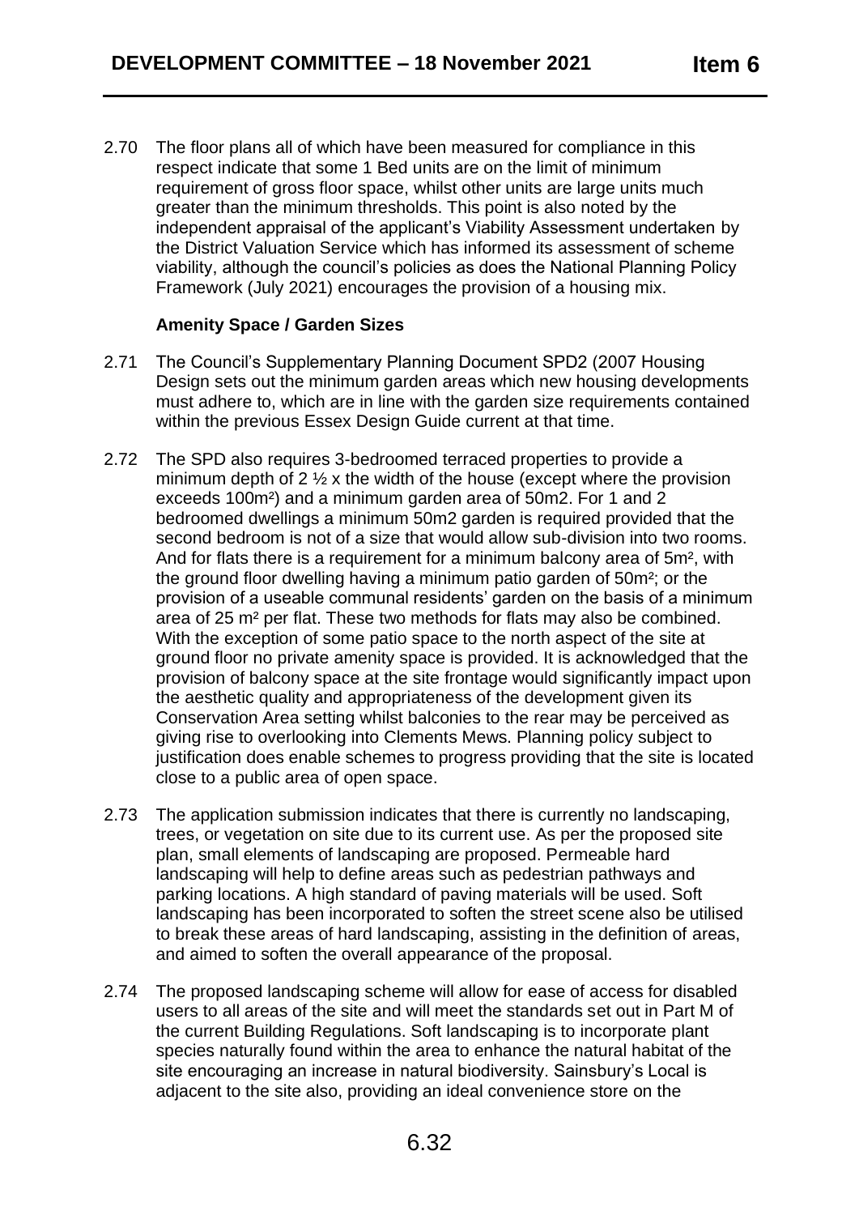2.70 The floor plans all of which have been measured for compliance in this respect indicate that some 1 Bed units are on the limit of minimum requirement of gross floor space, whilst other units are large units much greater than the minimum thresholds. This point is also noted by the independent appraisal of the applicant's Viability Assessment undertaken by the District Valuation Service which has informed its assessment of scheme viability, although the council's policies as does the National Planning Policy Framework (July 2021) encourages the provision of a housing mix.

**Amenity Space / Garden Sizes**

2.71 The Council's Supplementary Planning Document SPD2 (2007 Housing Design sets out the minimum garden areas which new housing developments must adhere to, which are in line with the garden size requirements contained within the previous Essex Design Guide current at that time.

2.72 The SPD also requires 3-bedroomed terraced properties to provide a minimum depth of 2 ½ x the width of the house (except where the provision exceeds 100m²) and a minimum garden area of 50m2. For 1 and 2 bedroomed dwellings a minimum 50m2 garden is required provided that the second bedroom is not of a size that would allow sub-division into two rooms. And for flats there is a requirement for a minimum balcony area of 5m², with the ground floor dwelling having a minimum patio garden of 50m²; or the provision of a useable communal residents' garden on the basis of a minimum area of 25 m² per flat. These two methods for flats may also be combined. With the exception of some patio space to the north aspect of the site at ground floor no private amenity space is provided. It is acknowledged that the provision of balcony space at the site frontage would significantly impact upon the aesthetic quality and appropriateness of the development given its Conservation Area setting whilst balconies to the rear may be perceived as giving rise to overlooking into Clements Mews. Planning policy subject to justification does enable schemes to progress providing that the site is located close to a public area of open space.

2.73 The application submission indicates that there is currently no landscaping, trees, or vegetation on site due to its current use. As per the proposed site plan, small elements of landscaping are proposed. Permeable hard landscaping will help to define areas such as pedestrian pathways and parking locations. A high standard of paving materials will be used. Soft landscaping has been incorporated to soften the street scene also be utilised to break these areas of hard landscaping, assisting in the definition of areas, and aimed to soften the overall appearance of the proposal.

2.74 The proposed landscaping scheme will allow for ease of access for disabled users to all areas of the site and will meet the standards set out in Part M of the current Building Regulations. Soft landscaping is to incorporate plant species naturally found within the area to enhance the natural habitat of the site encouraging an increase in natural biodiversity. Sainsbury's Local is adjacent to the site also, providing an ideal convenience store on the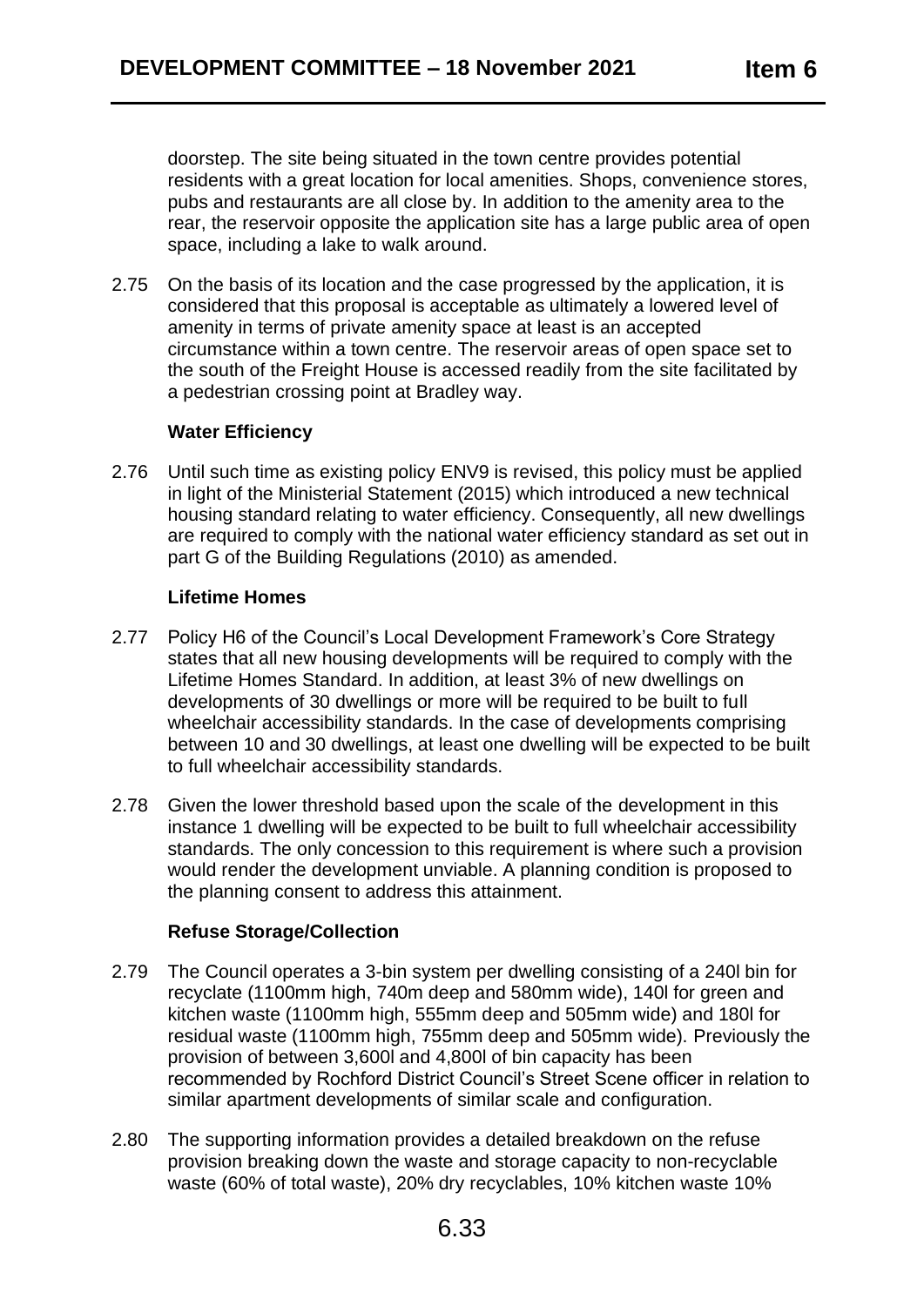doorstep. The site being situated in the town centre provides potential residents with a great location for local amenities. Shops, convenience stores, pubs and restaurants are all close by. In addition to the amenity area to the rear, the reservoir opposite the application site has a large public area of open space, including a lake to walk around.

2.75 On the basis of its location and the case progressed by the application, it is considered that this proposal is acceptable as ultimately a lowered level of amenity in terms of private amenity space at least is an accepted circumstance within a town centre. The reservoir areas of open space set to the south of the Freight House is accessed readily from the site facilitated by a pedestrian crossing point at Bradley way.

**Water Efficiency**

2.76 Until such time as existing policy ENV9 is revised, this policy must be applied in light of the Ministerial Statement (2015) which introduced a new technical housing standard relating to water efficiency. Consequently, all new dwellings are required to comply with the national water efficiency standard as set out in part G of the Building Regulations (2010) as amended.

**Lifetime Homes**

2.77 Policy H6 of the Council's Local Development Framework's Core Strategy states that all new housing developments will be required to comply with the Lifetime Homes Standard. In addition, at least 3% of new dwellings on developments of 30 dwellings or more will be required to be built to full wheelchair accessibility standards. In the case of developments comprising between 10 and 30 dwellings, at least one dwelling will be expected to be built to full wheelchair accessibility standards.

2.78 Given the lower threshold based upon the scale of the development in this instance 1 dwelling will be expected to be built to full wheelchair accessibility standards. The only concession to this requirement is where such a provision would render the development unviable. A planning condition is proposed to the planning consent to address this attainment.

**Refuse Storage/Collection**

2.79 The Council operates a 3-bin system per dwelling consisting of a 240l bin for recyclate (1100mm high, 740m deep and 580mm wide), 140l for green and kitchen waste (1100mm high, 555mm deep and 505mm wide) and 180l for residual waste (1100mm high, 755mm deep and 505mm wide). Previously the provision of between 3,600l and 4,800l of bin capacity has been recommended by Rochford District Council's Street Scene officer in relation to similar apartment developments of similar scale and configuration.

2.80 The supporting information provides a detailed breakdown on the refuse provision breaking down the waste and storage capacity to non-recyclable waste (60% of total waste), 20% dry recyclables, 10% kitchen waste 10%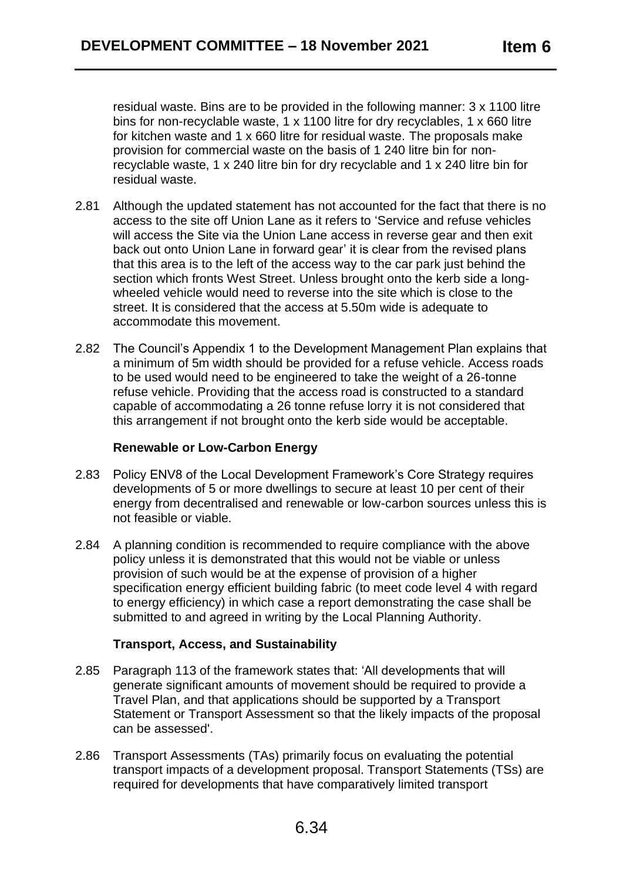residual waste. Bins are to be provided in the following manner: 3 x 1100 litre bins for non-recyclable waste, 1 x 1100 litre for dry recyclables, 1 x 660 litre for kitchen waste and 1 x 660 litre for residual waste. The proposals make provision for commercial waste on the basis of 1 240 litre bin for non-recyclable waste, 1 x 240 litre bin for dry recyclable and 1 x 240 litre bin for residual waste.

2.81 Although the updated statement has not accounted for the fact that there is no access to the site off Union Lane as it refers to 'Service and refuse vehicles will access the Site via the Union Lane access in reverse gear and then exit back out onto Union Lane in forward gear' it is clear from the revised plans that this area is to the left of the access way to the car park just behind the section which fronts West Street. Unless brought onto the kerb side a long-wheeled vehicle would need to reverse into the site which is close to the street. It is considered that the access at 5.50m wide is adequate to accommodate this movement.

2.82 The Council's Appendix 1 to the Development Management Plan explains that a minimum of 5m width should be provided for a refuse vehicle. Access roads to be used would need to be engineered to take the weight of a 26-tonne refuse vehicle. Providing that the access road is constructed to a standard capable of accommodating a 26 tonne refuse lorry it is not considered that this arrangement if not brought onto the kerb side would be acceptable.

### Renewable or Low-Carbon Energy

2.83 Policy ENV8 of the Local Development Framework's Core Strategy requires developments of 5 or more dwellings to secure at least 10 per cent of their energy from decentralised and renewable or low-carbon sources unless this is not feasible or viable.

2.84 A planning condition is recommended to require compliance with the above policy unless it is demonstrated that this would not be viable or unless provision of such would be at the expense of provision of a higher specification energy efficient building fabric (to meet code level 4 with regard to energy efficiency) in which case a report demonstrating the case shall be submitted to and agreed in writing by the Local Planning Authority.

### Transport, Access, and Sustainability

2.85 Paragraph 113 of the framework states that: 'All developments that will generate significant amounts of movement should be required to provide a Travel Plan, and that applications should be supported by a Transport Statement or Transport Assessment so that the likely impacts of the proposal can be assessed'.

2.86 Transport Assessments (TAs) primarily focus on evaluating the potential transport impacts of a development proposal. Transport Statements (TSs) are required for developments that have comparatively limited transport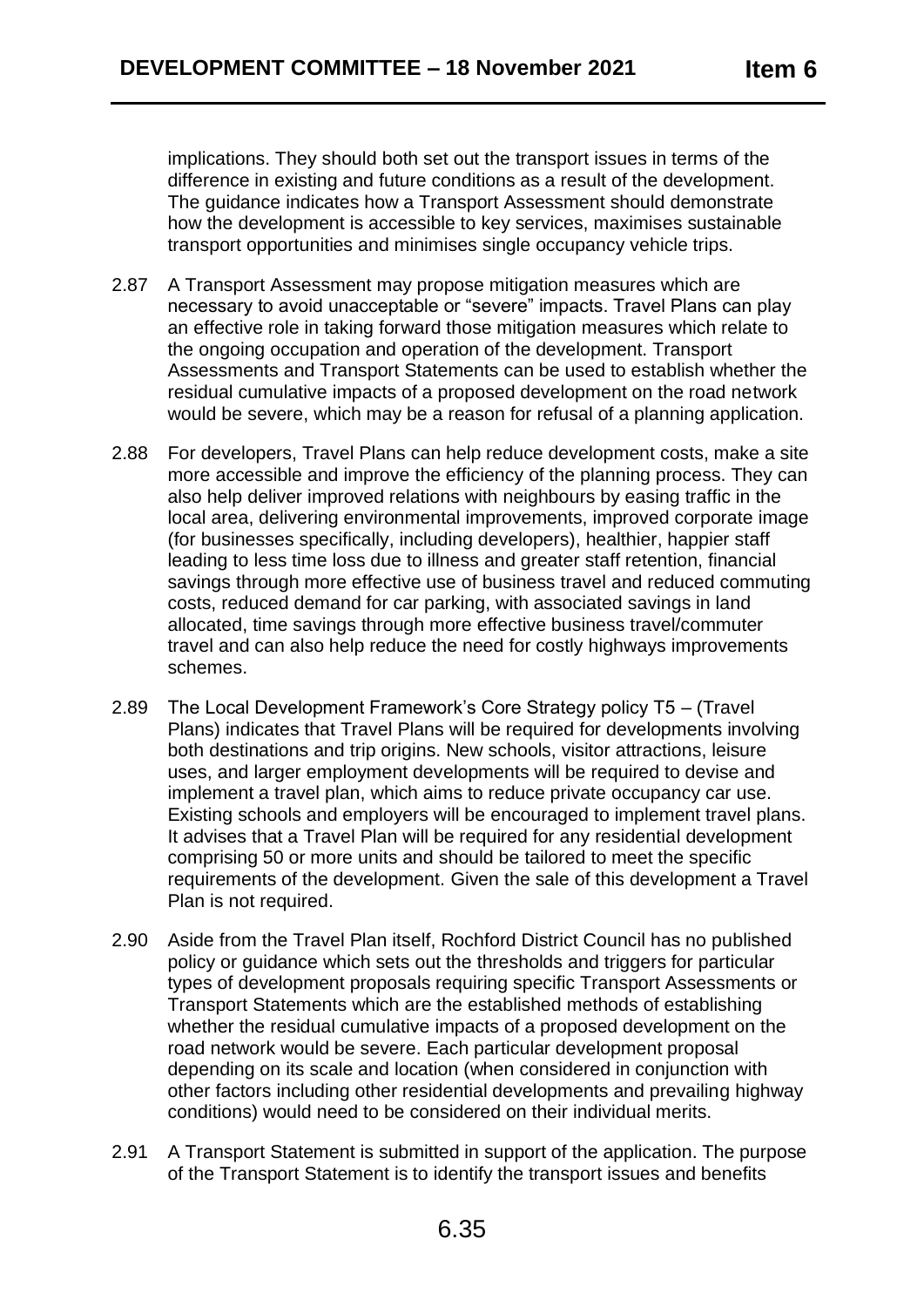implications. They should both set out the transport issues in terms of the difference in existing and future conditions as a result of the development. The guidance indicates how a Transport Assessment should demonstrate how the development is accessible to key services, maximises sustainable transport opportunities and minimises single occupancy vehicle trips.

2.87 A Transport Assessment may propose mitigation measures which are necessary to avoid unacceptable or "severe" impacts. Travel Plans can play an effective role in taking forward those mitigation measures which relate to the ongoing occupation and operation of the development. Transport Assessments and Transport Statements can be used to establish whether the residual cumulative impacts of a proposed development on the road network would be severe, which may be a reason for refusal of a planning application.

2.88 For developers, Travel Plans can help reduce development costs, make a site more accessible and improve the efficiency of the planning process. They can also help deliver improved relations with neighbours by easing traffic in the local area, delivering environmental improvements, improved corporate image (for businesses specifically, including developers), healthier, happier staff leading to less time loss due to illness and greater staff retention, financial savings through more effective use of business travel and reduced commuting costs, reduced demand for car parking, with associated savings in land allocated, time savings through more effective business travel/commuter travel and can also help reduce the need for costly highways improvements schemes.

2.89 The Local Development Framework's Core Strategy policy T5 – (Travel Plans) indicates that Travel Plans will be required for developments involving both destinations and trip origins. New schools, visitor attractions, leisure uses, and larger employment developments will be required to devise and implement a travel plan, which aims to reduce private occupancy car use. Existing schools and employers will be encouraged to implement travel plans. It advises that a Travel Plan will be required for any residential development comprising 50 or more units and should be tailored to meet the specific requirements of the development. Given the sale of this development a Travel Plan is not required.

2.90 Aside from the Travel Plan itself, Rochford District Council has no published policy or guidance which sets out the thresholds and triggers for particular types of development proposals requiring specific Transport Assessments or Transport Statements which are the established methods of establishing whether the residual cumulative impacts of a proposed development on the road network would be severe. Each particular development proposal depending on its scale and location (when considered in conjunction with other factors including other residential developments and prevailing highway conditions) would need to be considered on their individual merits.

2.91 A Transport Statement is submitted in support of the application. The purpose of the Transport Statement is to identify the transport issues and benefits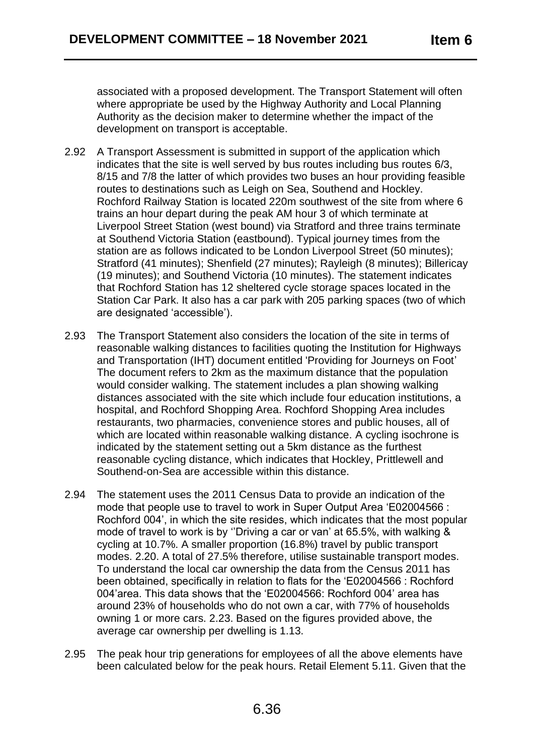associated with a proposed development. The Transport Statement will often where appropriate be used by the Highway Authority and Local Planning Authority as the decision maker to determine whether the impact of the development on transport is acceptable.

2.92 A Transport Assessment is submitted in support of the application which indicates that the site is well served by bus routes including bus routes 6/3, 8/15 and 7/8 the latter of which provides two buses an hour providing feasible routes to destinations such as Leigh on Sea, Southend and Hockley. Rochford Railway Station is located 220m southwest of the site from where 6 trains an hour depart during the peak AM hour 3 of which terminate at Liverpool Street Station (west bound) via Stratford and three trains terminate at Southend Victoria Station (eastbound). Typical journey times from the station are as follows indicated to be London Liverpool Street (50 minutes); Stratford (41 minutes); Shenfield (27 minutes); Rayleigh (8 minutes); Billericay (19 minutes); and Southend Victoria (10 minutes). The statement indicates that Rochford Station has 12 sheltered cycle storage spaces located in the Station Car Park. It also has a car park with 205 parking spaces (two of which are designated 'accessible').

2.93 The Transport Statement also considers the location of the site in terms of reasonable walking distances to facilities quoting the Institution for Highways and Transportation (IHT) document entitled 'Providing for Journeys on Foot' The document refers to 2km as the maximum distance that the population would consider walking. The statement includes a plan showing walking distances associated with the site which include four education institutions, a hospital, and Rochford Shopping Area. Rochford Shopping Area includes restaurants, two pharmacies, convenience stores and public houses, all of which are located within reasonable walking distance. A cycling isochrone is indicated by the statement setting out a 5km distance as the furthest reasonable cycling distance, which indicates that Hockley, Prittlewell and Southend-on-Sea are accessible within this distance.

2.94 The statement uses the 2011 Census Data to provide an indication of the mode that people use to travel to work in Super Output Area 'E02004566 : Rochford 004', in which the site resides, which indicates that the most popular mode of travel to work is by ''Driving a car or van' at 65.5%, with walking & cycling at 10.7%. A smaller proportion (16.8%) travel by public transport modes. 2.20. A total of 27.5% therefore, utilise sustainable transport modes. To understand the local car ownership the data from the Census 2011 has been obtained, specifically in relation to flats for the 'E02004566 : Rochford 004'area. This data shows that the 'E02004566: Rochford 004' area has around 23% of households who do not own a car, with 77% of households owning 1 or more cars. 2.23. Based on the figures provided above, the average car ownership per dwelling is 1.13.

2.95 The peak hour trip generations for employees of all the above elements have been calculated below for the peak hours. Retail Element 5.11. Given that the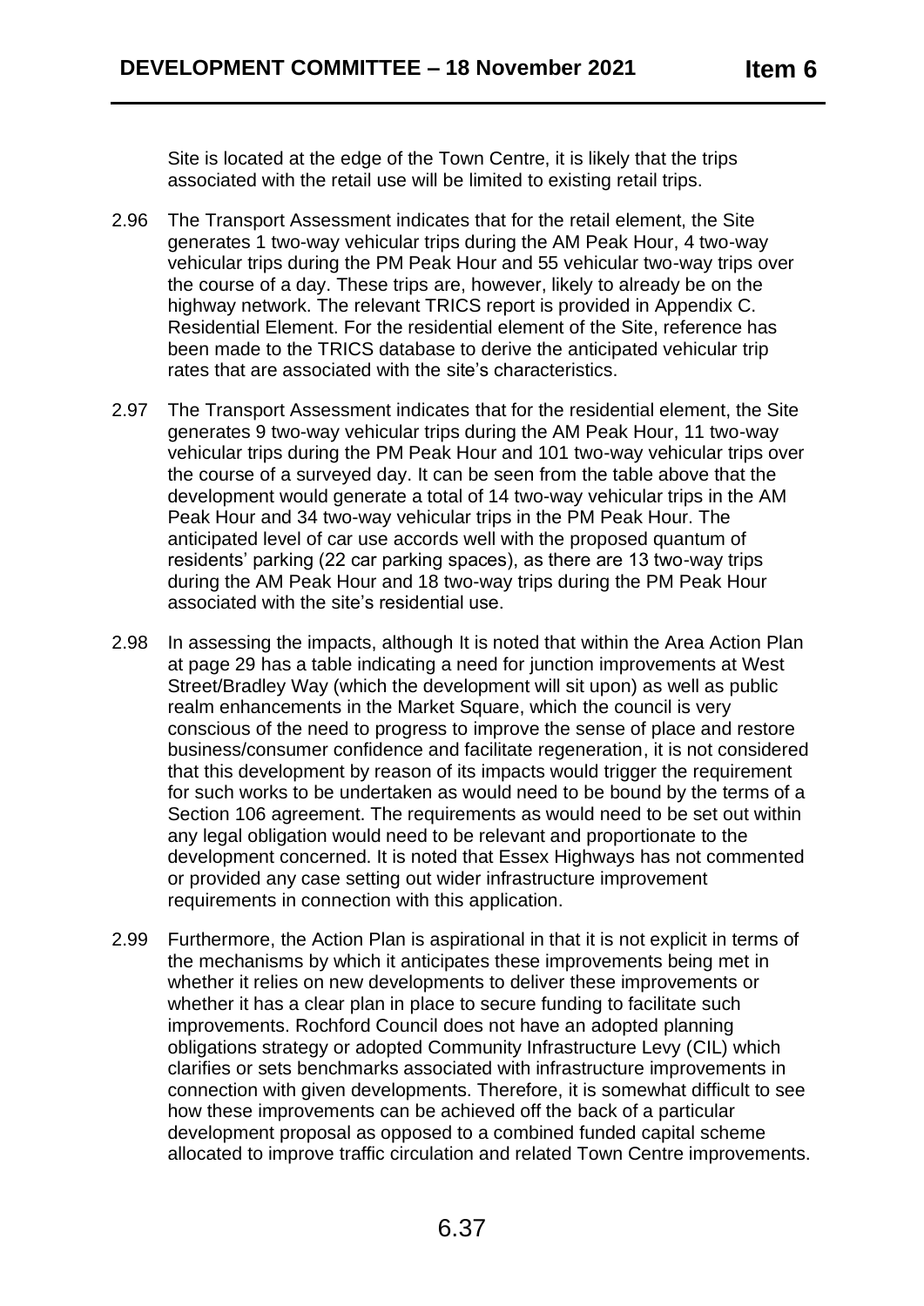Site is located at the edge of the Town Centre, it is likely that the trips associated with the retail use will be limited to existing retail trips.

2.96 The Transport Assessment indicates that for the retail element, the Site generates 1 two-way vehicular trips during the AM Peak Hour, 4 two-way vehicular trips during the PM Peak Hour and 55 vehicular two-way trips over the course of a day. These trips are, however, likely to already be on the highway network. The relevant TRICS report is provided in Appendix C. Residential Element. For the residential element of the Site, reference has been made to the TRICS database to derive the anticipated vehicular trip rates that are associated with the site's characteristics.

2.97 The Transport Assessment indicates that for the residential element, the Site generates 9 two-way vehicular trips during the AM Peak Hour, 11 two-way vehicular trips during the PM Peak Hour and 101 two-way vehicular trips over the course of a surveyed day. It can be seen from the table above that the development would generate a total of 14 two-way vehicular trips in the AM Peak Hour and 34 two-way vehicular trips in the PM Peak Hour. The anticipated level of car use accords well with the proposed quantum of residents' parking (22 car parking spaces), as there are 13 two-way trips during the AM Peak Hour and 18 two-way trips during the PM Peak Hour associated with the site's residential use.

2.98 In assessing the impacts, although It is noted that within the Area Action Plan at page 29 has a table indicating a need for junction improvements at West Street/Bradley Way (which the development will sit upon) as well as public realm enhancements in the Market Square, which the council is very conscious of the need to progress to improve the sense of place and restore business/consumer confidence and facilitate regeneration, it is not considered that this development by reason of its impacts would trigger the requirement for such works to be undertaken as would need to be bound by the terms of a Section 106 agreement. The requirements as would need to be set out within any legal obligation would need to be relevant and proportionate to the development concerned. It is noted that Essex Highways has not commented or provided any case setting out wider infrastructure improvement requirements in connection with this application.

2.99 Furthermore, the Action Plan is aspirational in that it is not explicit in terms of the mechanisms by which it anticipates these improvements being met in whether it relies on new developments to deliver these improvements or whether it has a clear plan in place to secure funding to facilitate such improvements. Rochford Council does not have an adopted planning obligations strategy or adopted Community Infrastructure Levy (CIL) which clarifies or sets benchmarks associated with infrastructure improvements in connection with given developments. Therefore, it is somewhat difficult to see how these improvements can be achieved off the back of a particular development proposal as opposed to a combined funded capital scheme allocated to improve traffic circulation and related Town Centre improvements.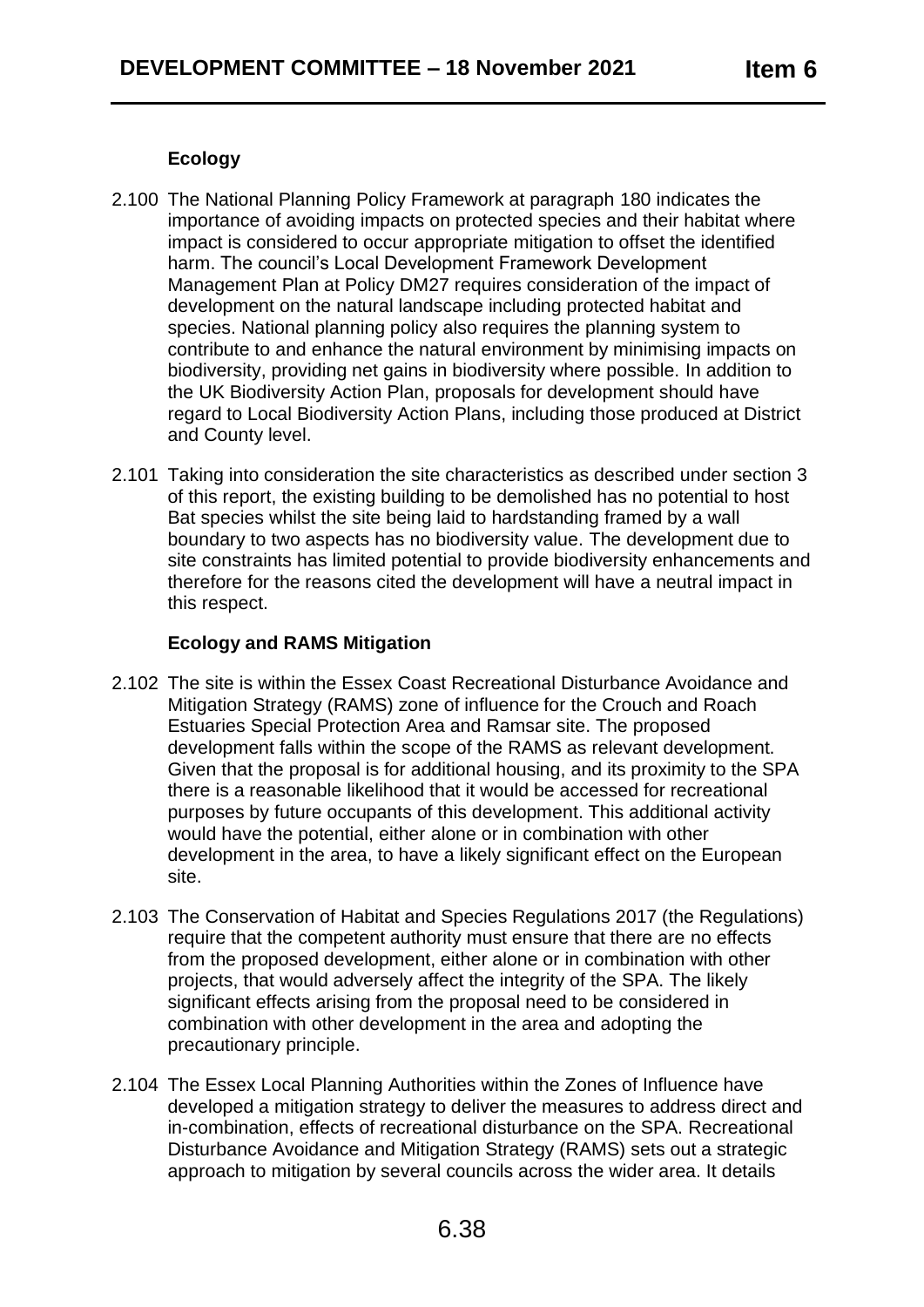**Ecology**

2.100 The National Planning Policy Framework at paragraph 180 indicates the importance of avoiding impacts on protected species and their habitat where impact is considered to occur appropriate mitigation to offset the identified harm. The council's Local Development Framework Development Management Plan at Policy DM27 requires consideration of the impact of development on the natural landscape including protected habitat and species. National planning policy also requires the planning system to contribute to and enhance the natural environment by minimising impacts on biodiversity, providing net gains in biodiversity where possible. In addition to the UK Biodiversity Action Plan, proposals for development should have regard to Local Biodiversity Action Plans, including those produced at District and County level.

2.101 Taking into consideration the site characteristics as described under section 3 of this report, the existing building to be demolished has no potential to host Bat species whilst the site being laid to hardstanding framed by a wall boundary to two aspects has no biodiversity value. The development due to site constraints has limited potential to provide biodiversity enhancements and therefore for the reasons cited the development will have a neutral impact in this respect.

**Ecology and RAMS Mitigation**

2.102 The site is within the Essex Coast Recreational Disturbance Avoidance and Mitigation Strategy (RAMS) zone of influence for the Crouch and Roach Estuaries Special Protection Area and Ramsar site. The proposed development falls within the scope of the RAMS as relevant development. Given that the proposal is for additional housing, and its proximity to the SPA there is a reasonable likelihood that it would be accessed for recreational purposes by future occupants of this development. This additional activity would have the potential, either alone or in combination with other development in the area, to have a likely significant effect on the European site.

2.103 The Conservation of Habitat and Species Regulations 2017 (the Regulations) require that the competent authority must ensure that there are no effects from the proposed development, either alone or in combination with other projects, that would adversely affect the integrity of the SPA. The likely significant effects arising from the proposal need to be considered in combination with other development in the area and adopting the precautionary principle.

2.104 The Essex Local Planning Authorities within the Zones of Influence have developed a mitigation strategy to deliver the measures to address direct and in-combination, effects of recreational disturbance on the SPA. Recreational Disturbance Avoidance and Mitigation Strategy (RAMS) sets out a strategic approach to mitigation by several councils across the wider area. It details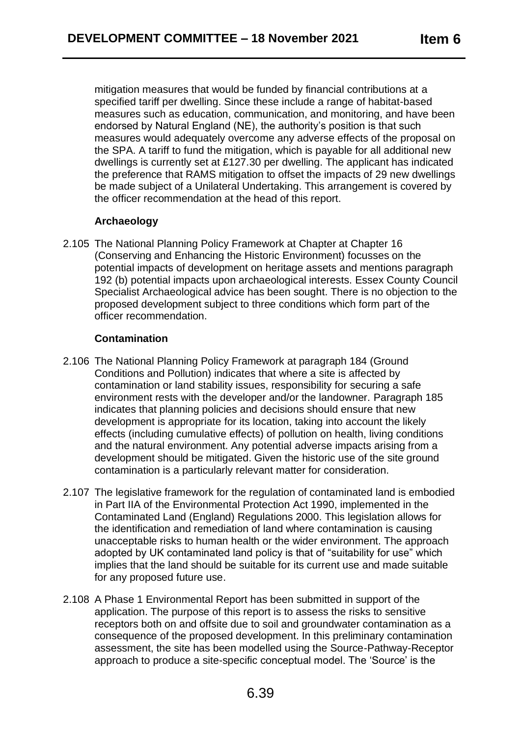mitigation measures that would be funded by financial contributions at a specified tariff per dwelling. Since these include a range of habitat-based measures such as education, communication, and monitoring, and have been endorsed by Natural England (NE), the authority's position is that such measures would adequately overcome any adverse effects of the proposal on the SPA. A tariff to fund the mitigation, which is payable for all additional new dwellings is currently set at £127.30 per dwelling. The applicant has indicated the preference that RAMS mitigation to offset the impacts of 29 new dwellings be made subject of a Unilateral Undertaking. This arrangement is covered by the officer recommendation at the head of this report.

**Archaeology**

2.105 The National Planning Policy Framework at Chapter at Chapter 16 (Conserving and Enhancing the Historic Environment) focusses on the potential impacts of development on heritage assets and mentions paragraph 192 (b) potential impacts upon archaeological interests. Essex County Council Specialist Archaeological advice has been sought. There is no objection to the proposed development subject to three conditions which form part of the officer recommendation.

**Contamination**

2.106 The National Planning Policy Framework at paragraph 184 (Ground Conditions and Pollution) indicates that where a site is affected by contamination or land stability issues, responsibility for securing a safe environment rests with the developer and/or the landowner. Paragraph 185 indicates that planning policies and decisions should ensure that new development is appropriate for its location, taking into account the likely effects (including cumulative effects) of pollution on health, living conditions and the natural environment. Any potential adverse impacts arising from a development should be mitigated. Given the historic use of the site ground contamination is a particularly relevant matter for consideration.

2.107 The legislative framework for the regulation of contaminated land is embodied in Part IIA of the Environmental Protection Act 1990, implemented in the Contaminated Land (England) Regulations 2000. This legislation allows for the identification and remediation of land where contamination is causing unacceptable risks to human health or the wider environment. The approach adopted by UK contaminated land policy is that of "suitability for use" which implies that the land should be suitable for its current use and made suitable for any proposed future use.

2.108 A Phase 1 Environmental Report has been submitted in support of the application. The purpose of this report is to assess the risks to sensitive receptors both on and offsite due to soil and groundwater contamination as a consequence of the proposed development. In this preliminary contamination assessment, the site has been modelled using the Source-Pathway-Receptor approach to produce a site-specific conceptual model. The 'Source' is the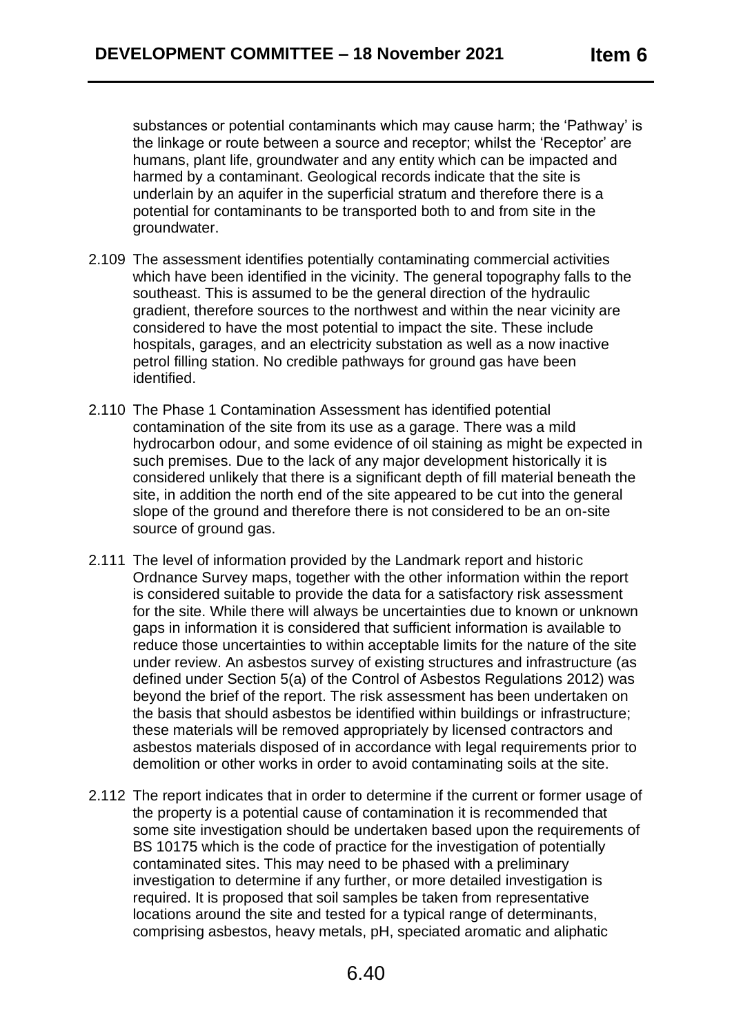substances or potential contaminants which may cause harm; the 'Pathway' is the linkage or route between a source and receptor; whilst the 'Receptor' are humans, plant life, groundwater and any entity which can be impacted and harmed by a contaminant. Geological records indicate that the site is underlain by an aquifer in the superficial stratum and therefore there is a potential for contaminants to be transported both to and from site in the groundwater.

2.109 The assessment identifies potentially contaminating commercial activities which have been identified in the vicinity. The general topography falls to the southeast. This is assumed to be the general direction of the hydraulic gradient, therefore sources to the northwest and within the near vicinity are considered to have the most potential to impact the site. These include hospitals, garages, and an electricity substation as well as a now inactive petrol filling station. No credible pathways for ground gas have been identified.

2.110 The Phase 1 Contamination Assessment has identified potential contamination of the site from its use as a garage. There was a mild hydrocarbon odour, and some evidence of oil staining as might be expected in such premises. Due to the lack of any major development historically it is considered unlikely that there is a significant depth of fill material beneath the site, in addition the north end of the site appeared to be cut into the general slope of the ground and therefore there is not considered to be an on-site source of ground gas.

2.111 The level of information provided by the Landmark report and historic Ordnance Survey maps, together with the other information within the report is considered suitable to provide the data for a satisfactory risk assessment for the site. While there will always be uncertainties due to known or unknown gaps in information it is considered that sufficient information is available to reduce those uncertainties to within acceptable limits for the nature of the site under review. An asbestos survey of existing structures and infrastructure (as defined under Section 5(a) of the Control of Asbestos Regulations 2012) was beyond the brief of the report. The risk assessment has been undertaken on the basis that should asbestos be identified within buildings or infrastructure; these materials will be removed appropriately by licensed contractors and asbestos materials disposed of in accordance with legal requirements prior to demolition or other works in order to avoid contaminating soils at the site.

2.112 The report indicates that in order to determine if the current or former usage of the property is a potential cause of contamination it is recommended that some site investigation should be undertaken based upon the requirements of BS 10175 which is the code of practice for the investigation of potentially contaminated sites. This may need to be phased with a preliminary investigation to determine if any further, or more detailed investigation is required. It is proposed that soil samples be taken from representative locations around the site and tested for a typical range of determinants, comprising asbestos, heavy metals, pH, speciated aromatic and aliphatic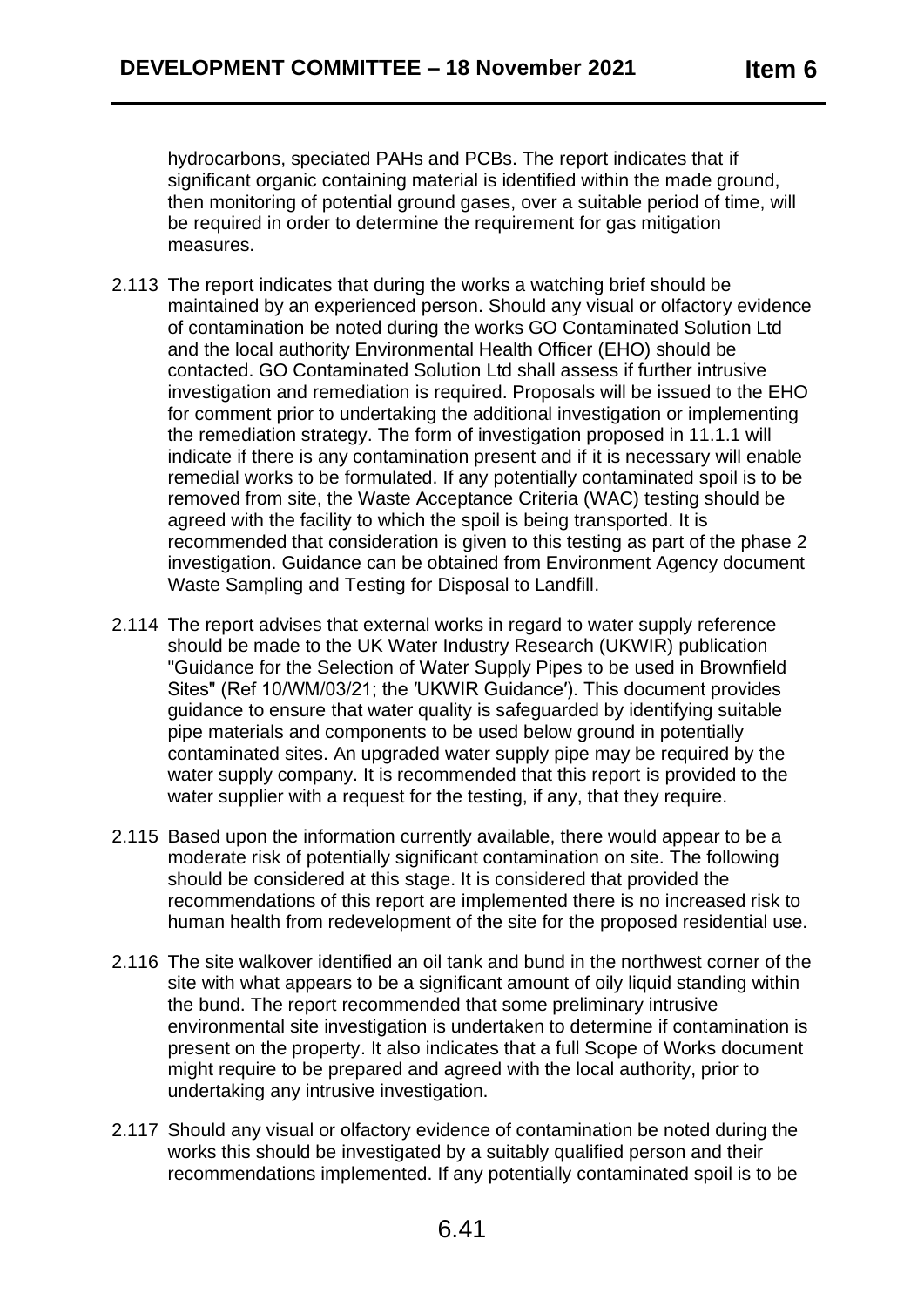hydrocarbons, speciated PAHs and PCBs. The report indicates that if significant organic containing material is identified within the made ground, then monitoring of potential ground gases, over a suitable period of time, will be required in order to determine the requirement for gas mitigation measures.

2.113 The report indicates that during the works a watching brief should be maintained by an experienced person. Should any visual or olfactory evidence of contamination be noted during the works GO Contaminated Solution Ltd and the local authority Environmental Health Officer (EHO) should be contacted. GO Contaminated Solution Ltd shall assess if further intrusive investigation and remediation is required. Proposals will be issued to the EHO for comment prior to undertaking the additional investigation or implementing the remediation strategy. The form of investigation proposed in 11.1.1 will indicate if there is any contamination present and if it is necessary will enable remedial works to be formulated. If any potentially contaminated spoil is to be removed from site, the Waste Acceptance Criteria (WAC) testing should be agreed with the facility to which the spoil is being transported. It is recommended that consideration is given to this testing as part of the phase 2 investigation. Guidance can be obtained from Environment Agency document Waste Sampling and Testing for Disposal to Landfill.

2.114 The report advises that external works in regard to water supply reference should be made to the UK Water Industry Research (UKWIR) publication "Guidance for the Selection of Water Supply Pipes to be used in Brownfield Sites" (Ref 10/WM/03/21; the 'UKWIR Guidance'). This document provides guidance to ensure that water quality is safeguarded by identifying suitable pipe materials and components to be used below ground in potentially contaminated sites. An upgraded water supply pipe may be required by the water supply company. It is recommended that this report is provided to the water supplier with a request for the testing, if any, that they require.

2.115 Based upon the information currently available, there would appear to be a moderate risk of potentially significant contamination on site. The following should be considered at this stage. It is considered that provided the recommendations of this report are implemented there is no increased risk to human health from redevelopment of the site for the proposed residential use.

2.116 The site walkover identified an oil tank and bund in the northwest corner of the site with what appears to be a significant amount of oily liquid standing within the bund. The report recommended that some preliminary intrusive environmental site investigation is undertaken to determine if contamination is present on the property. It also indicates that a full Scope of Works document might require to be prepared and agreed with the local authority, prior to undertaking any intrusive investigation.

2.117 Should any visual or olfactory evidence of contamination be noted during the works this should be investigated by a suitably qualified person and their recommendations implemented. If any potentially contaminated spoil is to be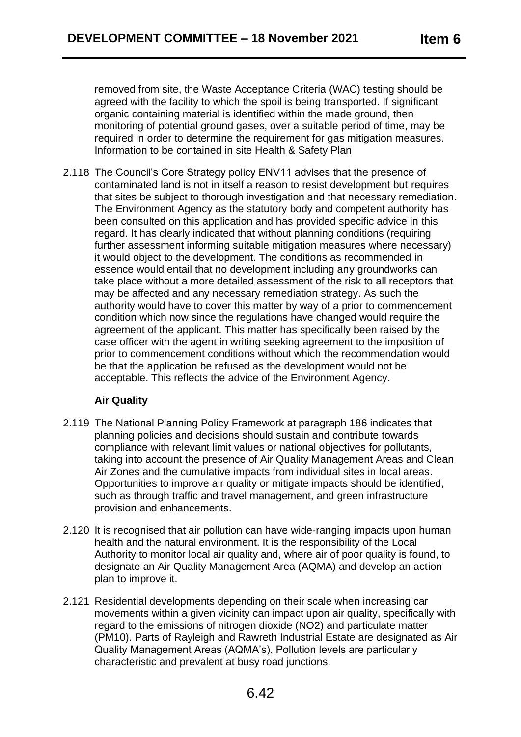removed from site, the Waste Acceptance Criteria (WAC) testing should be agreed with the facility to which the spoil is being transported. If significant organic containing material is identified within the made ground, then monitoring of potential ground gases, over a suitable period of time, may be required in order to determine the requirement for gas mitigation measures. Information to be contained in site Health & Safety Plan

2.118 The Council's Core Strategy policy ENV11 advises that the presence of contaminated land is not in itself a reason to resist development but requires that sites be subject to thorough investigation and that necessary remediation. The Environment Agency as the statutory body and competent authority has been consulted on this application and has provided specific advice in this regard. It has clearly indicated that without planning conditions (requiring further assessment informing suitable mitigation measures where necessary) it would object to the development. The conditions as recommended in essence would entail that no development including any groundworks can take place without a more detailed assessment of the risk to all receptors that may be affected and any necessary remediation strategy. As such the authority would have to cover this matter by way of a prior to commencement condition which now since the regulations have changed would require the agreement of the applicant. This matter has specifically been raised by the case officer with the agent in writing seeking agreement to the imposition of prior to commencement conditions without which the recommendation would be that the application be refused as the development would not be acceptable. This reflects the advice of the Environment Agency.

**Air Quality**

2.119 The National Planning Policy Framework at paragraph 186 indicates that planning policies and decisions should sustain and contribute towards compliance with relevant limit values or national objectives for pollutants, taking into account the presence of Air Quality Management Areas and Clean Air Zones and the cumulative impacts from individual sites in local areas. Opportunities to improve air quality or mitigate impacts should be identified, such as through traffic and travel management, and green infrastructure provision and enhancements.

2.120 It is recognised that air pollution can have wide-ranging impacts upon human health and the natural environment. It is the responsibility of the Local Authority to monitor local air quality and, where air of poor quality is found, to designate an Air Quality Management Area (AQMA) and develop an action plan to improve it.

2.121 Residential developments depending on their scale when increasing car movements within a given vicinity can impact upon air quality, specifically with regard to the emissions of nitrogen dioxide ($NO_2$) and particulate matter ($PM_{10}$). Parts of Rayleigh and Rawreth Industrial Estate are designated as Air Quality Management Areas (AQMA's). Pollution levels are particularly characteristic and prevalent at busy road junctions.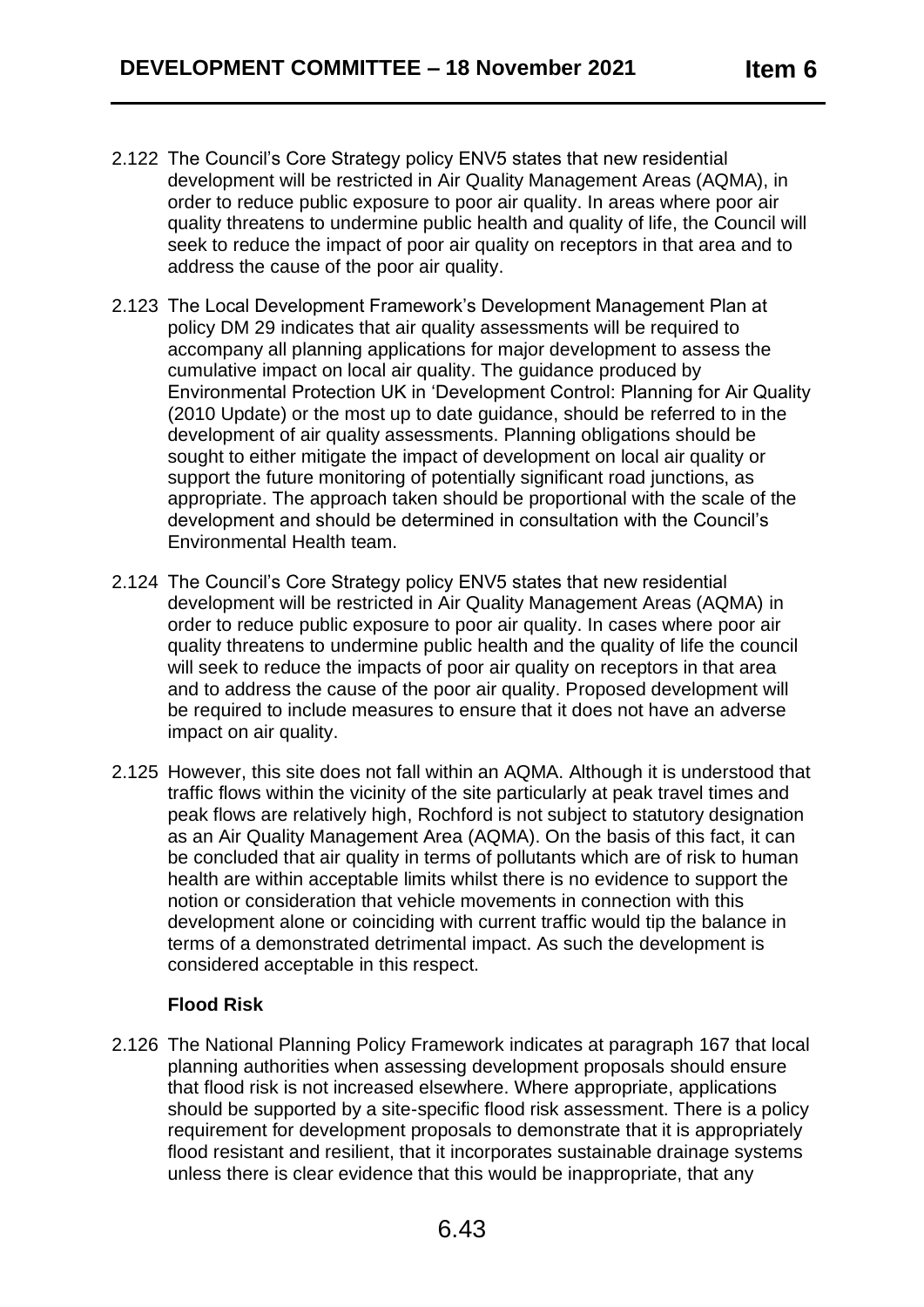2.122 The Council's Core Strategy policy ENV5 states that new residential development will be restricted in Air Quality Management Areas (AQMA), in order to reduce public exposure to poor air quality. In areas where poor air quality threatens to undermine public health and quality of life, the Council will seek to reduce the impact of poor air quality on receptors in that area and to address the cause of the poor air quality.

2.123 The Local Development Framework's Development Management Plan at policy DM 29 indicates that air quality assessments will be required to accompany all planning applications for major development to assess the cumulative impact on local air quality. The guidance produced by Environmental Protection UK in 'Development Control: Planning for Air Quality (2010 Update) or the most up to date guidance, should be referred to in the development of air quality assessments. Planning obligations should be sought to either mitigate the impact of development on local air quality or support the future monitoring of potentially significant road junctions, as appropriate. The approach taken should be proportional with the scale of the development and should be determined in consultation with the Council's Environmental Health team.

2.124 The Council's Core Strategy policy ENV5 states that new residential development will be restricted in Air Quality Management Areas (AQMA) in order to reduce public exposure to poor air quality. In cases where poor air quality threatens to undermine public health and the quality of life the council will seek to reduce the impacts of poor air quality on receptors in that area and to address the cause of the poor air quality. Proposed development will be required to include measures to ensure that it does not have an adverse impact on air quality.

2.125 However, this site does not fall within an AQMA. Although it is understood that traffic flows within the vicinity of the site particularly at peak travel times and peak flows are relatively high, Rochford is not subject to statutory designation as an Air Quality Management Area (AQMA). On the basis of this fact, it can be concluded that air quality in terms of pollutants which are of risk to human health are within acceptable limits whilst there is no evidence to support the notion or consideration that vehicle movements in connection with this development alone or coinciding with current traffic would tip the balance in terms of a demonstrated detrimental impact. As such the development is considered acceptable in this respect.

**Flood Risk**

2.126 The National Planning Policy Framework indicates at paragraph 167 that local planning authorities when assessing development proposals should ensure that flood risk is not increased elsewhere. Where appropriate, applications should be supported by a site-specific flood risk assessment. There is a policy requirement for development proposals to demonstrate that it is appropriately flood resistant and resilient, that it incorporates sustainable drainage systems unless there is clear evidence that this would be inappropriate, that any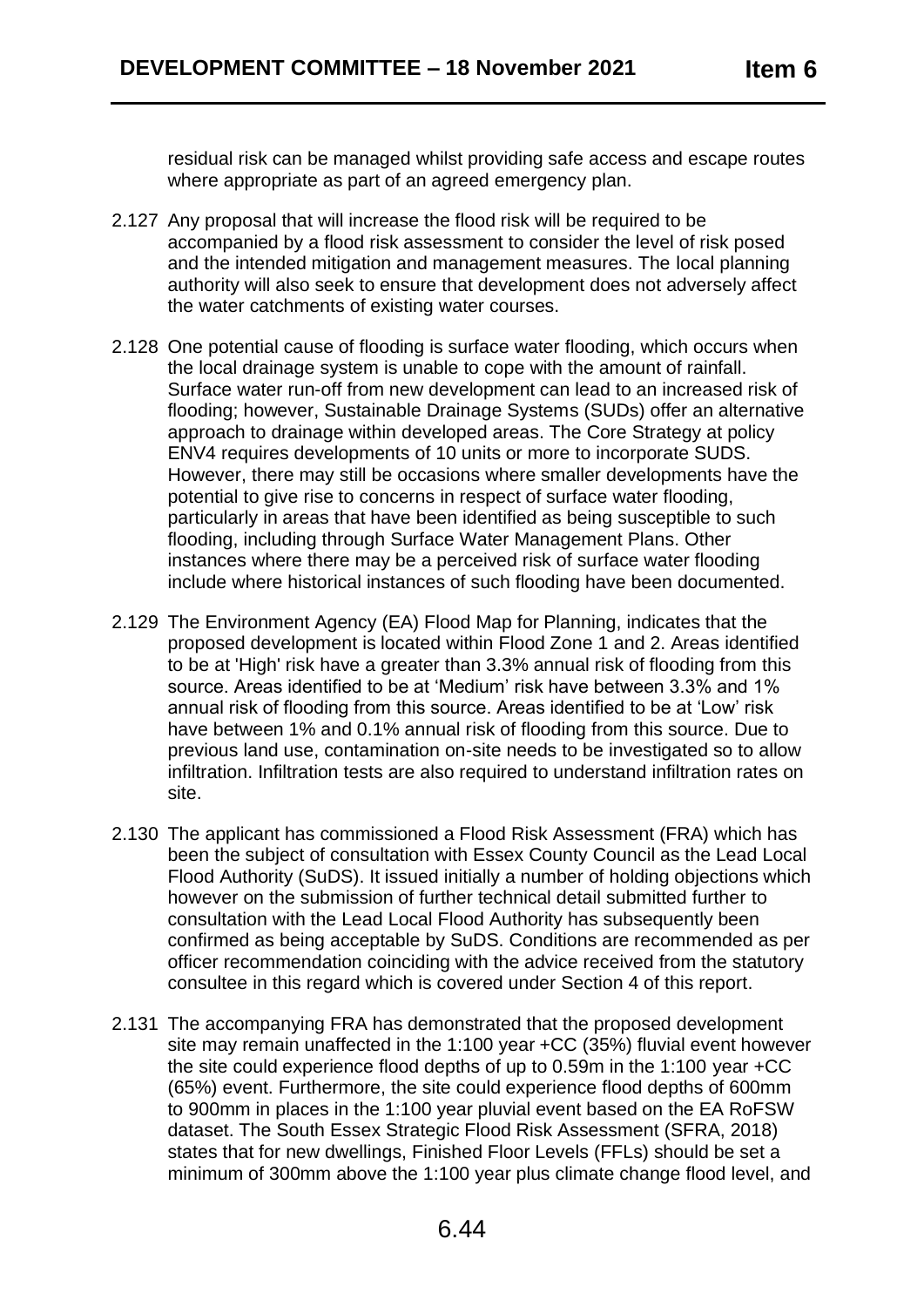residual risk can be managed whilst providing safe access and escape routes where appropriate as part of an agreed emergency plan.

2.127 Any proposal that will increase the flood risk will be required to be accompanied by a flood risk assessment to consider the level of risk posed and the intended mitigation and management measures. The local planning authority will also seek to ensure that development does not adversely affect the water catchments of existing water courses.

2.128 One potential cause of flooding is surface water flooding, which occurs when the local drainage system is unable to cope with the amount of rainfall. Surface water run-off from new development can lead to an increased risk of flooding; however, Sustainable Drainage Systems (SUDs) offer an alternative approach to drainage within developed areas. The Core Strategy at policy ENV4 requires developments of 10 units or more to incorporate SUDS. However, there may still be occasions where smaller developments have the potential to give rise to concerns in respect of surface water flooding, particularly in areas that have been identified as being susceptible to such flooding, including through Surface Water Management Plans. Other instances where there may be a perceived risk of surface water flooding include where historical instances of such flooding have been documented.

2.129 The Environment Agency (EA) Flood Map for Planning, indicates that the proposed development is located within Flood Zone 1 and 2. Areas identified to be at 'High' risk have a greater than 3.3% annual risk of flooding from this source. Areas identified to be at 'Medium' risk have between 3.3% and 1% annual risk of flooding from this source. Areas identified to be at 'Low' risk have between 1% and 0.1% annual risk of flooding from this source. Due to previous land use, contamination on-site needs to be investigated so to allow infiltration. Infiltration tests are also required to understand infiltration rates on site.

2.130 The applicant has commissioned a Flood Risk Assessment (FRA) which has been the subject of consultation with Essex County Council as the Lead Local Flood Authority (SuDS). It issued initially a number of holding objections which however on the submission of further technical detail submitted further to consultation with the Lead Local Flood Authority has subsequently been confirmed as being acceptable by SuDS. Conditions are recommended as per officer recommendation coinciding with the advice received from the statutory consultee in this regard which is covered under Section 4 of this report.

2.131 The accompanying FRA has demonstrated that the proposed development site may remain unaffected in the 1:100 year +CC (35%) fluvial event however the site could experience flood depths of up to 0.59m in the 1:100 year +CC (65%) event. Furthermore, the site could experience flood depths of 600mm to 900mm in places in the 1:100 year pluvial event based on the EA RoFSW dataset. The South Essex Strategic Flood Risk Assessment (SFRA, 2018) states that for new dwellings, Finished Floor Levels (FFLs) should be set a minimum of 300mm above the 1:100 year plus climate change flood level, and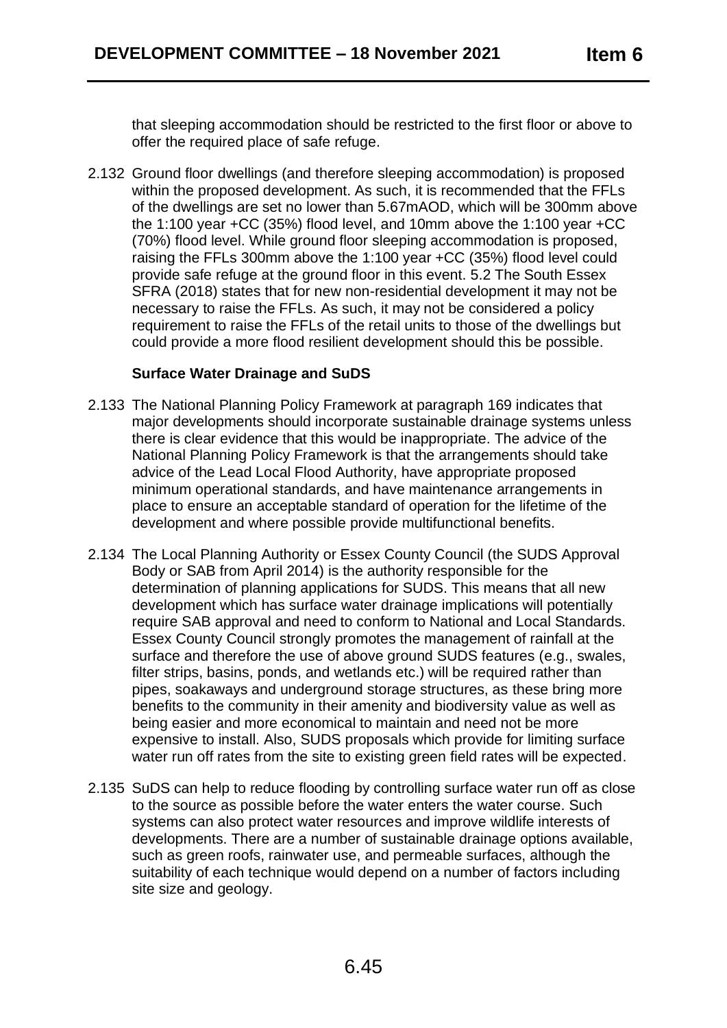that sleeping accommodation should be restricted to the first floor or above to offer the required place of safe refuge.

2.132 Ground floor dwellings (and therefore sleeping accommodation) is proposed within the proposed development. As such, it is recommended that the FFLs of the dwellings are set no lower than 5.67mAOD, which will be 300mm above the 1:100 year +CC (35%) flood level, and 10mm above the 1:100 year +CC (70%) flood level. While ground floor sleeping accommodation is proposed, raising the FFLs 300mm above the 1:100 year +CC (35%) flood level could provide safe refuge at the ground floor in this event. 5.2 The South Essex SFRA (2018) states that for new non-residential development it may not be necessary to raise the FFLs. As such, it may not be considered a policy requirement to raise the FFLs of the retail units to those of the dwellings but could provide a more flood resilient development should this be possible.

**Surface Water Drainage and SuDS**

2.133 The National Planning Policy Framework at paragraph 169 indicates that major developments should incorporate sustainable drainage systems unless there is clear evidence that this would be inappropriate. The advice of the National Planning Policy Framework is that the arrangements should take advice of the Lead Local Flood Authority, have appropriate proposed minimum operational standards, and have maintenance arrangements in place to ensure an acceptable standard of operation for the lifetime of the development and where possible provide multifunctional benefits.

2.134 The Local Planning Authority or Essex County Council (the SUDS Approval Body or SAB from April 2014) is the authority responsible for the determination of planning applications for SUDS. This means that all new development which has surface water drainage implications will potentially require SAB approval and need to conform to National and Local Standards. Essex County Council strongly promotes the management of rainfall at the surface and therefore the use of above ground SUDS features (e.g., swales, filter strips, basins, ponds, and wetlands etc.) will be required rather than pipes, soakaways and underground storage structures, as these bring more benefits to the community in their amenity and biodiversity value as well as being easier and more economical to maintain and need not be more expensive to install. Also, SUDS proposals which provide for limiting surface water run off rates from the site to existing green field rates will be expected.

2.135 SuDS can help to reduce flooding by controlling surface water run off as close to the source as possible before the water enters the water course. Such systems can also protect water resources and improve wildlife interests of developments. There are a number of sustainable drainage options available, such as green roofs, rainwater use, and permeable surfaces, although the suitability of each technique would depend on a number of factors including site size and geology.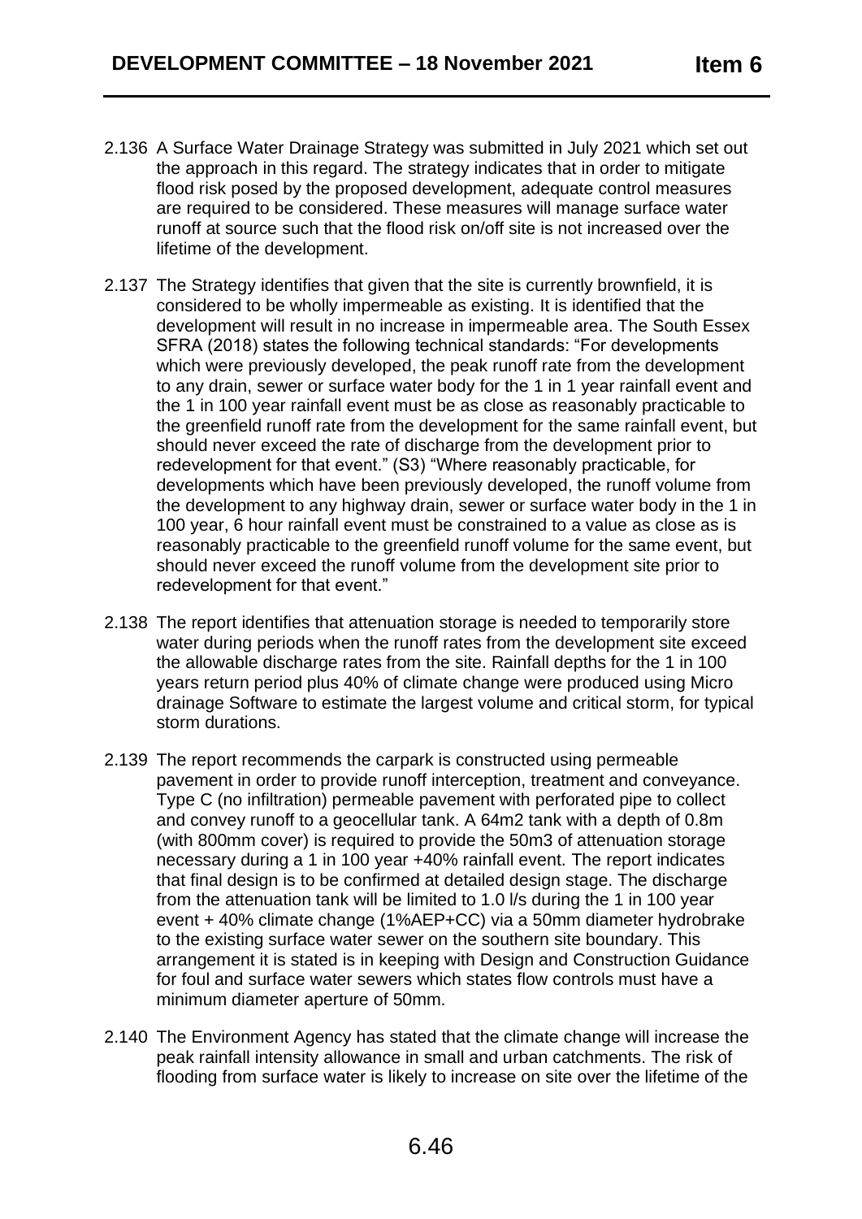2.136 A Surface Water Drainage Strategy was submitted in July 2021 which set out the approach in this regard. The strategy indicates that in order to mitigate flood risk posed by the proposed development, adequate control measures are required to be considered. These measures will manage surface water runoff at source such that the flood risk on/off site is not increased over the lifetime of the development.

2.137 The Strategy identifies that given that the site is currently brownfield, it is considered to be wholly impermeable as existing. It is identified that the development will result in no increase in impermeable area. The South Essex SFRA (2018) states the following technical standards: "For developments which were previously developed, the peak runoff rate from the development to any drain, sewer or surface water body for the 1 in 1 year rainfall event and the 1 in 100 year rainfall event must be as close as reasonably practicable to the greenfield runoff rate from the development for the same rainfall event, but should never exceed the rate of discharge from the development prior to redevelopment for that event." (S3) "Where reasonably practicable, for developments which have been previously developed, the runoff volume from the development to any highway drain, sewer or surface water body in the 1 in 100 year, 6 hour rainfall event must be constrained to a value as close as is reasonably practicable to the greenfield runoff volume for the same event, but should never exceed the runoff volume from the development site prior to redevelopment for that event."

2.138 The report identifies that attenuation storage is needed to temporarily store water during periods when the runoff rates from the development site exceed the allowable discharge rates from the site. Rainfall depths for the 1 in 100 years return period plus 40% of climate change were produced using Micro drainage Software to estimate the largest volume and critical storm, for typical storm durations.

2.139 The report recommends the carpark is constructed using permeable pavement in order to provide runoff interception, treatment and conveyance. Type C (no infiltration) permeable pavement with perforated pipe to collect and convey runoff to a geocellular tank. A 64m2 tank with a depth of 0.8m (with 800mm cover) is required to provide the 50m3 of attenuation storage necessary during a 1 in 100 year +40% rainfall event. The report indicates that final design is to be confirmed at detailed design stage. The discharge from the attenuation tank will be limited to 1.0 l/s during the 1 in 100 year event + 40% climate change (1%AEP+CC) via a 50mm diameter hydrobrake to the existing surface water sewer on the southern site boundary. This arrangement it is stated is in keeping with Design and Construction Guidance for foul and surface water sewers which states flow controls must have a minimum diameter aperture of 50mm.

2.140 The Environment Agency has stated that the climate change will increase the peak rainfall intensity allowance in small and urban catchments. The risk of flooding from surface water is likely to increase on site over the lifetime of the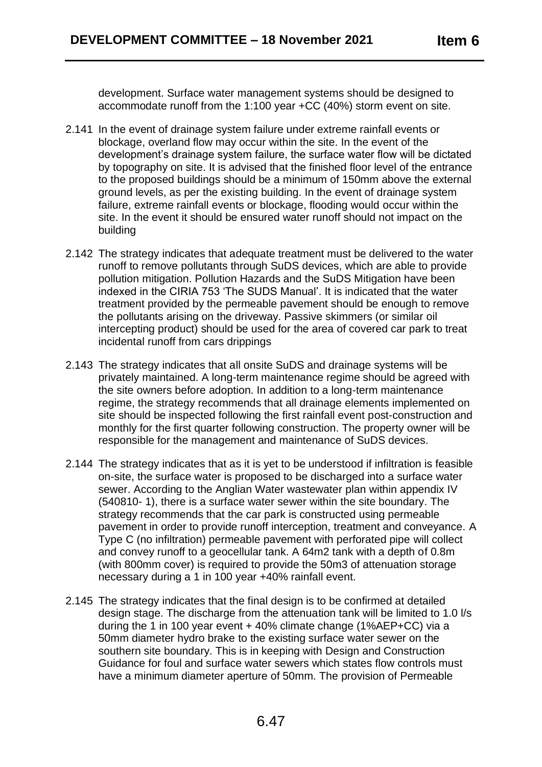development. Surface water management systems should be designed to accommodate runoff from the 1:100 year +CC (40%) storm event on site.

2.141 In the event of drainage system failure under extreme rainfall events or blockage, overland flow may occur within the site. In the event of the development's drainage system failure, the surface water flow will be dictated by topography on site. It is advised that the finished floor level of the entrance to the proposed buildings should be a minimum of 150mm above the external ground levels, as per the existing building. In the event of drainage system failure, extreme rainfall events or blockage, flooding would occur within the site. In the event it should be ensured water runoff should not impact on the building

2.142 The strategy indicates that adequate treatment must be delivered to the water runoff to remove pollutants through SuDS devices, which are able to provide pollution mitigation. Pollution Hazards and the SuDS Mitigation have been indexed in the CIRIA 753 'The SUDS Manual'. It is indicated that the water treatment provided by the permeable pavement should be enough to remove the pollutants arising on the driveway. Passive skimmers (or similar oil intercepting product) should be used for the area of covered car park to treat incidental runoff from cars drippings

2.143 The strategy indicates that all onsite SuDS and drainage systems will be privately maintained. A long-term maintenance regime should be agreed with the site owners before adoption. In addition to a long-term maintenance regime, the strategy recommends that all drainage elements implemented on site should be inspected following the first rainfall event post-construction and monthly for the first quarter following construction. The property owner will be responsible for the management and maintenance of SuDS devices.

2.144 The strategy indicates that as it is yet to be understood if infiltration is feasible on-site, the surface water is proposed to be discharged into a surface water sewer. According to the Anglian Water wastewater plan within appendix IV (540810- 1), there is a surface water sewer within the site boundary. The strategy recommends that the car park is constructed using permeable pavement in order to provide runoff interception, treatment and conveyance. A Type C (no infiltration) permeable pavement with perforated pipe will collect and convey runoff to a geocellular tank. A 64m2 tank with a depth of 0.8m (with 800mm cover) is required to provide the 50m3 of attenuation storage necessary during a 1 in 100 year +40% rainfall event.

2.145 The strategy indicates that the final design is to be confirmed at detailed design stage. The discharge from the attenuation tank will be limited to 1.0 l/s during the 1 in 100 year event + 40% climate change (1%AEP+CC) via a 50mm diameter hydro brake to the existing surface water sewer on the southern site boundary. This is in keeping with Design and Construction Guidance for foul and surface water sewers which states flow controls must have a minimum diameter aperture of 50mm. The provision of Permeable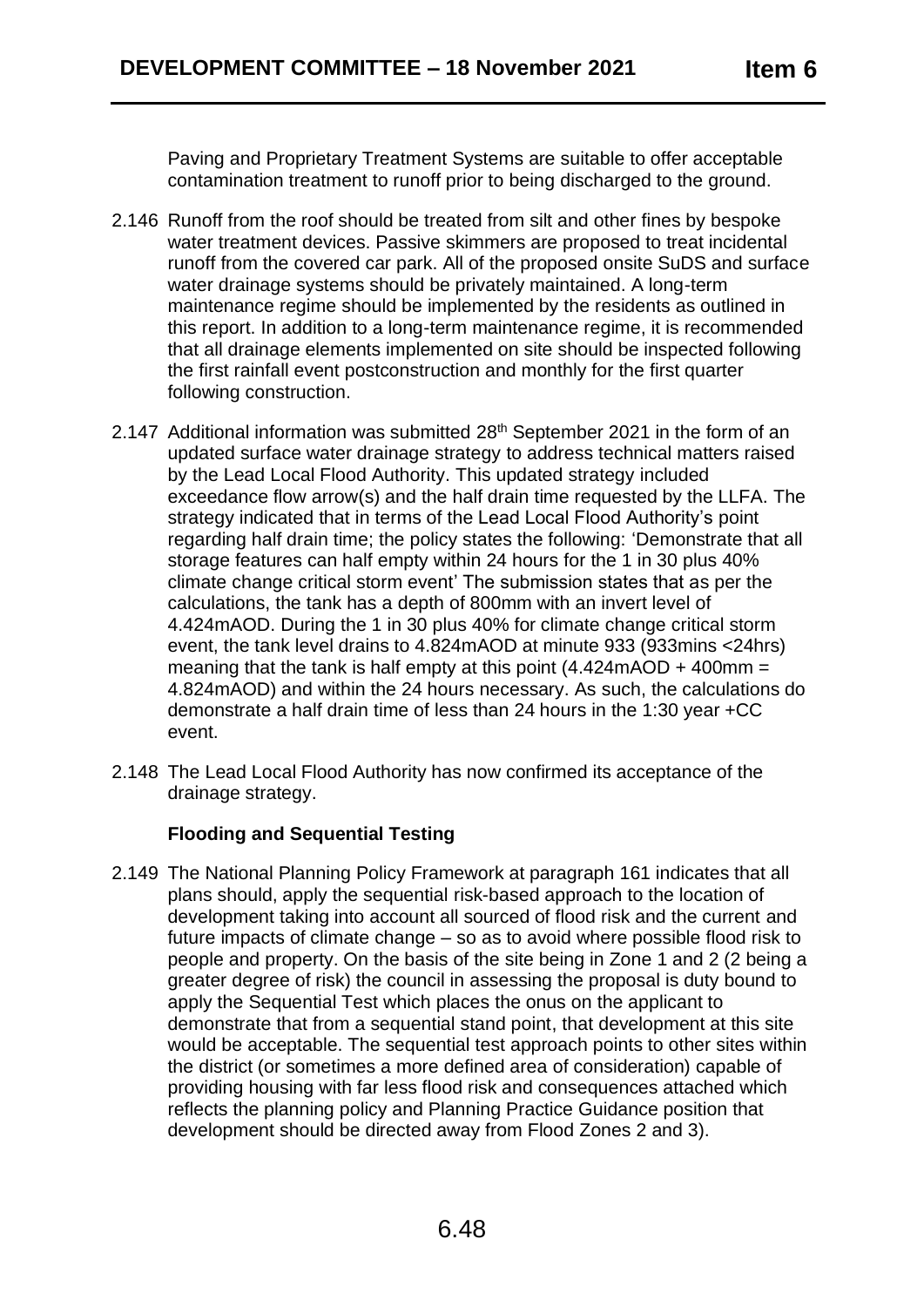Paving and Proprietary Treatment Systems are suitable to offer acceptable contamination treatment to runoff prior to being discharged to the ground.

2.146 Runoff from the roof should be treated from silt and other fines by bespoke water treatment devices. Passive skimmers are proposed to treat incidental runoff from the covered car park. All of the proposed onsite SuDS and surface water drainage systems should be privately maintained. A long-term maintenance regime should be implemented by the residents as outlined in this report. In addition to a long-term maintenance regime, it is recommended that all drainage elements implemented on site should be inspected following the first rainfall event postconstruction and monthly for the first quarter following construction.

2.147 Additional information was submitted 28th September 2021 in the form of an updated surface water drainage strategy to address technical matters raised by the Lead Local Flood Authority. This updated strategy included exceedance flow arrow(s) and the half drain time requested by the LLFA. The strategy indicated that in terms of the Lead Local Flood Authority's point regarding half drain time; the policy states the following: 'Demonstrate that all storage features can half empty within 24 hours for the 1 in 30 plus 40% climate change critical storm event' The submission states that as per the calculations, the tank has a depth of 800mm with an invert level of 4.424mAOD. During the 1 in 30 plus 40% for climate change critical storm event, the tank level drains to 4.824mAOD at minute 933 (933mins <24hrs) meaning that the tank is half empty at this point (4.424mAOD + 400mm = 4.824mAOD) and within the 24 hours necessary. As such, the calculations do demonstrate a half drain time of less than 24 hours in the 1:30 year +CC event.

2.148 The Lead Local Flood Authority has now confirmed its acceptance of the drainage strategy.

### Flooding and Sequential Testing

2.149 The National Planning Policy Framework at paragraph 161 indicates that all plans should, apply the sequential risk-based approach to the location of development taking into account all sourced of flood risk and the current and future impacts of climate change – so as to avoid where possible flood risk to people and property. On the basis of the site being in Zone 1 and 2 (2 being a greater degree of risk) the council in assessing the proposal is duty bound to apply the Sequential Test which places the onus on the applicant to demonstrate that from a sequential stand point, that development at this site would be acceptable. The sequential test approach points to other sites within the district (or sometimes a more defined area of consideration) capable of providing housing with far less flood risk and consequences attached which reflects the planning policy and Planning Practice Guidance position that development should be directed away from Flood Zones 2 and 3).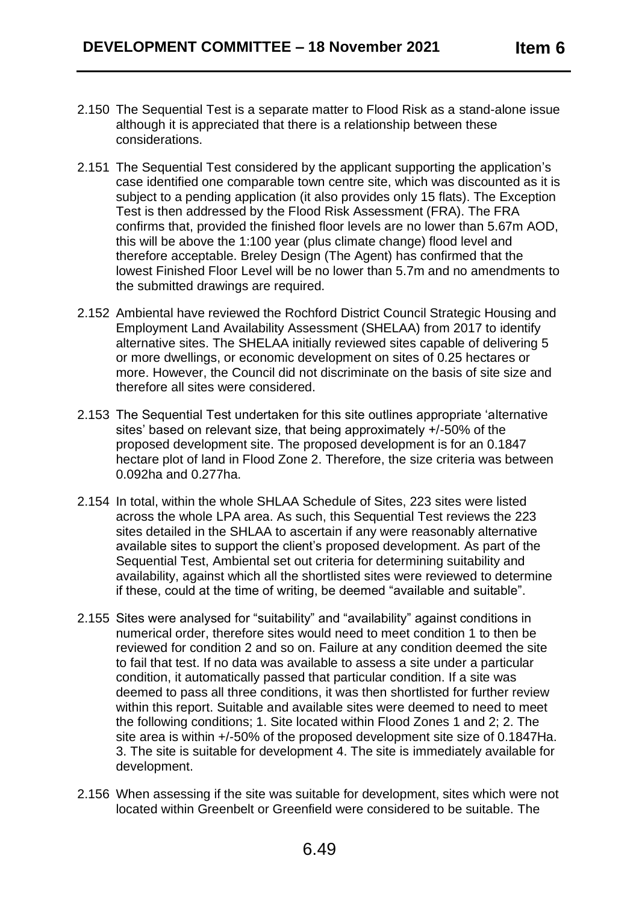2.150 The Sequential Test is a separate matter to Flood Risk as a stand-alone issue although it is appreciated that there is a relationship between these considerations.

2.151 The Sequential Test considered by the applicant supporting the application's case identified one comparable town centre site, which was discounted as it is subject to a pending application (it also provides only 15 flats). The Exception Test is then addressed by the Flood Risk Assessment (FRA). The FRA confirms that, provided the finished floor levels are no lower than 5.67m AOD, this will be above the 1:100 year (plus climate change) flood level and therefore acceptable. Breley Design (The Agent) has confirmed that the lowest Finished Floor Level will be no lower than 5.7m and no amendments to the submitted drawings are required.

2.152 Ambiental have reviewed the Rochford District Council Strategic Housing and Employment Land Availability Assessment (SHELAA) from 2017 to identify alternative sites. The SHELAA initially reviewed sites capable of delivering 5 or more dwellings, or economic development on sites of 0.25 hectares or more. However, the Council did not discriminate on the basis of site size and therefore all sites were considered.

2.153 The Sequential Test undertaken for this site outlines appropriate 'alternative sites' based on relevant size, that being approximately +/-50% of the proposed development site. The proposed development is for an 0.1847 hectare plot of land in Flood Zone 2. Therefore, the size criteria was between 0.092ha and 0.277ha.

2.154 In total, within the whole SHLAA Schedule of Sites, 223 sites were listed across the whole LPA area. As such, this Sequential Test reviews the 223 sites detailed in the SHLAA to ascertain if any were reasonably alternative available sites to support the client's proposed development. As part of the Sequential Test, Ambiental set out criteria for determining suitability and availability, against which all the shortlisted sites were reviewed to determine if these, could at the time of writing, be deemed "available and suitable".

2.155 Sites were analysed for "suitability" and "availability" against conditions in numerical order, therefore sites would need to meet condition 1 to then be reviewed for condition 2 and so on. Failure at any condition deemed the site to fail that test. If no data was available to assess a site under a particular condition, it automatically passed that particular condition. If a site was deemed to pass all three conditions, it was then shortlisted for further review within this report. Suitable and available sites were deemed to need to meet the following conditions; 1. Site located within Flood Zones 1 and 2; 2. The site area is within +/-50% of the proposed development site size of 0.1847Ha. 3. The site is suitable for development 4. The site is immediately available for development.

2.156 When assessing if the site was suitable for development, sites which were not located within Greenbelt or Greenfield were considered to be suitable. The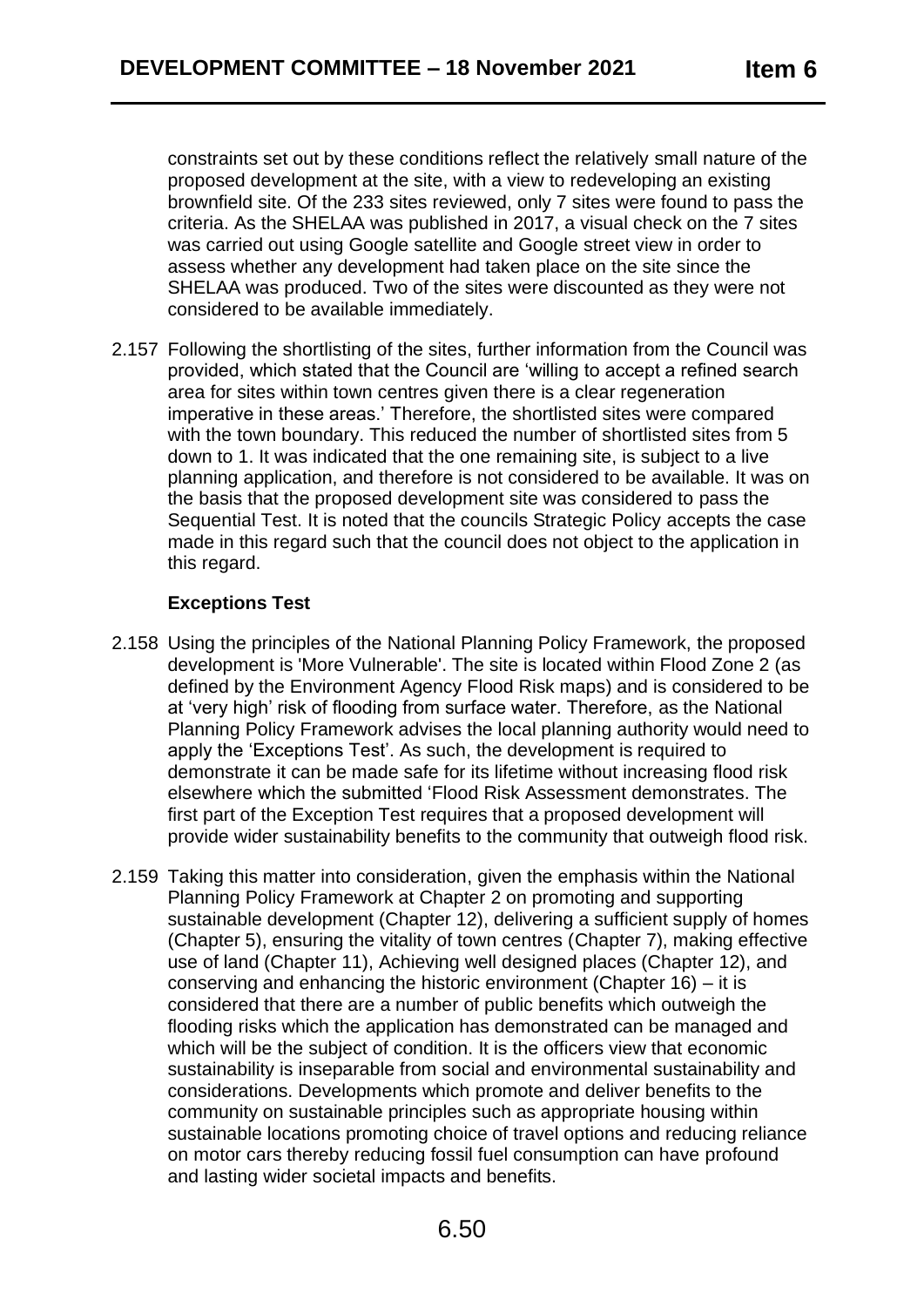constraints set out by these conditions reflect the relatively small nature of the proposed development at the site, with a view to redeveloping an existing brownfield site. Of the 233 sites reviewed, only 7 sites were found to pass the criteria. As the SHELAA was published in 2017, a visual check on the 7 sites was carried out using Google satellite and Google street view in order to assess whether any development had taken place on the site since the SHELAA was produced. Two of the sites were discounted as they were not considered to be available immediately.

2.157 Following the shortlisting of the sites, further information from the Council was provided, which stated that the Council are 'willing to accept a refined search area for sites within town centres given there is a clear regeneration imperative in these areas.' Therefore, the shortlisted sites were compared with the town boundary. This reduced the number of shortlisted sites from 5 down to 1. It was indicated that the one remaining site, is subject to a live planning application, and therefore is not considered to be available. It was on the basis that the proposed development site was considered to pass the Sequential Test. It is noted that the councils Strategic Policy accepts the case made in this regard such that the council does not object to the application in this regard.

**Exceptions Test**

2.158 Using the principles of the National Planning Policy Framework, the proposed development is 'More Vulnerable'. The site is located within Flood Zone 2 (as defined by the Environment Agency Flood Risk maps) and is considered to be at 'very high' risk of flooding from surface water. Therefore, as the National Planning Policy Framework advises the local planning authority would need to apply the 'Exceptions Test'. As such, the development is required to demonstrate it can be made safe for its lifetime without increasing flood risk elsewhere which the submitted 'Flood Risk Assessment demonstrates. The first part of the Exception Test requires that a proposed development will provide wider sustainability benefits to the community that outweigh flood risk.

2.159 Taking this matter into consideration, given the emphasis within the National Planning Policy Framework at Chapter 2 on promoting and supporting sustainable development (Chapter 12), delivering a sufficient supply of homes (Chapter 5), ensuring the vitality of town centres (Chapter 7), making effective use of land (Chapter 11), Achieving well designed places (Chapter 12), and conserving and enhancing the historic environment (Chapter 16) – it is considered that there are a number of public benefits which outweigh the flooding risks which the application has demonstrated can be managed and which will be the subject of condition. It is the officers view that economic sustainability is inseparable from social and environmental sustainability and considerations. Developments which promote and deliver benefits to the community on sustainable principles such as appropriate housing within sustainable locations promoting choice of travel options and reducing reliance on motor cars thereby reducing fossil fuel consumption can have profound and lasting wider societal impacts and benefits.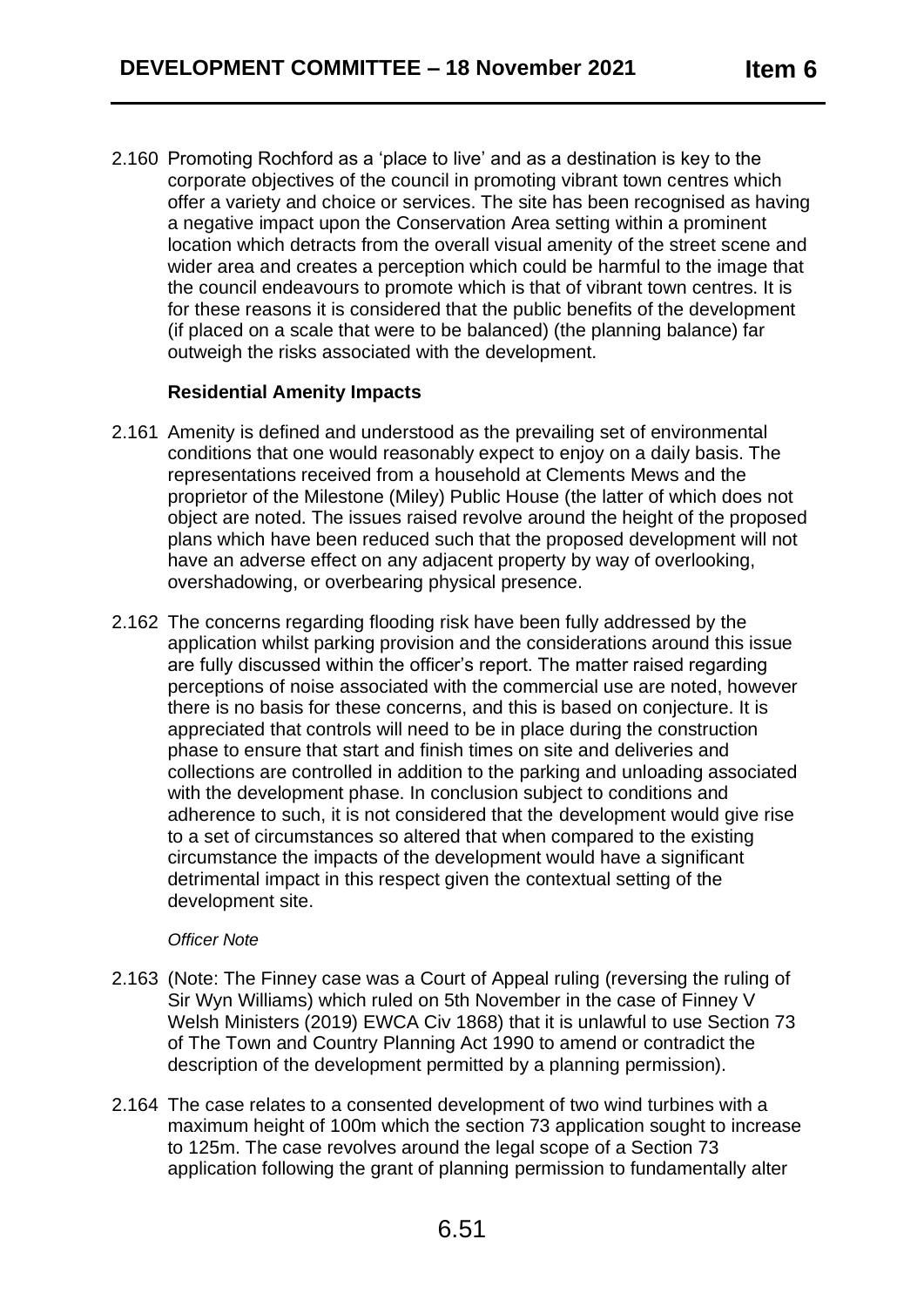2.160 Promoting Rochford as a 'place to live' and as a destination is key to the corporate objectives of the council in promoting vibrant town centres which offer a variety and choice or services. The site has been recognised as having a negative impact upon the Conservation Area setting within a prominent location which detracts from the overall visual amenity of the street scene and wider area and creates a perception which could be harmful to the image that the council endeavours to promote which is that of vibrant town centres. It is for these reasons it is considered that the public benefits of the development (if placed on a scale that were to be balanced) (the planning balance) far outweigh the risks associated with the development.

**Residential Amenity Impacts**

2.161 Amenity is defined and understood as the prevailing set of environmental conditions that one would reasonably expect to enjoy on a daily basis. The representations received from a household at Clements Mews and the proprietor of the Milestone (Miley) Public House (the latter of which does not object are noted. The issues raised revolve around the height of the proposed plans which have been reduced such that the proposed development will not have an adverse effect on any adjacent property by way of overlooking, overshadowing, or overbearing physical presence.

2.162 The concerns regarding flooding risk have been fully addressed by the application whilst parking provision and the considerations around this issue are fully discussed within the officer's report. The matter raised regarding perceptions of noise associated with the commercial use are noted, however there is no basis for these concerns, and this is based on conjecture. It is appreciated that controls will need to be in place during the construction phase to ensure that start and finish times on site and deliveries and collections are controlled in addition to the parking and unloading associated with the development phase. In conclusion subject to conditions and adherence to such, it is not considered that the development would give rise to a set of circumstances so altered that when compared to the existing circumstance the impacts of the development would have a significant detrimental impact in this respect given the contextual setting of the development site.

*Officer Note*

2.163 (Note: The Finney case was a Court of Appeal ruling (reversing the ruling of Sir Wyn Williams) which ruled on 5th November in the case of Finney V Welsh Ministers (2019) EWCA Civ 1868) that it is unlawful to use Section 73 of The Town and Country Planning Act 1990 to amend or contradict the description of the development permitted by a planning permission).

2.164 The case relates to a consented development of two wind turbines with a maximum height of 100m which the section 73 application sought to increase to 125m. The case revolves around the legal scope of a Section 73 application following the grant of planning permission to fundamentally alter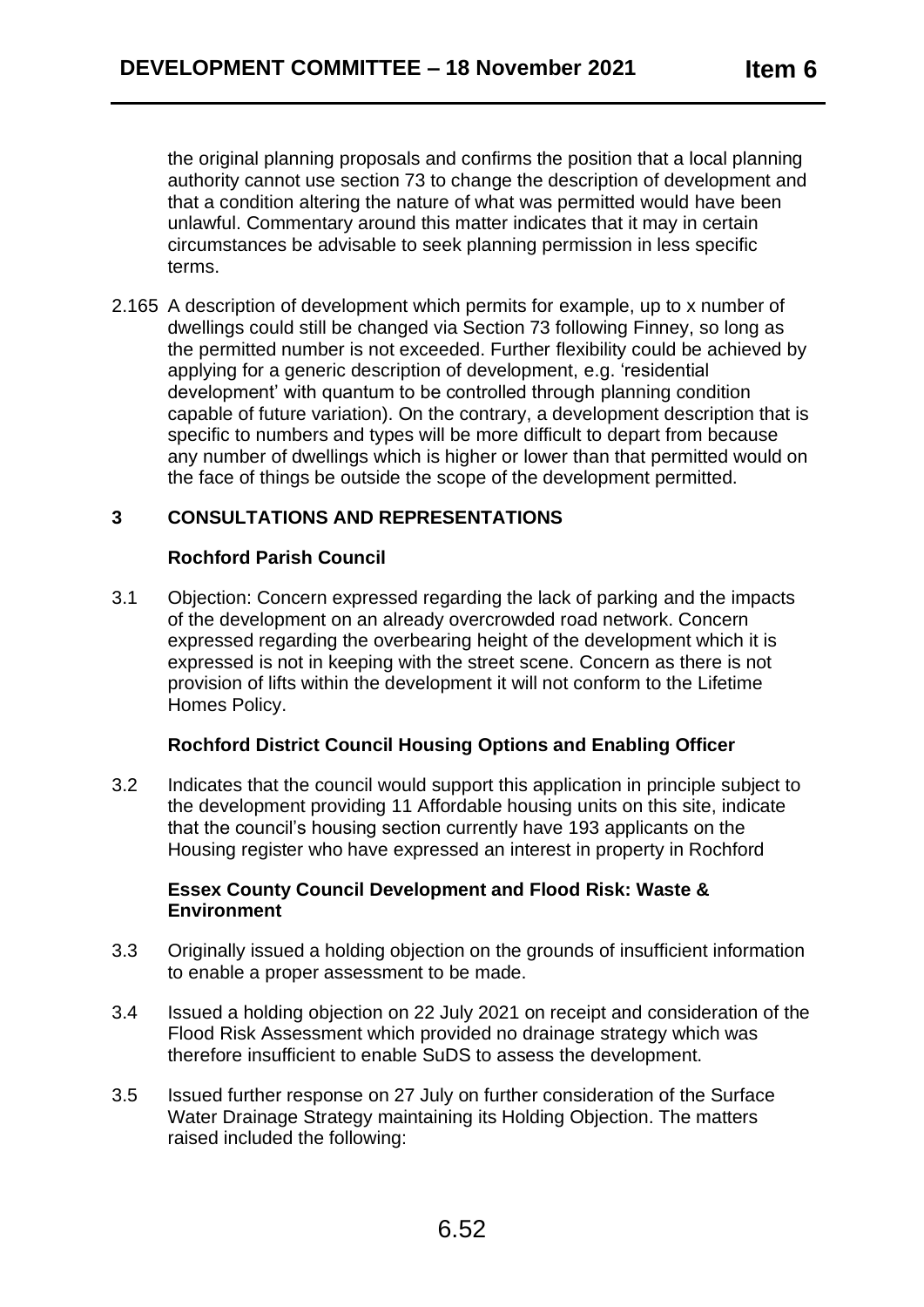the original planning proposals and confirms the position that a local planning authority cannot use section 73 to change the description of development and that a condition altering the nature of what was permitted would have been unlawful. Commentary around this matter indicates that it may in certain circumstances be advisable to seek planning permission in less specific terms.

2.165 A description of development which permits for example, up to x number of dwellings could still be changed via Section 73 following Finney, so long as the permitted number is not exceeded. Further flexibility could be achieved by applying for a generic description of development, e.g. 'residential development' with quantum to be controlled through planning condition capable of future variation). On the contrary, a development description that is specific to numbers and types will be more difficult to depart from because any number of dwellings which is higher or lower than that permitted would on the face of things be outside the scope of the development permitted.

## 3 CONSULTATIONS AND REPRESENTATIONS

### Rochford Parish Council

3.1 Objection: Concern expressed regarding the lack of parking and the impacts of the development on an already overcrowded road network. Concern expressed regarding the overbearing height of the development which it is expressed is not in keeping with the street scene. Concern as there is not provision of lifts within the development it will not conform to the Lifetime Homes Policy.

### Rochford District Council Housing Options and Enabling Officer

3.2 Indicates that the council would support this application in principle subject to the development providing 11 Affordable housing units on this site, indicate that the council's housing section currently have 193 applicants on the Housing register who have expressed an interest in property in Rochford

### Essex County Council Development and Flood Risk: Waste & Environment

3.3 Originally issued a holding objection on the grounds of insufficient information to enable a proper assessment to be made.

3.4 Issued a holding objection on 22 July 2021 on receipt and consideration of the Flood Risk Assessment which provided no drainage strategy which was therefore insufficient to enable SuDS to assess the development.

3.5 Issued further response on 27 July on further consideration of the Surface Water Drainage Strategy maintaining its Holding Objection. The matters raised included the following: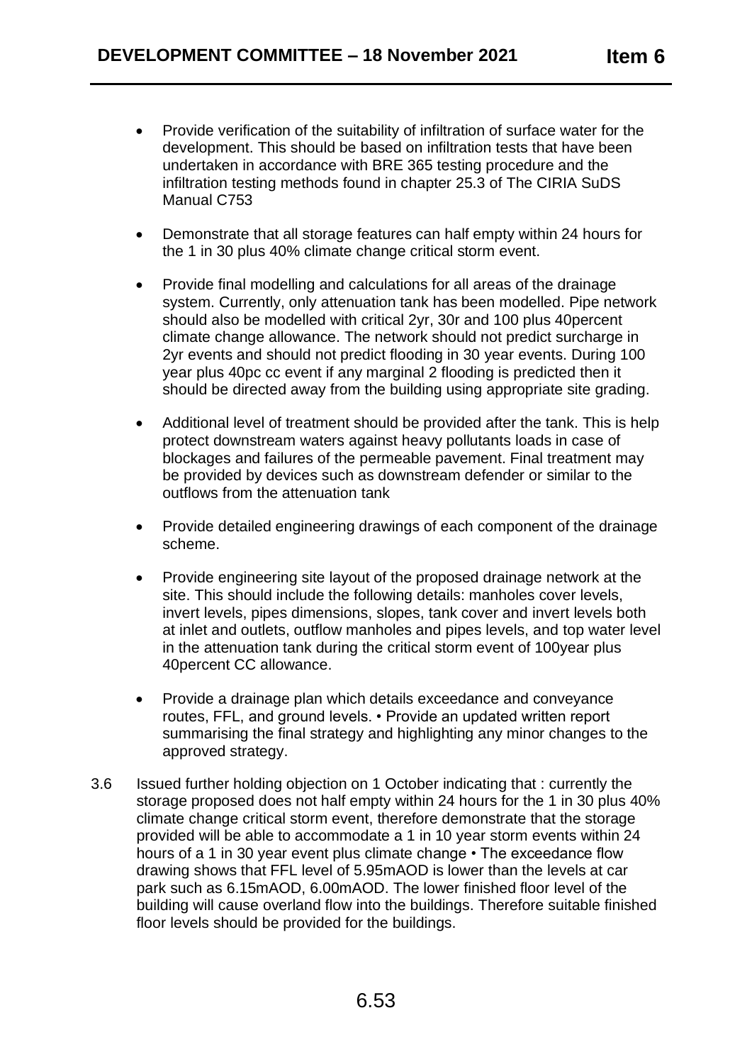- Provide verification of the suitability of infiltration of surface water for the development. This should be based on infiltration tests that have been undertaken in accordance with BRE 365 testing procedure and the infiltration testing methods found in chapter 25.3 of The CIRIA SuDS Manual C753

- Demonstrate that all storage features can half empty within 24 hours for the 1 in 30 plus 40% climate change critical storm event.

- Provide final modelling and calculations for all areas of the drainage system. Currently, only attenuation tank has been modelled. Pipe network should also be modelled with critical 2yr, 30r and 100 plus 40percent climate change allowance. The network should not predict surcharge in 2yr events and should not predict flooding in 30 year events. During 100 year plus 40pc cc event if any marginal 2 flooding is predicted then it should be directed away from the building using appropriate site grading.

- Additional level of treatment should be provided after the tank. This is help protect downstream waters against heavy pollutants loads in case of blockages and failures of the permeable pavement. Final treatment may be provided by devices such as downstream defender or similar to the outflows from the attenuation tank

- Provide detailed engineering drawings of each component of the drainage scheme.

- Provide engineering site layout of the proposed drainage network at the site. This should include the following details: manholes cover levels, invert levels, pipes dimensions, slopes, tank cover and invert levels both at inlet and outlets, outflow manholes and pipes levels, and top water level in the attenuation tank during the critical storm event of 100year plus 40percent CC allowance.

- Provide a drainage plan which details exceedance and conveyance routes, FFL, and ground levels. • Provide an updated written report summarising the final strategy and highlighting any minor changes to the approved strategy.

3.6 Issued further holding objection on 1 October indicating that : currently the storage proposed does not half empty within 24 hours for the 1 in 30 plus 40% climate change critical storm event, therefore demonstrate that the storage provided will be able to accommodate a 1 in 10 year storm events within 24 hours of a 1 in 30 year event plus climate change • The exceedance flow drawing shows that FFL level of 5.95mAOD is lower than the levels at car park such as 6.15mAOD, 6.00mAOD. The lower finished floor level of the building will cause overland flow into the buildings. Therefore suitable finished floor levels should be provided for the buildings.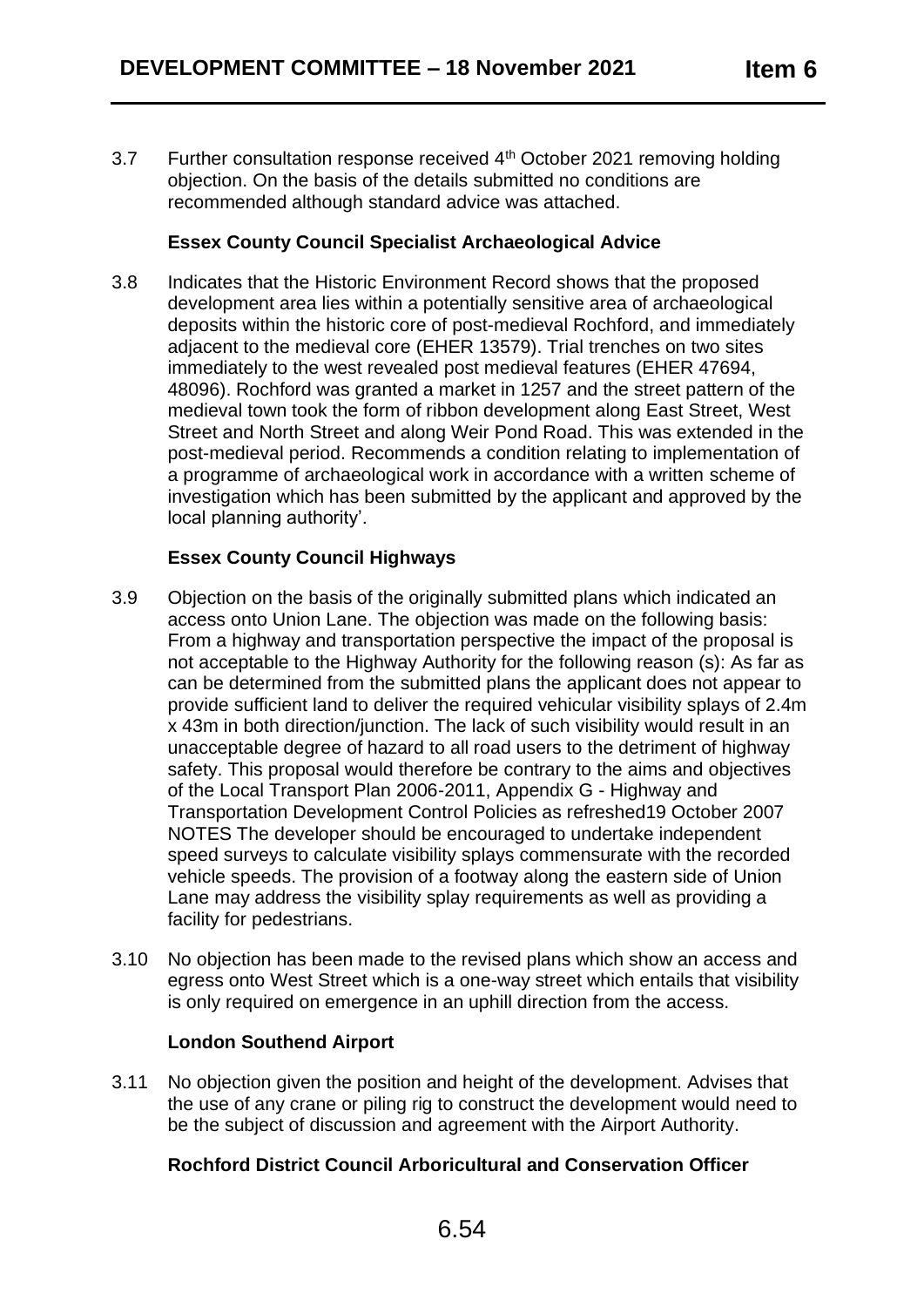3.7 Further consultation response received 4th October 2021 removing holding objection. On the basis of the details submitted no conditions are recommended although standard advice was attached.

**Essex County Council Specialist Archaeological Advice**

3.8 Indicates that the Historic Environment Record shows that the proposed development area lies within a potentially sensitive area of archaeological deposits within the historic core of post-medieval Rochford, and immediately adjacent to the medieval core (EHER 13579). Trial trenches on two sites immediately to the west revealed post medieval features (EHER 47694, 48096). Rochford was granted a market in 1257 and the street pattern of the medieval town took the form of ribbon development along East Street, West Street and North Street and along Weir Pond Road. This was extended in the post-medieval period. Recommends a condition relating to implementation of a programme of archaeological work in accordance with a written scheme of investigation which has been submitted by the applicant and approved by the local planning authority'.

**Essex County Council Highways**

3.9 Objection on the basis of the originally submitted plans which indicated an access onto Union Lane. The objection was made on the following basis: From a highway and transportation perspective the impact of the proposal is not acceptable to the Highway Authority for the following reason (s): As far as can be determined from the submitted plans the applicant does not appear to provide sufficient land to deliver the required vehicular visibility splays of 2.4m x 43m in both direction/junction. The lack of such visibility would result in an unacceptable degree of hazard to all road users to the detriment of highway safety. This proposal would therefore be contrary to the aims and objectives of the Local Transport Plan 2006-2011, Appendix G - Highway and Transportation Development Control Policies as refreshed19 October 2007 NOTES The developer should be encouraged to undertake independent speed surveys to calculate visibility splays commensurate with the recorded vehicle speeds. The provision of a footway along the eastern side of Union Lane may address the visibility splay requirements as well as providing a facility for pedestrians.

3.10 No objection has been made to the revised plans which show an access and egress onto West Street which is a one-way street which entails that visibility is only required on emergence in an uphill direction from the access.

**London Southend Airport**

3.11 No objection given the position and height of the development. Advises that the use of any crane or piling rig to construct the development would need to be the subject of discussion and agreement with the Airport Authority.

**Rochford District Council Arboricultural and Conservation Officer**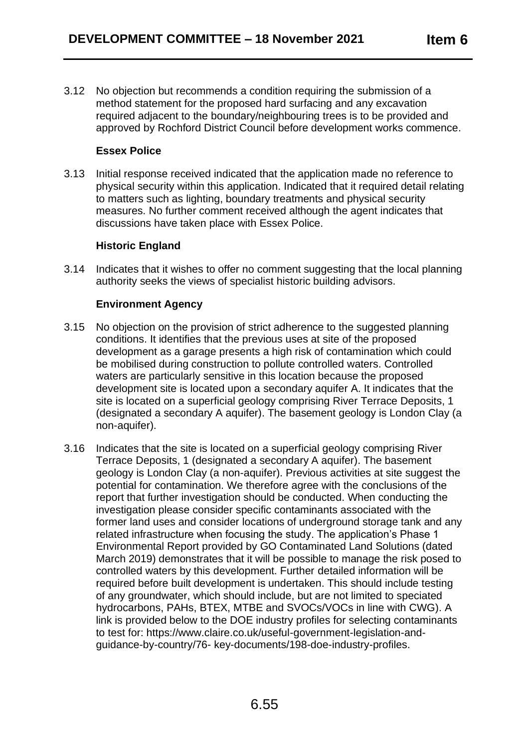3.12 No objection but recommends a condition requiring the submission of a method statement for the proposed hard surfacing and any excavation required adjacent to the boundary/neighbouring trees is to be provided and approved by Rochford District Council before development works commence.

**Essex Police**

3.13 Initial response received indicated that the application made no reference to physical security within this application. Indicated that it required detail relating to matters such as lighting, boundary treatments and physical security measures. No further comment received although the agent indicates that discussions have taken place with Essex Police.

**Historic England**

3.14 Indicates that it wishes to offer no comment suggesting that the local planning authority seeks the views of specialist historic building advisors.

**Environment Agency**

3.15 No objection on the provision of strict adherence to the suggested planning conditions. It identifies that the previous uses at site of the proposed development as a garage presents a high risk of contamination which could be mobilised during construction to pollute controlled waters. Controlled waters are particularly sensitive in this location because the proposed development site is located upon a secondary aquifer A. It indicates that the site is located on a superficial geology comprising River Terrace Deposits, 1 (designated a secondary A aquifer). The basement geology is London Clay (a non-aquifer).

3.16 Indicates that the site is located on a superficial geology comprising River Terrace Deposits, 1 (designated a secondary A aquifer). The basement geology is London Clay (a non-aquifer). Previous activities at site suggest the potential for contamination. We therefore agree with the conclusions of the report that further investigation should be conducted. When conducting the investigation please consider specific contaminants associated with the former land uses and consider locations of underground storage tank and any related infrastructure when focusing the study. The application's Phase 1 Environmental Report provided by GO Contaminated Land Solutions (dated March 2019) demonstrates that it will be possible to manage the risk posed to controlled waters by this development. Further detailed information will be required before built development is undertaken. This should include testing of any groundwater, which should include, but are not limited to speciated hydrocarbons, PAHs, BTEX, MTBE and SVOCs/VOCs in line with CWG). A link is provided below to the DOE industry profiles for selecting contaminants to test for: https://www.claire.co.uk/useful-government-legislation-and-guidance-by-country/76- key-documents/198-doe-industry-profiles.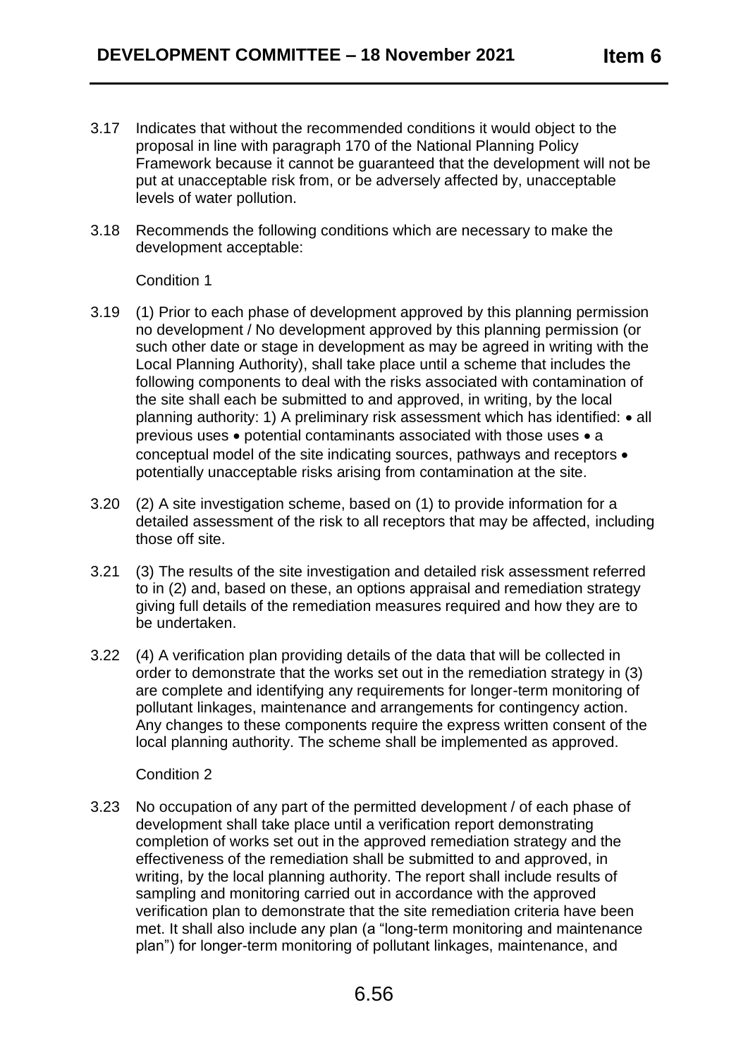3.17 Indicates that without the recommended conditions it would object to the proposal in line with paragraph 170 of the National Planning Policy Framework because it cannot be guaranteed that the development will not be put at unacceptable risk from, or be adversely affected by, unacceptable levels of water pollution.

3.18 Recommends the following conditions which are necessary to make the development acceptable:

Condition 1

3.19 (1) Prior to each phase of development approved by this planning permission no development / No development approved by this planning permission (or such other date or stage in development as may be agreed in writing with the Local Planning Authority), shall take place until a scheme that includes the following components to deal with the risks associated with contamination of the site shall each be submitted to and approved, in writing, by the local planning authority: 1) A preliminary risk assessment which has identified: • all previous uses • potential contaminants associated with those uses • a conceptual model of the site indicating sources, pathways and receptors • potentially unacceptable risks arising from contamination at the site.

3.20 (2) A site investigation scheme, based on (1) to provide information for a detailed assessment of the risk to all receptors that may be affected, including those off site.

3.21 (3) The results of the site investigation and detailed risk assessment referred to in (2) and, based on these, an options appraisal and remediation strategy giving full details of the remediation measures required and how they are to be undertaken.

3.22 (4) A verification plan providing details of the data that will be collected in order to demonstrate that the works set out in the remediation strategy in (3) are complete and identifying any requirements for longer-term monitoring of pollutant linkages, maintenance and arrangements for contingency action. Any changes to these components require the express written consent of the local planning authority. The scheme shall be implemented as approved.

Condition 2

3.23 No occupation of any part of the permitted development / of each phase of development shall take place until a verification report demonstrating completion of works set out in the approved remediation strategy and the effectiveness of the remediation shall be submitted to and approved, in writing, by the local planning authority. The report shall include results of sampling and monitoring carried out in accordance with the approved verification plan to demonstrate that the site remediation criteria have been met. It shall also include any plan (a "long-term monitoring and maintenance plan") for longer-term monitoring of pollutant linkages, maintenance, and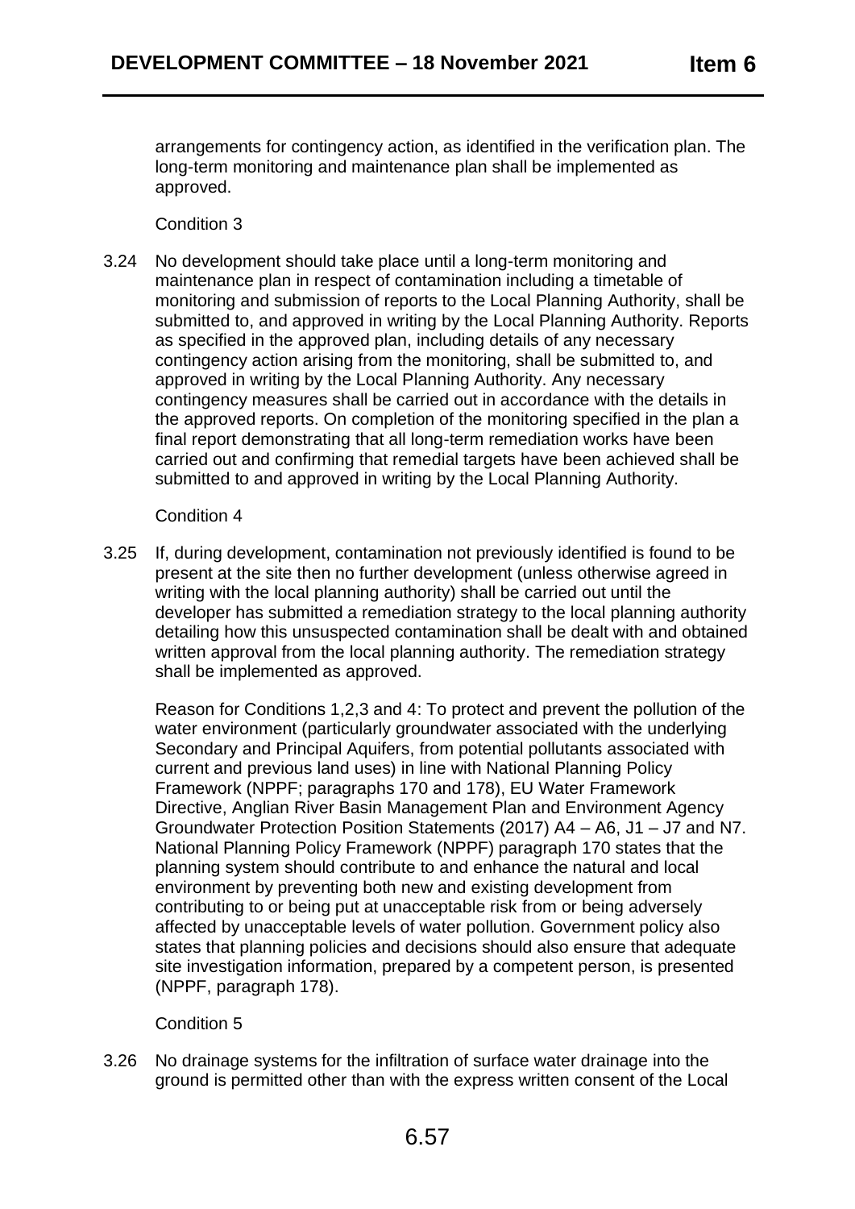arrangements for contingency action, as identified in the verification plan. The long-term monitoring and maintenance plan shall be implemented as approved.

Condition 3

3.24 No development should take place until a long-term monitoring and maintenance plan in respect of contamination including a timetable of monitoring and submission of reports to the Local Planning Authority, shall be submitted to, and approved in writing by the Local Planning Authority. Reports as specified in the approved plan, including details of any necessary contingency action arising from the monitoring, shall be submitted to, and approved in writing by the Local Planning Authority. Any necessary contingency measures shall be carried out in accordance with the details in the approved reports. On completion of the monitoring specified in the plan a final report demonstrating that all long-term remediation works have been carried out and confirming that remedial targets have been achieved shall be submitted to and approved in writing by the Local Planning Authority.

Condition 4

3.25 If, during development, contamination not previously identified is found to be present at the site then no further development (unless otherwise agreed in writing with the local planning authority) shall be carried out until the developer has submitted a remediation strategy to the local planning authority detailing how this unsuspected contamination shall be dealt with and obtained written approval from the local planning authority. The remediation strategy shall be implemented as approved.

Reason for Conditions 1,2,3 and 4: To protect and prevent the pollution of the water environment (particularly groundwater associated with the underlying Secondary and Principal Aquifers, from potential pollutants associated with current and previous land uses) in line with National Planning Policy Framework (NPPF; paragraphs 170 and 178), EU Water Framework Directive, Anglian River Basin Management Plan and Environment Agency Groundwater Protection Position Statements (2017) A4 – A6, J1 – J7 and N7. National Planning Policy Framework (NPPF) paragraph 170 states that the planning system should contribute to and enhance the natural and local environment by preventing both new and existing development from contributing to or being put at unacceptable risk from or being adversely affected by unacceptable levels of water pollution. Government policy also states that planning policies and decisions should also ensure that adequate site investigation information, prepared by a competent person, is presented (NPPF, paragraph 178).

Condition 5

3.26 No drainage systems for the infiltration of surface water drainage into the ground is permitted other than with the express written consent of the Local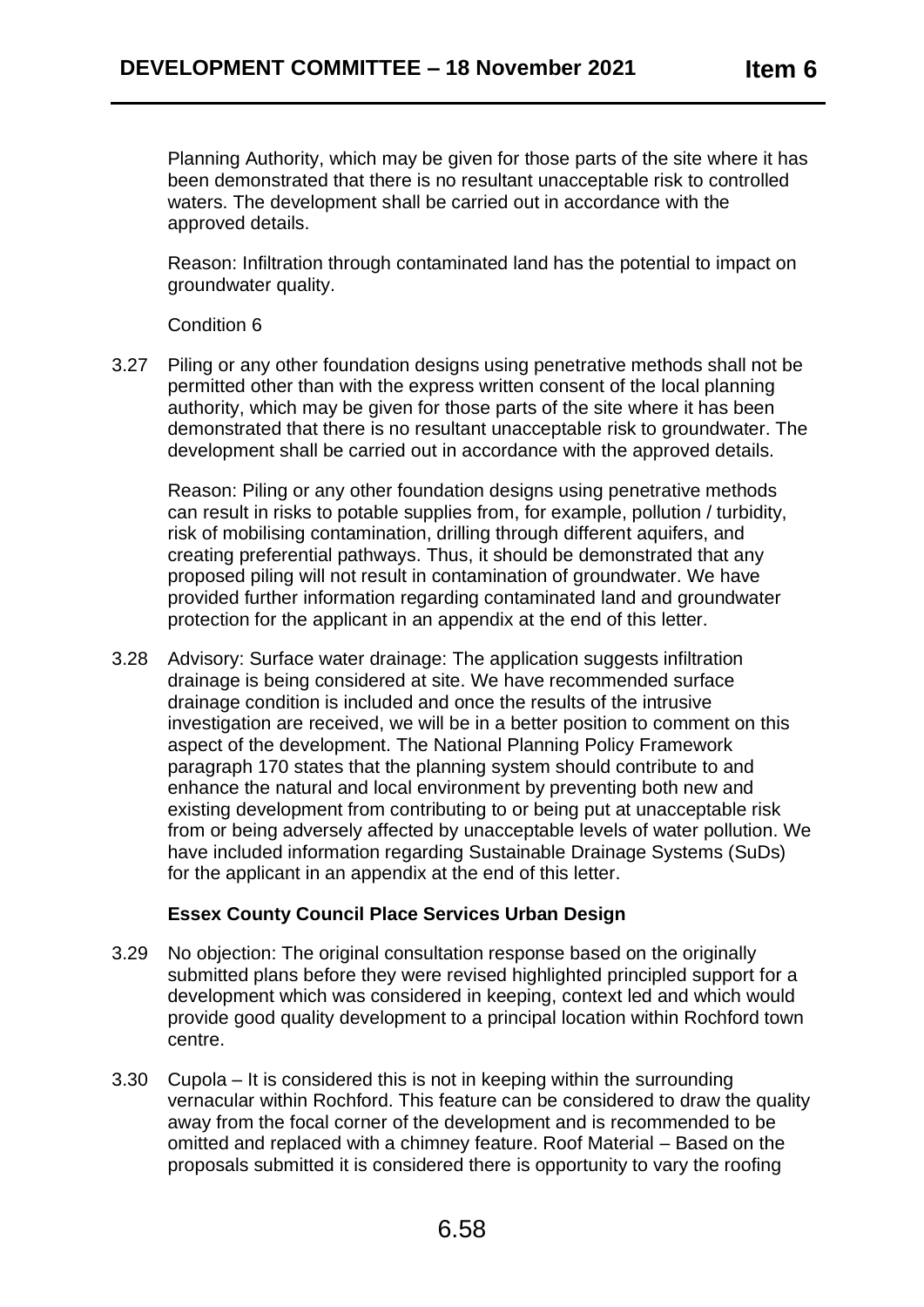Planning Authority, which may be given for those parts of the site where it has been demonstrated that there is no resultant unacceptable risk to controlled waters. The development shall be carried out in accordance with the approved details.

Reason: Infiltration through contaminated land has the potential to impact on groundwater quality.

Condition 6

3.27 Piling or any other foundation designs using penetrative methods shall not be permitted other than with the express written consent of the local planning authority, which may be given for those parts of the site where it has been demonstrated that there is no resultant unacceptable risk to groundwater. The development shall be carried out in accordance with the approved details.

Reason: Piling or any other foundation designs using penetrative methods can result in risks to potable supplies from, for example, pollution / turbidity, risk of mobilising contamination, drilling through different aquifers, and creating preferential pathways. Thus, it should be demonstrated that any proposed piling will not result in contamination of groundwater. We have provided further information regarding contaminated land and groundwater protection for the applicant in an appendix at the end of this letter.

3.28 Advisory: Surface water drainage: The application suggests infiltration drainage is being considered at site. We have recommended surface drainage condition is included and once the results of the intrusive investigation are received, we will be in a better position to comment on this aspect of the development. The National Planning Policy Framework paragraph 170 states that the planning system should contribute to and enhance the natural and local environment by preventing both new and existing development from contributing to or being put at unacceptable risk from or being adversely affected by unacceptable levels of water pollution. We have included information regarding Sustainable Drainage Systems (SuDs) for the applicant in an appendix at the end of this letter.

**Essex County Council Place Services Urban Design**

3.29 No objection: The original consultation response based on the originally submitted plans before they were revised highlighted principled support for a development which was considered in keeping, context led and which would provide good quality development to a principal location within Rochford town centre.

3.30 Cupola – It is considered this is not in keeping within the surrounding vernacular within Rochford. This feature can be considered to draw the quality away from the focal corner of the development and is recommended to be omitted and replaced with a chimney feature. Roof Material – Based on the proposals submitted it is considered there is opportunity to vary the roofing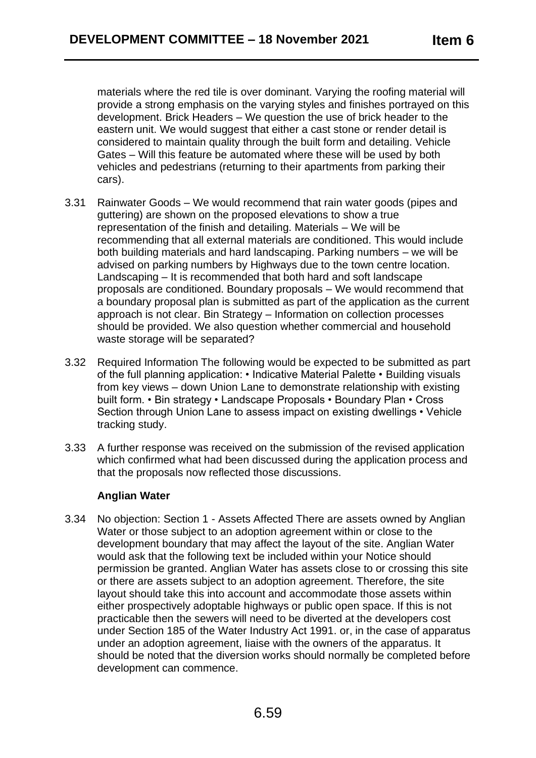materials where the red tile is over dominant. Varying the roofing material will provide a strong emphasis on the varying styles and finishes portrayed on this development. Brick Headers – We question the use of brick header to the eastern unit. We would suggest that either a cast stone or render detail is considered to maintain quality through the built form and detailing. Vehicle Gates – Will this feature be automated where these will be used by both vehicles and pedestrians (returning to their apartments from parking their cars).

3.31 Rainwater Goods – We would recommend that rain water goods (pipes and guttering) are shown on the proposed elevations to show a true representation of the finish and detailing. Materials – We will be recommending that all external materials are conditioned. This would include both building materials and hard landscaping. Parking numbers – we will be advised on parking numbers by Highways due to the town centre location. Landscaping – It is recommended that both hard and soft landscape proposals are conditioned. Boundary proposals – We would recommend that a boundary proposal plan is submitted as part of the application as the current approach is not clear. Bin Strategy – Information on collection processes should be provided. We also question whether commercial and household waste storage will be separated?

3.32 Required Information The following would be expected to be submitted as part of the full planning application: • Indicative Material Palette • Building visuals from key views – down Union Lane to demonstrate relationship with existing built form. • Bin strategy • Landscape Proposals • Boundary Plan • Cross Section through Union Lane to assess impact on existing dwellings • Vehicle tracking study.

3.33 A further response was received on the submission of the revised application which confirmed what had been discussed during the application process and that the proposals now reflected those discussions.

**Anglian Water**

3.34 No objection: Section 1 - Assets Affected There are assets owned by Anglian Water or those subject to an adoption agreement within or close to the development boundary that may affect the layout of the site. Anglian Water would ask that the following text be included within your Notice should permission be granted. Anglian Water has assets close to or crossing this site or there are assets subject to an adoption agreement. Therefore, the site layout should take this into account and accommodate those assets within either prospectively adoptable highways or public open space. If this is not practicable then the sewers will need to be diverted at the developers cost under Section 185 of the Water Industry Act 1991. or, in the case of apparatus under an adoption agreement, liaise with the owners of the apparatus. It should be noted that the diversion works should normally be completed before development can commence.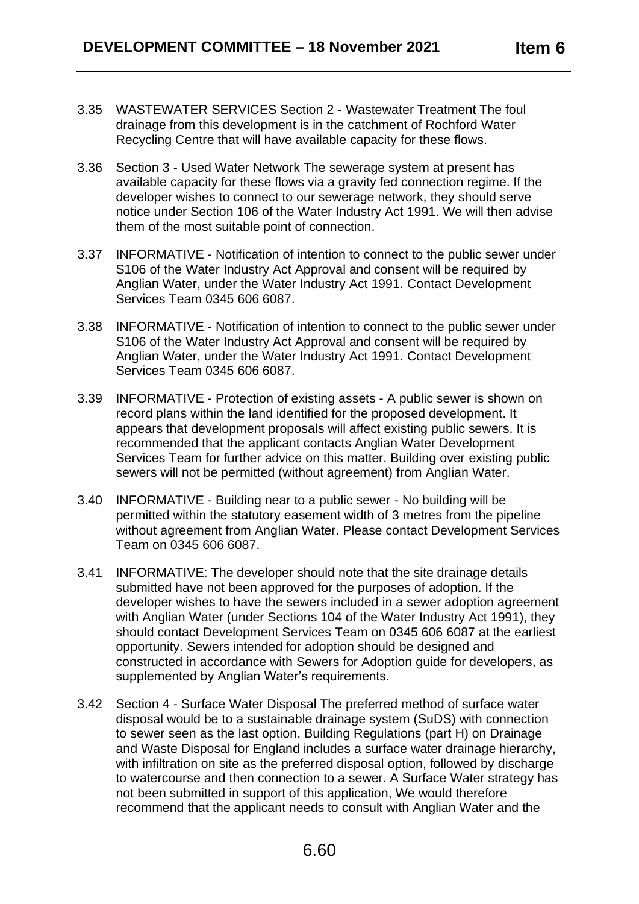3.35 WASTEWATER SERVICES Section 2 - Wastewater Treatment The foul drainage from this development is in the catchment of Rochford Water Recycling Centre that will have available capacity for these flows.

3.36 Section 3 - Used Water Network The sewerage system at present has available capacity for these flows via a gravity fed connection regime. If the developer wishes to connect to our sewerage network, they should serve notice under Section 106 of the Water Industry Act 1991. We will then advise them of the most suitable point of connection.

3.37 INFORMATIVE - Notification of intention to connect to the public sewer under S106 of the Water Industry Act Approval and consent will be required by Anglian Water, under the Water Industry Act 1991. Contact Development Services Team 0345 606 6087.

3.38 INFORMATIVE - Notification of intention to connect to the public sewer under S106 of the Water Industry Act Approval and consent will be required by Anglian Water, under the Water Industry Act 1991. Contact Development Services Team 0345 606 6087.

3.39 INFORMATIVE - Protection of existing assets - A public sewer is shown on record plans within the land identified for the proposed development. It appears that development proposals will affect existing public sewers. It is recommended that the applicant contacts Anglian Water Development Services Team for further advice on this matter. Building over existing public sewers will not be permitted (without agreement) from Anglian Water.

3.40 INFORMATIVE - Building near to a public sewer - No building will be permitted within the statutory easement width of 3 metres from the pipeline without agreement from Anglian Water. Please contact Development Services Team on 0345 606 6087.

3.41 INFORMATIVE: The developer should note that the site drainage details submitted have not been approved for the purposes of adoption. If the developer wishes to have the sewers included in a sewer adoption agreement with Anglian Water (under Sections 104 of the Water Industry Act 1991), they should contact Development Services Team on 0345 606 6087 at the earliest opportunity. Sewers intended for adoption should be designed and constructed in accordance with Sewers for Adoption guide for developers, as supplemented by Anglian Water's requirements.

3.42 Section 4 - Surface Water Disposal The preferred method of surface water disposal would be to a sustainable drainage system (SuDS) with connection to sewer seen as the last option. Building Regulations (part H) on Drainage and Waste Disposal for England includes a surface water drainage hierarchy, with infiltration on site as the preferred disposal option, followed by discharge to watercourse and then connection to a sewer. A Surface Water strategy has not been submitted in support of this application, We would therefore recommend that the applicant needs to consult with Anglian Water and the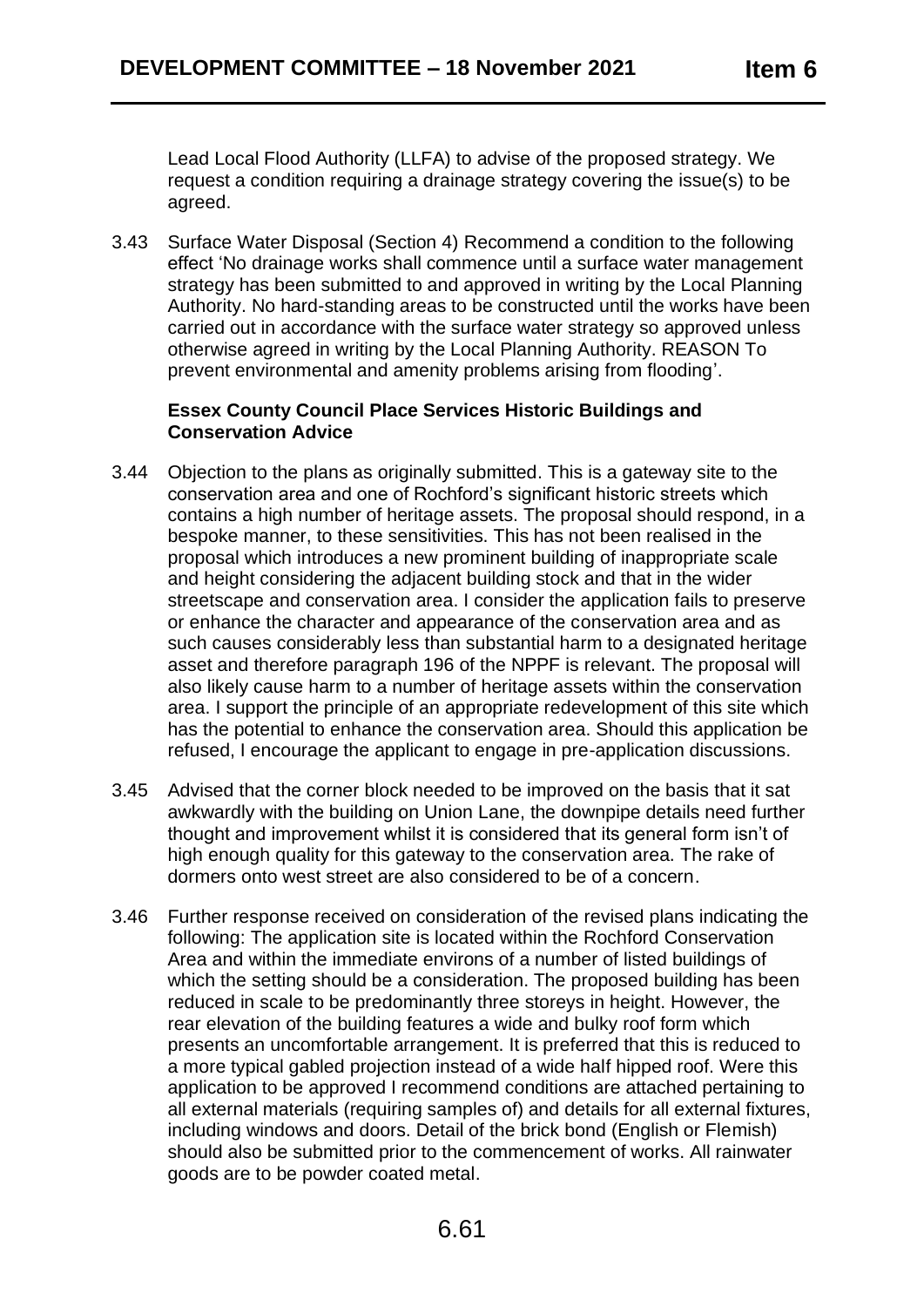Lead Local Flood Authority (LLFA) to advise of the proposed strategy. We request a condition requiring a drainage strategy covering the issue(s) to be agreed.

3.43 Surface Water Disposal (Section 4) Recommend a condition to the following effect 'No drainage works shall commence until a surface water management strategy has been submitted to and approved in writing by the Local Planning Authority. No hard-standing areas to be constructed until the works have been carried out in accordance with the surface water strategy so approved unless otherwise agreed in writing by the Local Planning Authority. REASON To prevent environmental and amenity problems arising from flooding'.

**Essex County Council Place Services Historic Buildings and Conservation Advice**

3.44 Objection to the plans as originally submitted. This is a gateway site to the conservation area and one of Rochford's significant historic streets which contains a high number of heritage assets. The proposal should respond, in a bespoke manner, to these sensitivities. This has not been realised in the proposal which introduces a new prominent building of inappropriate scale and height considering the adjacent building stock and that in the wider streetscape and conservation area. I consider the application fails to preserve or enhance the character and appearance of the conservation area and as such causes considerably less than substantial harm to a designated heritage asset and therefore paragraph 196 of the NPPF is relevant. The proposal will also likely cause harm to a number of heritage assets within the conservation area. I support the principle of an appropriate redevelopment of this site which has the potential to enhance the conservation area. Should this application be refused, I encourage the applicant to engage in pre-application discussions.

3.45 Advised that the corner block needed to be improved on the basis that it sat awkwardly with the building on Union Lane, the downpipe details need further thought and improvement whilst it is considered that its general form isn't of high enough quality for this gateway to the conservation area. The rake of dormers onto west street are also considered to be of a concern.

3.46 Further response received on consideration of the revised plans indicating the following: The application site is located within the Rochford Conservation Area and within the immediate environs of a number of listed buildings of which the setting should be a consideration. The proposed building has been reduced in scale to be predominantly three storeys in height. However, the rear elevation of the building features a wide and bulky roof form which presents an uncomfortable arrangement. It is preferred that this is reduced to a more typical gabled projection instead of a wide half hipped roof. Were this application to be approved I recommend conditions are attached pertaining to all external materials (requiring samples of) and details for all external fixtures, including windows and doors. Detail of the brick bond (English or Flemish) should also be submitted prior to the commencement of works. All rainwater goods are to be powder coated metal.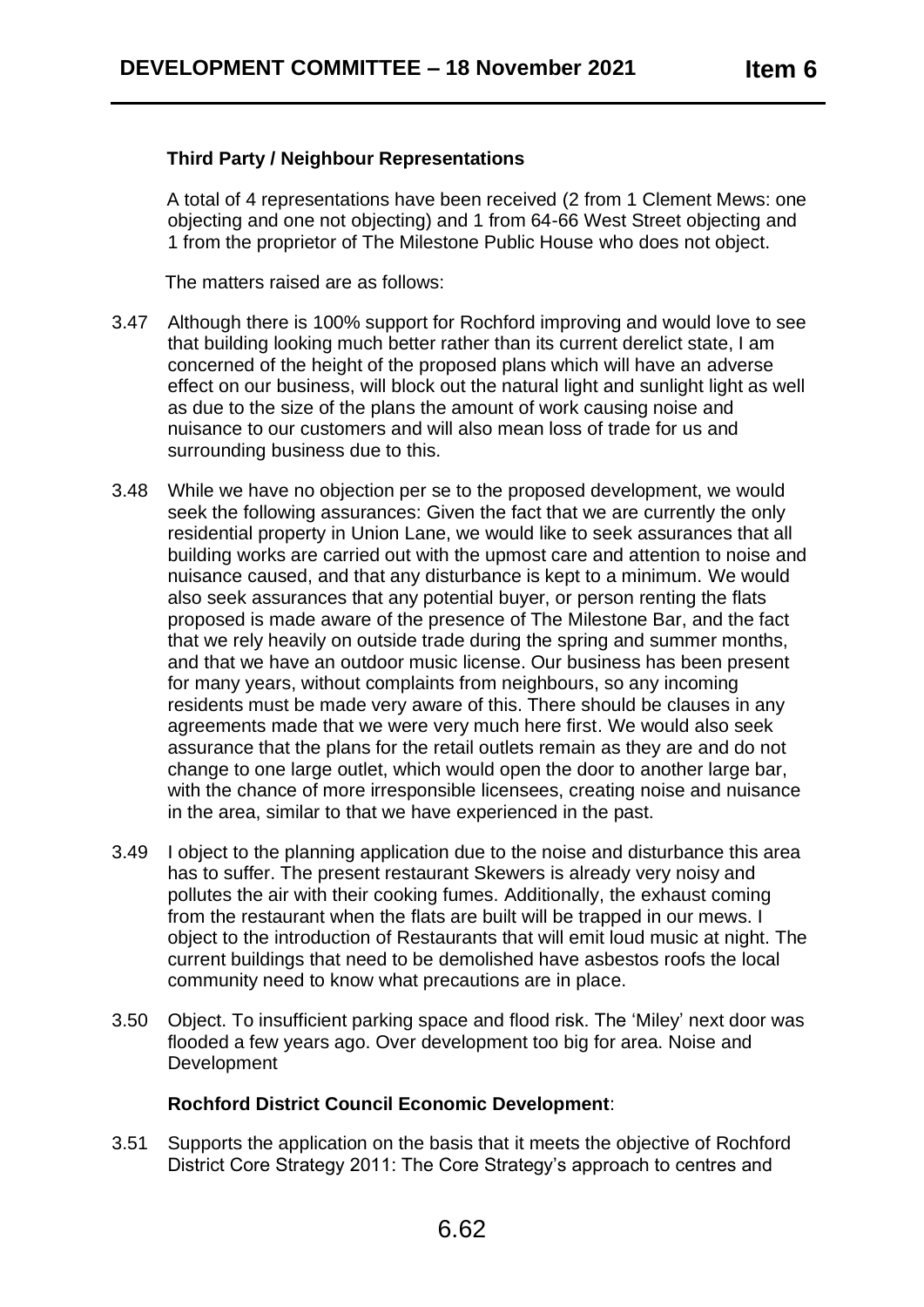**Third Party / Neighbour Representations**

A total of 4 representations have been received (2 from 1 Clement Mews: one objecting and one not objecting) and 1 from 64-66 West Street objecting and 1 from the proprietor of The Milestone Public House who does not object.

The matters raised are as follows:

3.47 Although there is 100% support for Rochford improving and would love to see that building looking much better rather than its current derelict state, I am concerned of the height of the proposed plans which will have an adverse effect on our business, will block out the natural light and sunlight light as well as due to the size of the plans the amount of work causing noise and nuisance to our customers and will also mean loss of trade for us and surrounding business due to this.

3.48 While we have no objection per se to the proposed development, we would seek the following assurances: Given the fact that we are currently the only residential property in Union Lane, we would like to seek assurances that all building works are carried out with the upmost care and attention to noise and nuisance caused, and that any disturbance is kept to a minimum. We would also seek assurances that any potential buyer, or person renting the flats proposed is made aware of the presence of The Milestone Bar, and the fact that we rely heavily on outside trade during the spring and summer months, and that we have an outdoor music license. Our business has been present for many years, without complaints from neighbours, so any incoming residents must be made very aware of this. There should be clauses in any agreements made that we were very much here first. We would also seek assurance that the plans for the retail outlets remain as they are and do not change to one large outlet, which would open the door to another large bar, with the chance of more irresponsible licensees, creating noise and nuisance in the area, similar to that we have experienced in the past.

3.49 I object to the planning application due to the noise and disturbance this area has to suffer. The present restaurant Skewers is already very noisy and pollutes the air with their cooking fumes. Additionally, the exhaust coming from the restaurant when the flats are built will be trapped in our mews. I object to the introduction of Restaurants that will emit loud music at night. The current buildings that need to be demolished have asbestos roofs the local community need to know what precautions are in place.

3.50 Object. To insufficient parking space and flood risk. The 'Miley' next door was flooded a few years ago. Over development too big for area. Noise and Development

**Rochford District Council Economic Development**:

3.51 Supports the application on the basis that it meets the objective of Rochford District Core Strategy 2011: The Core Strategy's approach to centres and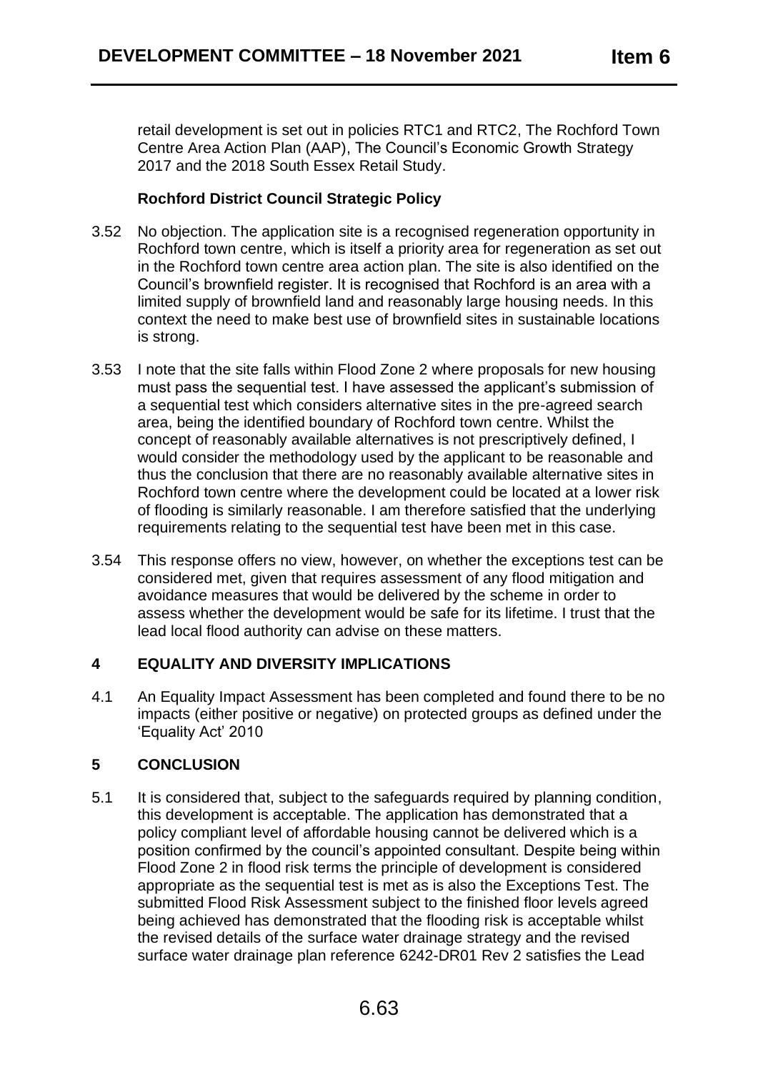retail development is set out in policies RTC1 and RTC2, The Rochford Town Centre Area Action Plan (AAP), The Council's Economic Growth Strategy 2017 and the 2018 South Essex Retail Study.

**Rochford District Council Strategic Policy**

3.52 No objection. The application site is a recognised regeneration opportunity in Rochford town centre, which is itself a priority area for regeneration as set out in the Rochford town centre area action plan. The site is also identified on the Council's brownfield register. It is recognised that Rochford is an area with a limited supply of brownfield land and reasonably large housing needs. In this context the need to make best use of brownfield sites in sustainable locations is strong.

3.53 I note that the site falls within Flood Zone 2 where proposals for new housing must pass the sequential test. I have assessed the applicant's submission of a sequential test which considers alternative sites in the pre-agreed search area, being the identified boundary of Rochford town centre. Whilst the concept of reasonably available alternatives is not prescriptively defined, I would consider the methodology used by the applicant to be reasonable and thus the conclusion that there are no reasonably available alternative sites in Rochford town centre where the development could be located at a lower risk of flooding is similarly reasonable. I am therefore satisfied that the underlying requirements relating to the sequential test have been met in this case.

3.54 This response offers no view, however, on whether the exceptions test can be considered met, given that requires assessment of any flood mitigation and avoidance measures that would be delivered by the scheme in order to assess whether the development would be safe for its lifetime. I trust that the lead local flood authority can advise on these matters.

## 4 EQUALITY AND DIVERSITY IMPLICATIONS

4.1 An Equality Impact Assessment has been completed and found there to be no impacts (either positive or negative) on protected groups as defined under the 'Equality Act' 2010

## 5 CONCLUSION

5.1 It is considered that, subject to the safeguards required by planning condition, this development is acceptable. The application has demonstrated that a policy compliant level of affordable housing cannot be delivered which is a position confirmed by the council's appointed consultant. Despite being within Flood Zone 2 in flood risk terms the principle of development is considered appropriate as the sequential test is met as is also the Exceptions Test. The submitted Flood Risk Assessment subject to the finished floor levels agreed being achieved has demonstrated that the flooding risk is acceptable whilst the revised details of the surface water drainage strategy and the revised surface water drainage plan reference 6242-DR01 Rev 2 satisfies the Lead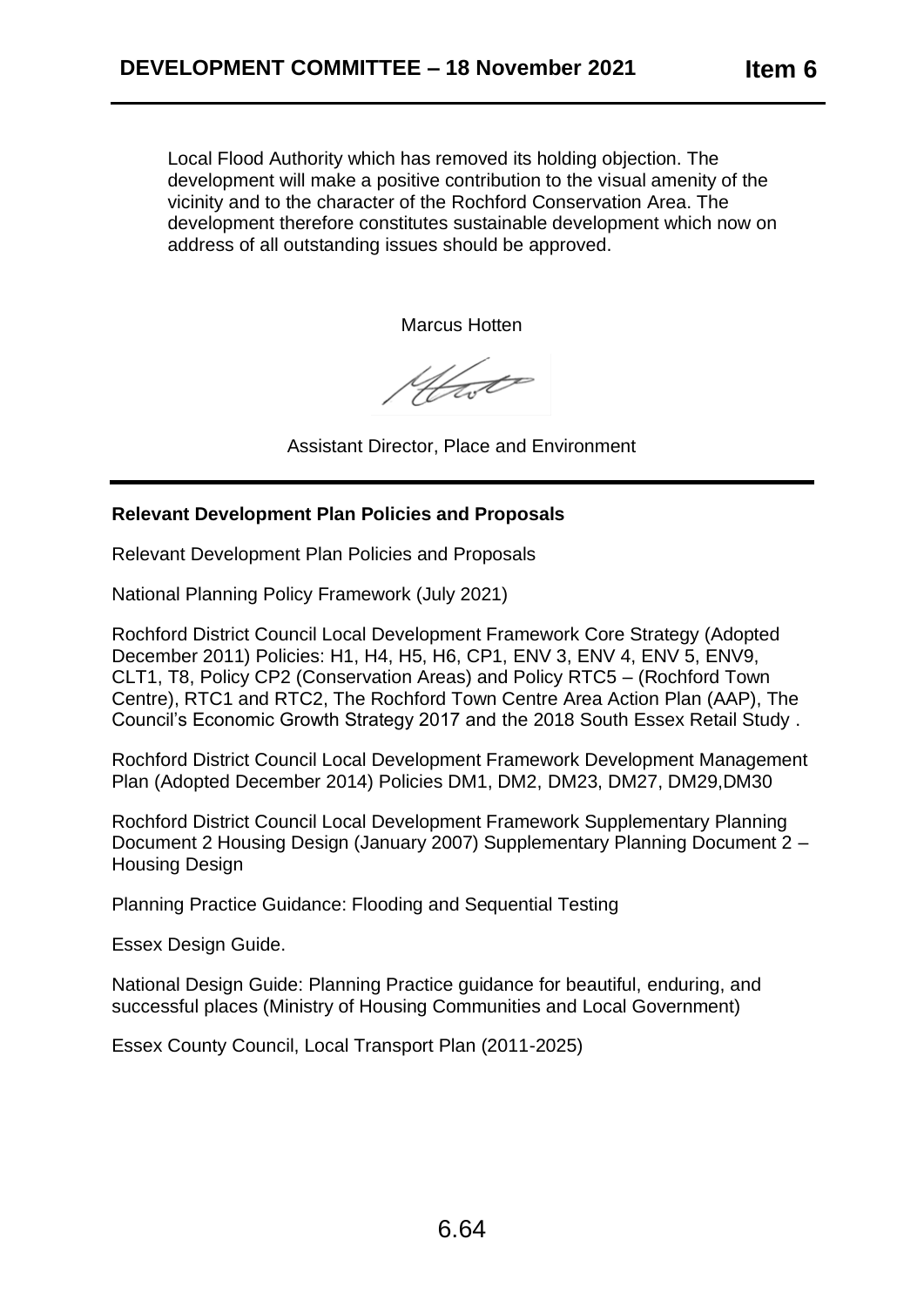Local Flood Authority which has removed its holding objection. The development will make a positive contribution to the visual amenity of the vicinity and to the character of the Rochford Conservation Area. The development therefore constitutes sustainable development which now on address of all outstanding issues should be approved.

Marcus Hotten

Assistant Director, Place and Environment

---

**Relevant Development Plan Policies and Proposals**

Relevant Development Plan Policies and Proposals

National Planning Policy Framework (July 2021)

Rochford District Council Local Development Framework Core Strategy (Adopted December 2011) Policies: H1, H4, H5, H6, CP1, ENV 3, ENV 4, ENV 5, ENV9, CLT1, T8, Policy CP2 (Conservation Areas) and Policy RTC5 – (Rochford Town Centre), RTC1 and RTC2, The Rochford Town Centre Area Action Plan (AAP), The Council's Economic Growth Strategy 2017 and the 2018 South Essex Retail Study .

Rochford District Council Local Development Framework Development Management Plan (Adopted December 2014) Policies DM1, DM2, DM23, DM27, DM29,DM30

Rochford District Council Local Development Framework Supplementary Planning Document 2 Housing Design (January 2007) Supplementary Planning Document 2 – Housing Design

Planning Practice Guidance: Flooding and Sequential Testing

Essex Design Guide.

National Design Guide: Planning Practice guidance for beautiful, enduring, and successful places (Ministry of Housing Communities and Local Government)

Essex County Council, Local Transport Plan (2011-2025)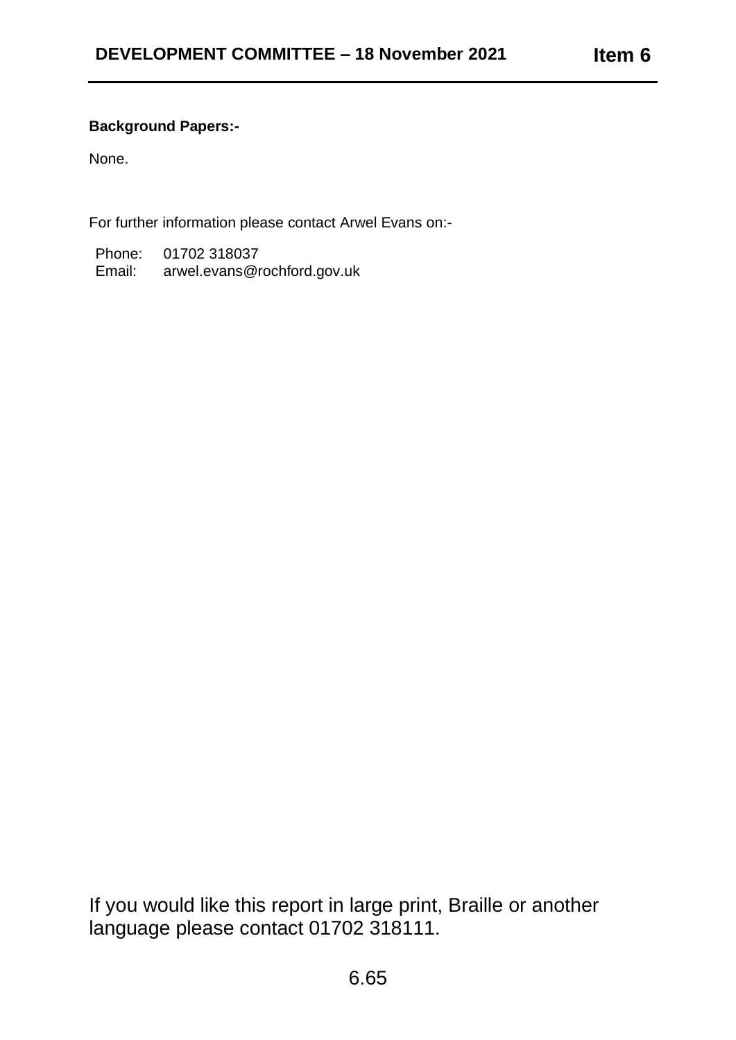**Background Papers:-**

None.

For further information please contact Arwel Evans on:-

Phone: 01702 318037
Email: arwel.evans@rochford.gov.uk

If you would like this report in large print, Braille or another language please contact 01702 318111.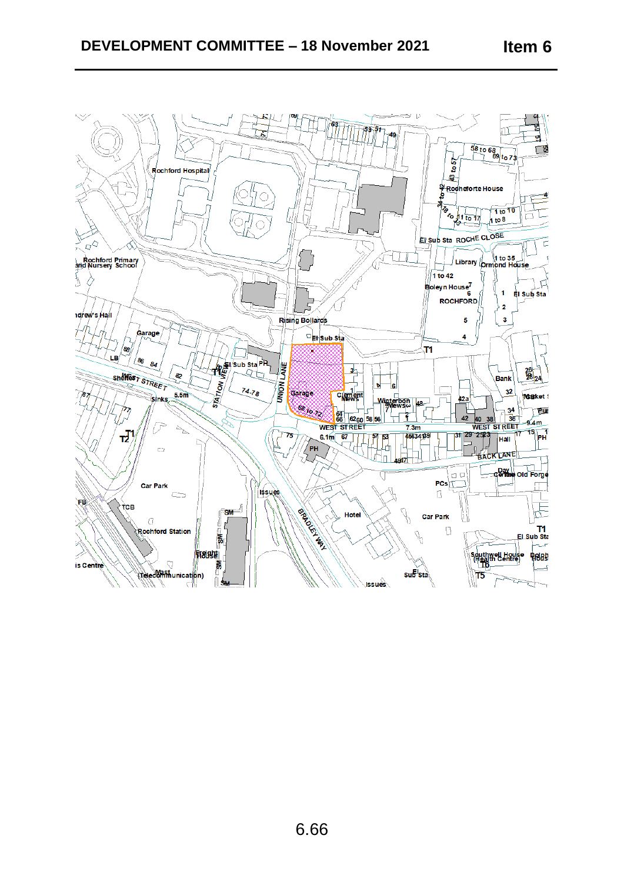Rochford Hospital

Rochford Primary and Nursery School

Rochefort House

ROCHE CLOSE

El Sub Sta

Library

Ormond House

Boleyn House

ROCHFORD

Rising Bollards

Garage

UNION LANE

STATION VIEW

WEST STREET

Clement Mews

Winterbon Mews

Bank

Market

Hall

BACK LANE

Day Centre

The Old Forge

PCs

Car Park

Hotel

BRADLEY WAY

Rochford Station

Freight House

Mast (Telecommunication)

Southwell House (Health Centre)

Issues

68 to 72

74-78

5.5m

6.1m

7.3m

9.4m